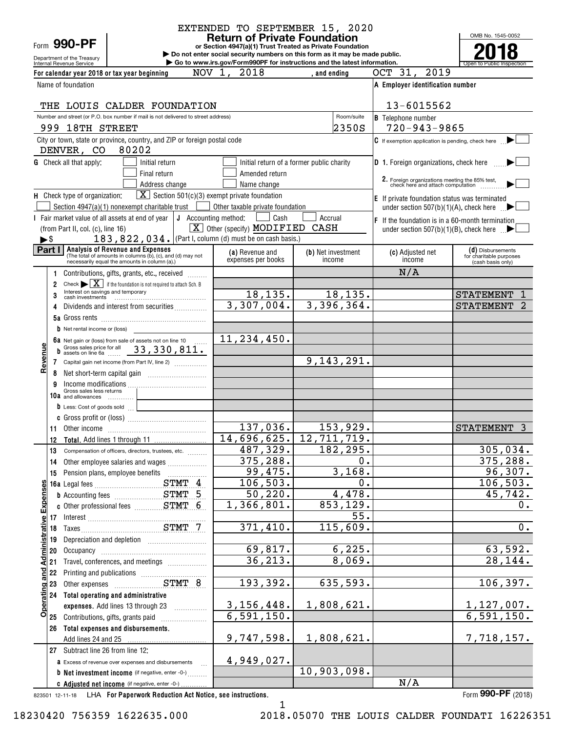EXTENDED TO SEPTEMBER 15, 2020

# Form 990-PF Return of Private Foundation

**or Section 4947(a)(1) Trust Treated as Private Foundation**

▶ Do not enter social security numbers on this form as it may be made public.
▶ Go to www.irs.gov/Form990PF for instructions and the latest information.

Department of the Treasury
Internal Revenue Service

OMB No. 1545-0052

**2018**

Open to Public Inspection

For calendar year 2018 or tax year beginning NOV 1, 2018 , and ending OCT 31, 2019

Name of foundation: THE LOUIS CALDER FOUNDATION

A Employer identification number: 13-6015562

Number and street (or P.O. box number if mail is not delivered to street address): 999 18TH STREET — Room/suite: 2350S

B Telephone number: 720-943-9865

City or town, state or province, country, and ZIP or foreign postal code: DENVER, CO 80202

C If exemption application is pending, check here ▶ [ ]

G Check all that apply: [ ] Initial return [ ] Initial return of a former public charity [ ] Final return [ ] Amended return [ ] Address change [ ] Name change

D 1. Foreign organizations, check here ▶ [ ]
2. Foreign organizations meeting the 85% test, check here and attach computation ▶ [ ]

H Check type of organization: [X] Section 501(c)(3) exempt private foundation [ ] Section 4947(a)(1) nonexempt charitable trust [ ] Other taxable private foundation

E If private foundation status was terminated under section 507(b)(1)(A), check here ▶ [ ]

I Fair market value of all assets at end of year (from Part II, col. (c), line 16) ▶$ 183,822,034.

J Accounting method: [ ] Cash [ ] Accrual [X] Other (specify) MODIFIED CASH (Part I, column (d) must be on cash basis.)

F If the foundation is in a 60-month termination under section 507(b)(1)(B), check here ▶ [ ]

## Part I Analysis of Revenue and Expenses
(The total of amounts in columns (b), (c), and (d) may not necessarily equal the amounts in column (a).)

| | | (a) Revenue and expenses per books | (b) Net investment income | (c) Adjusted net income | (d) Disbursements for charitable purposes (cash basis only) |
|---|---|---|---|---|---|
| Revenue | 1 Contributions, gifts, grants, etc., received | | | N/A | |
| | 2 Check ▶ [X] if the foundation is not required to attach Sch. B | | | | |
| | 3 Interest on savings and temporary cash investments | 18,135. | 18,135. | | STATEMENT 1 |
| | 4 Dividends and interest from securities | 3,307,004. | 3,396,364. | | STATEMENT 2 |
| | 5a Gross rents | | | | |
| | b Net rental income or (loss) | | | | |
| | 6a Net gain or (loss) from sale of assets not on line 10 | 11,234,450. | | | |
| | b Gross sales price for all assets on line 6a 33,330,811. | | | | |
| | 7 Capital gain net income (from Part IV, line 2) | | 9,143,291. | | |
| | 8 Net short-term capital gain | | | | |
| | 9 Income modifications | | | | |
| | 10a Gross sales less returns and allowances | | | | |
| | b Less: Cost of goods sold | | | | |
| | c Gross profit or (loss) | | | | |
| | 11 Other income | 137,036. | 153,929. | | STATEMENT 3 |
| | 12 **Total.** Add lines 1 through 11 | 14,696,625. | 12,711,719. | | |
| Operating and Administrative Expenses | 13 Compensation of officers, directors, trustees, etc. | 487,329. | 182,295. | | 305,034. |
| | 14 Other employee salaries and wages | 375,288. | 0. | | 375,288. |
| | 15 Pension plans, employee benefits | 99,475. | 3,168. | | 96,307. |
| | 16a Legal fees STMT 4 | 106,503. | 0. | | 106,503. |
| | b Accounting fees STMT 5 | 50,220. | 4,478. | | 45,742. |
| | c Other professional fees STMT 6 | 1,366,801. | 853,129. | | 0. |
| | 17 Interest | | 55. | | |
| | 18 Taxes STMT 7 | 371,410. | 115,609. | | 0. |
| | 19 Depreciation and depletion | | | | |
| | 20 Occupancy | 69,817. | 6,225. | | 63,592. |
| | 21 Travel, conferences, and meetings | 36,213. | 8,069. | | 28,144. |
| | 22 Printing and publications | | | | |
| | 23 Other expenses STMT 8 | 193,392. | 635,593. | | 106,397. |
| | 24 **Total operating and administrative expenses.** Add lines 13 through 23 | 3,156,448. | 1,808,621. | | 1,127,007. |
| | 25 Contributions, gifts, grants paid | 6,591,150. | | | 6,591,150. |
| | 26 **Total expenses and disbursements.** Add lines 24 and 25 | 9,747,598. | 1,808,621. | | 7,718,157. |
| | 27 Subtract line 26 from line 12: | | | | |
| | a Excess of revenue over expenses and disbursements | 4,949,027. | | | |
| | b **Net investment income** (if negative, enter -0-) | | 10,903,098. | | |
| | c **Adjusted net income** (if negative, enter -0-) | | | N/A | |

823501 12-11-18 LHA **For Paperwork Reduction Act Notice, see instructions.** Form **990-PF** (2018)

18230420 756359 1622635.000 2018.05070 THE LOUIS CALDER FOUNDATI 16226351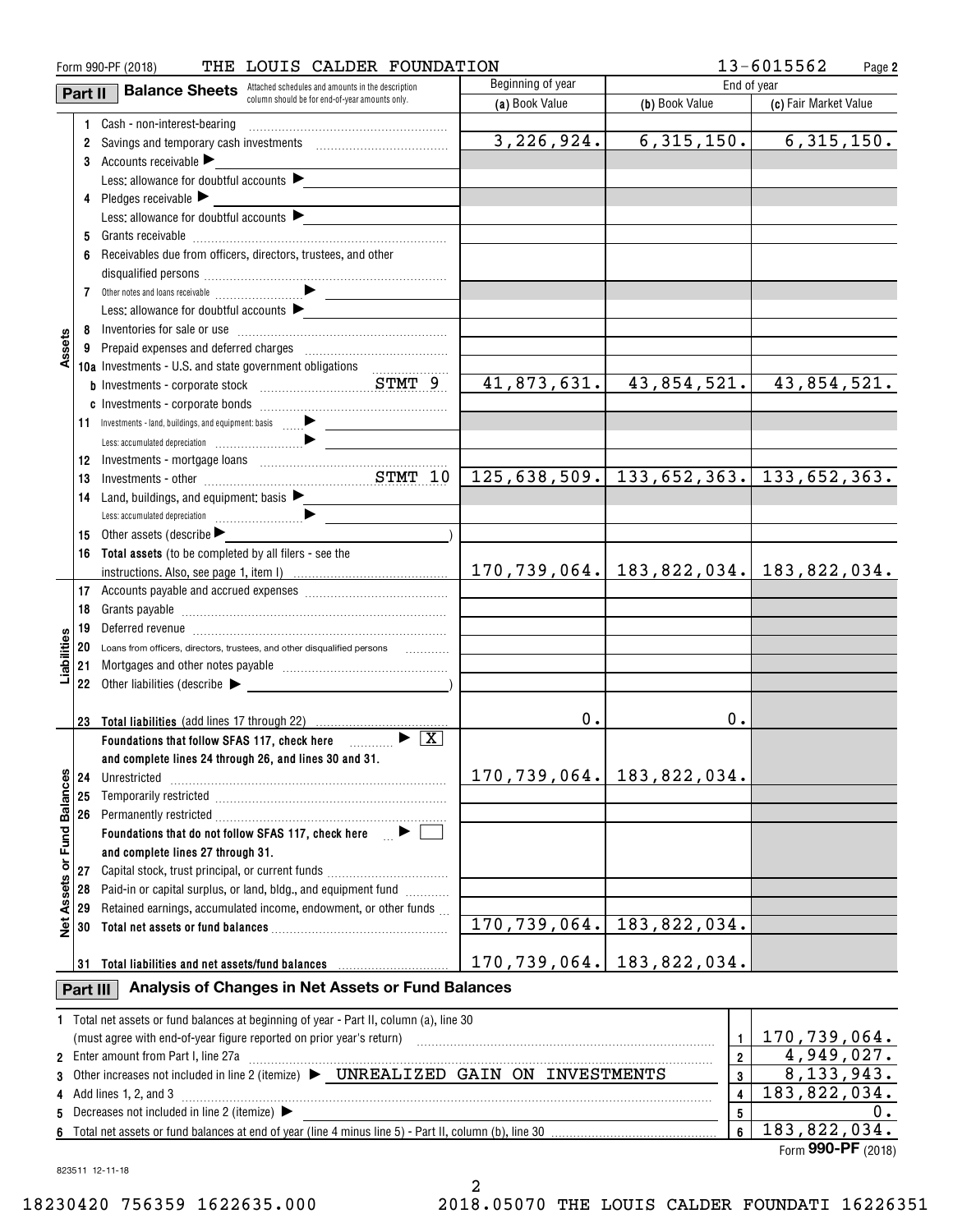Form 990-PF (2018) THE LOUIS CALDER FOUNDATION 13-6015562

## Part II Balance Sheets

Attached schedules and amounts in the description column should be for end-of-year amounts only.

| | | Beginning of year (a) Book Value | End of year (b) Book Value | End of year (c) Fair Market Value |
|---|---|---|---|---|
| **Assets** | 1 Cash - non-interest-bearing | | | |
| | 2 Savings and temporary cash investments | 3,226,924. | 6,315,150. | 6,315,150. |
| | 3 Accounts receivable ▶ | | | |
| | Less: allowance for doubtful accounts ▶ | | | |
| | 4 Pledges receivable ▶ | | | |
| | Less: allowance for doubtful accounts ▶ | | | |
| | 5 Grants receivable | | | |
| | 6 Receivables due from officers, directors, trustees, and other disqualified persons | | | |
| | 7 Other notes and loans receivable ▶ | | | |
| | Less: allowance for doubtful accounts ▶ | | | |
| | 8 Inventories for sale or use | | | |
| | 9 Prepaid expenses and deferred charges | | | |
| | 10a Investments - U.S. and state government obligations | | | |
| | b Investments - corporate stock STMT 9 | 41,873,631. | 43,854,521. | 43,854,521. |
| | c Investments - corporate bonds | | | |
| | 11 Investments - land, buildings, and equipment: basis ▶ | | | |
| | Less: accumulated depreciation ▶ | | | |
| | 12 Investments - mortgage loans | | | |
| | 13 Investments - other STMT 10 | 125,638,509. | 133,652,363. | 133,652,363. |
| | 14 Land, buildings, and equipment: basis ▶ | | | |
| | Less: accumulated depreciation ▶ | | | |
| | 15 Other assets (describe ▶ ) | | | |
| | 16 **Total assets** (to be completed by all filers - see the instructions. Also, see page 1, item I) | 170,739,064. | 183,822,034. | 183,822,034. |
| **Liabilities** | 17 Accounts payable and accrued expenses | | | |
| | 18 Grants payable | | | |
| | 19 Deferred revenue | | | |
| | 20 Loans from officers, directors, trustees, and other disqualified persons | | | |
| | 21 Mortgages and other notes payable | | | |
| | 22 Other liabilities (describe ▶ ) | | | |
| | 23 **Total liabilities** (add lines 17 through 22) | 0. | 0. | |
| **Net Assets or Fund Balances** | **Foundations that follow SFAS 117, check here** ▶ [X] **and complete lines 24 through 26, and lines 30 and 31.** | | | |
| | 24 Unrestricted | 170,739,064. | 183,822,034. | |
| | 25 Temporarily restricted | | | |
| | 26 Permanently restricted | | | |
| | **Foundations that do not follow SFAS 117, check here** ▶ [ ] **and complete lines 27 through 31.** | | | |
| | 27 Capital stock, trust principal, or current funds | | | |
| | 28 Paid-in or capital surplus, or land, bldg., and equipment fund | | | |
| | 29 Retained earnings, accumulated income, endowment, or other funds | | | |
| | 30 **Total net assets or fund balances** | 170,739,064. | 183,822,034. | |
| | 31 **Total liabilities and net assets/fund balances** | 170,739,064. | 183,822,034. | |

## Part III Analysis of Changes in Net Assets or Fund Balances

| | | | |
|---|---|---|---|
| 1 | Total net assets or fund balances at beginning of year - Part II, column (a), line 30 (must agree with end-of-year figure reported on prior year's return) | 1 | 170,739,064. |
| 2 | Enter amount from Part I, line 27a | 2 | 4,949,027. |
| 3 | Other increases not included in line 2 (itemize) ▶ UNREALIZED GAIN ON INVESTMENTS | 3 | 8,133,943. |
| 4 | Add lines 1, 2, and 3 | 4 | 183,822,034. |
| 5 | Decreases not included in line 2 (itemize) ▶ | 5 | 0. |
| 6 | Total net assets or fund balances at end of year (line 4 minus line 5) - Part II, column (b), line 30 | 6 | 183,822,034. |

Form **990-PF** (2018)

823511 12-11-18

18230420 756359 1622635.000 2018.05070 THE LOUIS CALDER FOUNDATI 16226351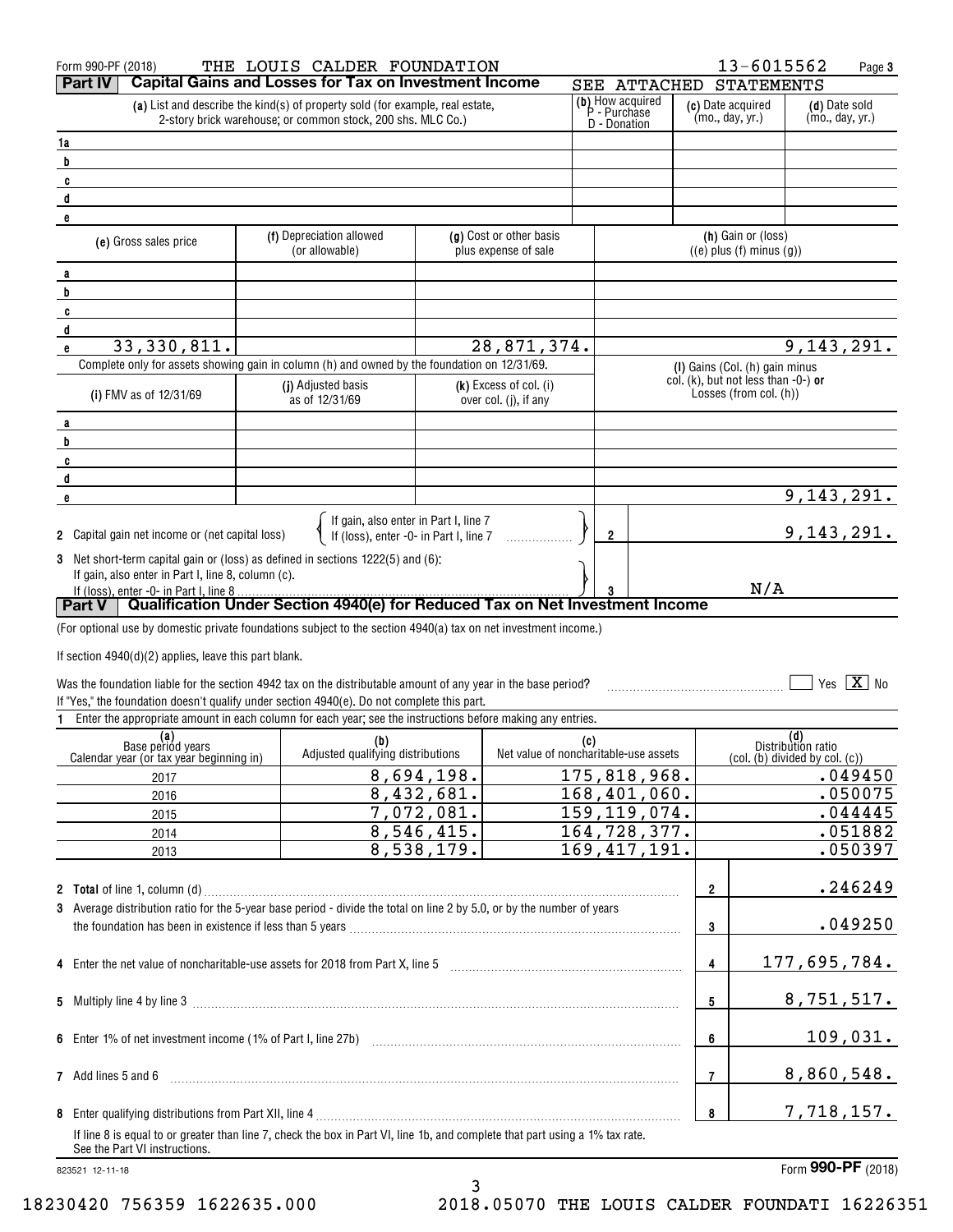Form 990-PF (2018) THE LOUIS CALDER FOUNDATION 13-6015562

## Part IV Capital Gains and Losses for Tax on Investment Income

SEE ATTACHED STATEMENTS

| | (a) List and describe the kind(s) of property sold (for example, real estate, 2-story brick warehouse; or common stock, 200 shs. MLC Co.) | (b) How acquired P - Purchase D - Donation | (c) Date acquired (mo., day, yr.) | (d) Date sold (mo., day, yr.) |
|---|---|---|---|---|
| 1a | | | | |
| b | | | | |
| c | | | | |
| d | | | | |
| e | | | | |

| | (e) Gross sales price | (f) Depreciation allowed (or allowable) | (g) Cost or other basis plus expense of sale | (h) Gain or (loss) ((e) plus (f) minus (g)) |
|---|---|---|---|---|
| a | | | | |
| b | | | | |
| c | | | | |
| d | | | | |
| e | 33,330,811. | | 28,871,374. | 9,143,291. |

Complete only for assets showing gain in column (h) and owned by the foundation on 12/31/69.

| | (i) FMV as of 12/31/69 | (j) Adjusted basis as of 12/31/69 | (k) Excess of col. (i) over col. (j), if any | (l) Gains (Col. (h) gain minus col. (k), but not less than -0-) or Losses (from col. (h)) |
|---|---|---|---|---|
| a | | | | |
| b | | | | |
| c | | | | |
| d | | | | |
| e | | | | 9,143,291. |

2 Capital gain net income or (net capital loss) — If gain, also enter in Part I, line 7; If (loss), enter -0- in Part I, line 7 ..... **2** 9,143,291.

3 Net short-term capital gain or (loss) as defined in sections 1222(5) and (6): If gain, also enter in Part I, line 8, column (c). If (loss), enter -0- in Part I, line 8 ..... **3** N/A

## Part V Qualification Under Section 4940(e) for Reduced Tax on Net Investment Income

(For optional use by domestic private foundations subject to the section 4940(a) tax on net investment income.)

If section 4940(d)(2) applies, leave this part blank.

Was the foundation liable for the section 4942 tax on the distributable amount of any year in the base period? ☐ Yes ☒ No

If "Yes," the foundation doesn't qualify under section 4940(e). Do not complete this part.

1 Enter the appropriate amount in each column for each year; see the instructions before making any entries.

| (a) Base period years Calendar year (or tax year beginning in) | (b) Adjusted qualifying distributions | (c) Net value of noncharitable-use assets | (d) Distribution ratio (col. (b) divided by col. (c)) |
|---|---|---|---|
| 2017 | 8,694,198. | 175,818,968. | .049450 |
| 2016 | 8,432,681. | 168,401,060. | .050075 |
| 2015 | 7,072,081. | 159,119,074. | .044445 |
| 2014 | 8,546,415. | 164,728,377. | .051882 |
| 2013 | 8,538,179. | 169,417,191. | .050397 |

| | | | |
|---|---|---|---|
| 2 | **Total** of line 1, column (d) | 2 | .246249 |
| 3 | Average distribution ratio for the 5-year base period - divide the total on line 2 by 5.0, or by the number of years the foundation has been in existence if less than 5 years | 3 | .049250 |
| 4 | Enter the net value of noncharitable-use assets for 2018 from Part X, line 5 | 4 | 177,695,784. |
| 5 | Multiply line 4 by line 3 | 5 | 8,751,517. |
| 6 | Enter 1% of net investment income (1% of Part I, line 27b) | 6 | 109,031. |
| 7 | Add lines 5 and 6 | 7 | 8,860,548. |
| 8 | Enter qualifying distributions from Part XII, line 4 | 8 | 7,718,157. |

If line 8 is equal to or greater than line 7, check the box in Part VI, line 1b, and complete that part using a 1% tax rate. See the Part VI instructions.

823521 12-11-18 Form **990-PF** (2018)

18230420 756359 1622635.000 2018.05070 THE LOUIS CALDER FOUNDATI 16226351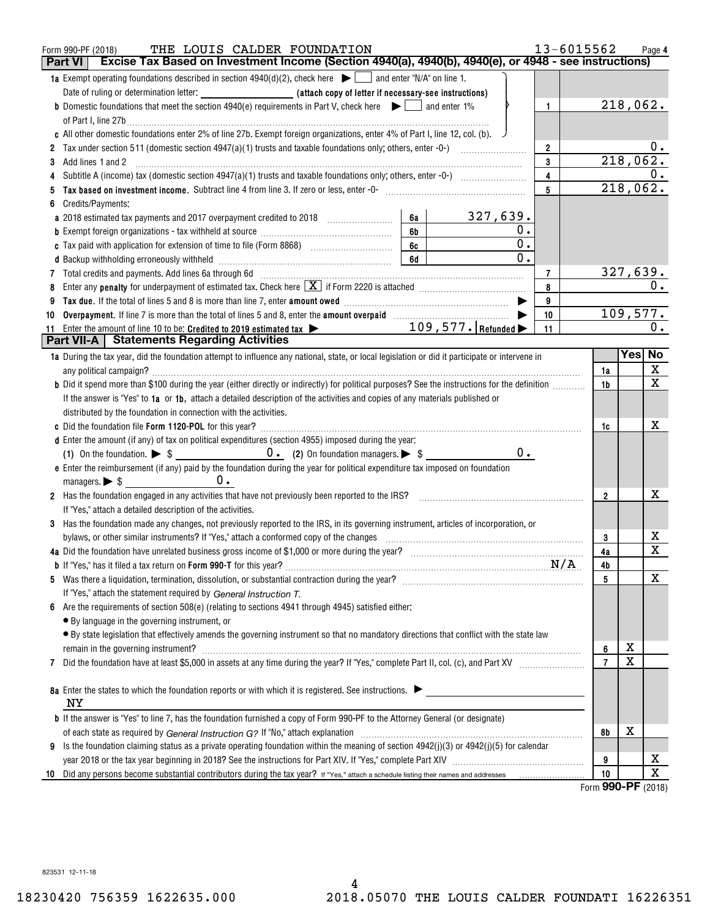Form 990-PF (2018) THE LOUIS CALDER FOUNDATION 13-6015562 Page 4

## Part VI Excise Tax Based on Investment Income (Section 4940(a), 4940(b), 4940(e), or 4948 - see instructions)

| | | | | |
|---|---|---|---|---|
| **1a** Exempt operating foundations described in section 4940(d)(2), check here ▶ ☐ and enter "N/A" on line 1. | | | | |
| Date of ruling or determination letter: ____________ (attach copy of letter if necessary-see instructions) | | | | |
| **b** Domestic foundations that meet the section 4940(e) requirements in Part V, check here ▶ ☐ and enter 1% of Part I, line 27b | | | 1 | 218,062. |
| **c** All other domestic foundations enter 2% of line 27b. Exempt foreign organizations, enter 4% of Part I, line 12, col. (b). | | | | |
| **2** Tax under section 511 (domestic section 4947(a)(1) trusts and taxable foundations only; others, enter -0-) | | | 2 | 0. |
| **3** Add lines 1 and 2 | | | 3 | 218,062. |
| **4** Subtitle A (income) tax (domestic section 4947(a)(1) trusts and taxable foundations only; others, enter -0-) | | | 4 | 0. |
| **5** **Tax based on investment income.** Subtract line 4 from line 3. If zero or less, enter -0- | | | 5 | 218,062. |
| **6** Credits/Payments: | | | | |
| **a** 2018 estimated tax payments and 2017 overpayment credited to 2018 | 6a | 327,639. | | |
| **b** Exempt foreign organizations - tax withheld at source | 6b | 0. | | |
| **c** Tax paid with application for extension of time to file (Form 8868) | 6c | 0. | | |
| **d** Backup withholding erroneously withheld | 6d | 0. | | |
| **7** Total credits and payments. Add lines 6a through 6d | | | 7 | 327,639. |
| **8** Enter any **penalty** for underpayment of estimated tax. Check here ☒ if Form 2220 is attached | | | 8 | 0. |
| **9** **Tax due.** If the total of lines 5 and 8 is more than line 7, enter **amount owed** ▶ | | | 9 | |
| **10** **Overpayment.** If line 7 is more than the total of lines 5 and 8, enter the **amount overpaid** ▶ | | | 10 | 109,577. |
| **11** Enter the amount of line 10 to be: **Credited to 2019 estimated tax** ▶ | 109,577. | **Refunded** ▶ | 11 | 0. |

## Part VII-A Statements Regarding Activities

| | | Yes | No |
|---|---|---|---|
| **1a** During the tax year, did the foundation attempt to influence any national, state, or local legislation or did it participate or intervene in any political campaign? | 1a | | X |
| **b** Did it spend more than $100 during the year (either directly or indirectly) for political purposes? See the instructions for the definition | 1b | | X |
| If the answer is "Yes" to **1a** or **1b**, attach a detailed description of the activities and copies of any materials published or distributed by the foundation in connection with the activities. | | | |
| **c** Did the foundation file **Form 1120-POL** for this year? | 1c | | X |
| **d** Enter the amount (if any) of tax on political expenditures (section 4955) imposed during the year: **(1)** On the foundation. ▶ $ 0. **(2)** On foundation managers. ▶ $ 0. | | | |
| **e** Enter the reimbursement (if any) paid by the foundation during the year for political expenditure tax imposed on foundation managers. ▶ $ 0. | | | |
| **2** Has the foundation engaged in any activities that have not previously been reported to the IRS? | 2 | | X |
| If "Yes," attach a detailed description of the activities. | | | |
| **3** Has the foundation made any changes, not previously reported to the IRS, in its governing instrument, articles of incorporation, or bylaws, or other similar instruments? If "Yes," attach a conformed copy of the changes | 3 | | X |
| **4a** Did the foundation have unrelated business gross income of $1,000 or more during the year? | 4a | | X |
| **b** If "Yes," has it filed a tax return on **Form 990-T** for this year? N/A | 4b | | |
| **5** Was there a liquidation, termination, dissolution, or substantial contraction during the year? | 5 | | X |
| If "Yes," attach the statement required by *General Instruction T.* | | | |
| **6** Are the requirements of section 508(e) (relating to sections 4941 through 4945) satisfied either: | | | |
| • By language in the governing instrument, or | | | |
| • By state legislation that effectively amends the governing instrument so that no mandatory directions that conflict with the state law remain in the governing instrument? | 6 | X | |
| **7** Did the foundation have at least $5,000 in assets at any time during the year? If "Yes," complete Part II, col. (c), and Part XV | 7 | X | |
| **8a** Enter the states to which the foundation reports or with which it is registered. See instructions. ▶ NY | | | |
| **b** If the answer is "Yes" to line 7, has the foundation furnished a copy of Form 990-PF to the Attorney General (or designate) of each state as required by *General Instruction G?* If "No," attach explanation | 8b | X | |
| **9** Is the foundation claiming status as a private operating foundation within the meaning of section 4942(j)(3) or 4942(j)(5) for calendar year 2018 or the tax year beginning in 2018? See the instructions for Part XIV. If "Yes," complete Part XIV | 9 | | X |
| **10** Did any persons become substantial contributors during the tax year? If "Yes," attach a schedule listing their names and addresses | 10 | | X |

Form **990-PF** (2018)

823531 12-11-18

18230420 756359 1622635.000 2018.05070 THE LOUIS CALDER FOUNDATI 16226351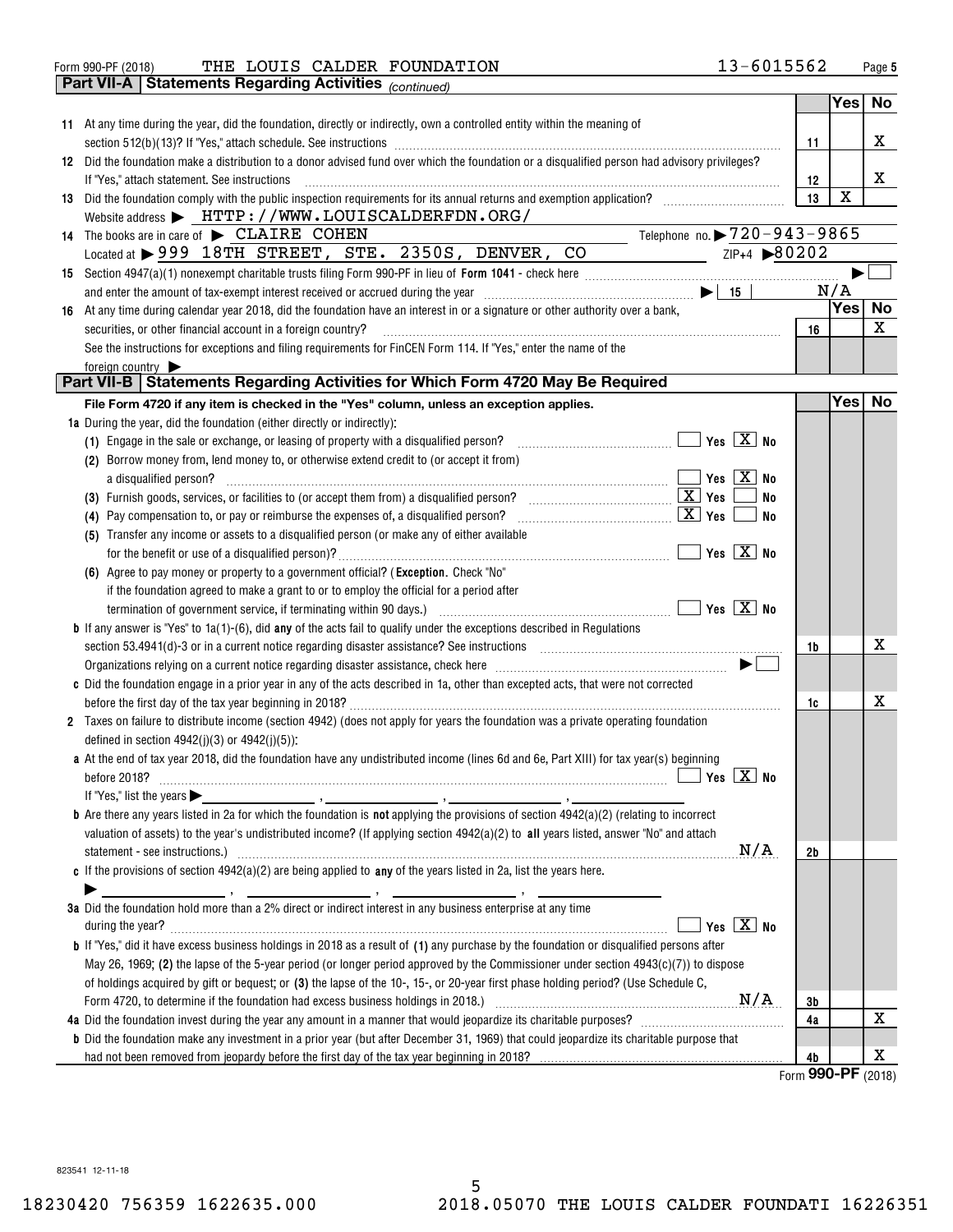Form 990-PF (2018) THE LOUIS CALDER FOUNDATION 13-6015562

## Part VII-A Statements Regarding Activities *(continued)*

| | | | Yes | No |
|---|---|---|---|---|
| 11 | At any time during the year, did the foundation, directly or indirectly, own a controlled entity within the meaning of section 512(b)(13)? If "Yes," attach schedule. See instructions | 11 | | X |
| 12 | Did the foundation make a distribution to a donor advised fund over which the foundation or a disqualified person had advisory privileges? If "Yes," attach statement. See instructions | 12 | | X |
| 13 | Did the foundation comply with the public inspection requirements for its annual returns and exemption application? | 13 | X | |

Website address ▶ HTTP://WWW.LOUISCALDERFDN.ORG/

14 The books are in care of ▶ CLAIRE COHEN Telephone no. ▶ 720-943-9865

Located at ▶ 999 18TH STREET, STE. 2350S, DENVER, CO ZIP+4 ▶ 80202

15 Section 4947(a)(1) nonexempt charitable trusts filing Form 990-PF in lieu of **Form 1041** - check here ▶ ☐

and enter the amount of tax-exempt interest received or accrued during the year ▶ 15 N/A

| | | | Yes | No |
|---|---|---|---|---|
| 16 | At any time during calendar year 2018, did the foundation have an interest in or a signature or other authority over a bank, securities, or other financial account in a foreign country? | 16 | | X |

See the instructions for exceptions and filing requirements for FinCEN Form 114. If "Yes," enter the name of the foreign country ▶

## Part VII-B Statements Regarding Activities for Which Form 4720 May Be Required

**File Form 4720 if any item is checked in the "Yes" column, unless an exception applies.**

| | | | Yes | No |
|---|---|---|---|---|
| **1a** | During the year, did the foundation (either directly or indirectly): | | | |
| | (1) Engage in the sale or exchange, or leasing of property with a disqualified person? ☐ Yes ☒ No | | | |
| | (2) Borrow money from, lend money to, or otherwise extend credit to (or accept it from) a disqualified person? ☐ Yes ☒ No | | | |
| | (3) Furnish goods, services, or facilities to (or accept them from) a disqualified person? ☒ Yes ☐ No | | | |
| | (4) Pay compensation to, or pay or reimburse the expenses of, a disqualified person? ☒ Yes ☐ No | | | |
| | (5) Transfer any income or assets to a disqualified person (or make any of either available for the benefit or use of a disqualified person)? ☐ Yes ☒ No | | | |
| | (6) Agree to pay money or property to a government official? (**Exception.** Check "No" if the foundation agreed to make a grant to or to employ the official for a period after termination of government service, if terminating within 90 days.) ☐ Yes ☒ No | | | |
| **b** | If any answer is "Yes" to 1a(1)-(6), did **any** of the acts fail to qualify under the exceptions described in Regulations section 53.4941(d)-3 or in a current notice regarding disaster assistance? See instructions | 1b | | X |
| | Organizations relying on a current notice regarding disaster assistance, check here ▶ ☐ | | | |
| **c** | Did the foundation engage in a prior year in any of the acts described in 1a, other than excepted acts, that were not corrected before the first day of the tax year beginning in 2018? | 1c | | X |
| **2** | Taxes on failure to distribute income (section 4942) (does not apply for years the foundation was a private operating foundation defined in section 4942(j)(3) or 4942(j)(5)): | | | |
| **a** | At the end of tax year 2018, did the foundation have any undistributed income (lines 6d and 6e, Part XIII) for tax year(s) beginning before 2018? ☐ Yes ☒ No<br>If "Yes," list the years ▶ ____, ____, ____, ____ | | | |
| **b** | Are there any years listed in 2a for which the foundation is **not** applying the provisions of section 4942(a)(2) (relating to incorrect valuation of assets) to the year's undistributed income? (If applying section 4942(a)(2) to **all** years listed, answer "No" and attach statement - see instructions.) N/A | 2b | | |
| **c** | If the provisions of section 4942(a)(2) are being applied to **any** of the years listed in 2a, list the years here.<br>▶ ____, ____, ____, ____ | | | |
| **3a** | Did the foundation hold more than a 2% direct or indirect interest in any business enterprise at any time during the year? ☐ Yes ☒ No | | | |
| **b** | If "Yes," did it have excess business holdings in 2018 as a result of **(1)** any purchase by the foundation or disqualified persons after May 26, 1969; **(2)** the lapse of the 5-year period (or longer period approved by the Commissioner under section 4943(c)(7)) to dispose of holdings acquired by gift or bequest; or **(3)** the lapse of the 10-, 15-, or 20-year first phase holding period? (Use Schedule C, Form 4720, to determine if the foundation had excess business holdings in 2018.) N/A | 3b | | |
| **4a** | Did the foundation invest during the year any amount in a manner that would jeopardize its charitable purposes? | 4a | | X |
| **b** | Did the foundation make any investment in a prior year (but after December 31, 1969) that could jeopardize its charitable purpose that had not been removed from jeopardy before the first day of the tax year beginning in 2018? | 4b | | X |

Form **990-PF** (2018)

823541 12-11-18

18230420 756359 1622635.000 2018.05070 THE LOUIS CALDER FOUNDATI 16226351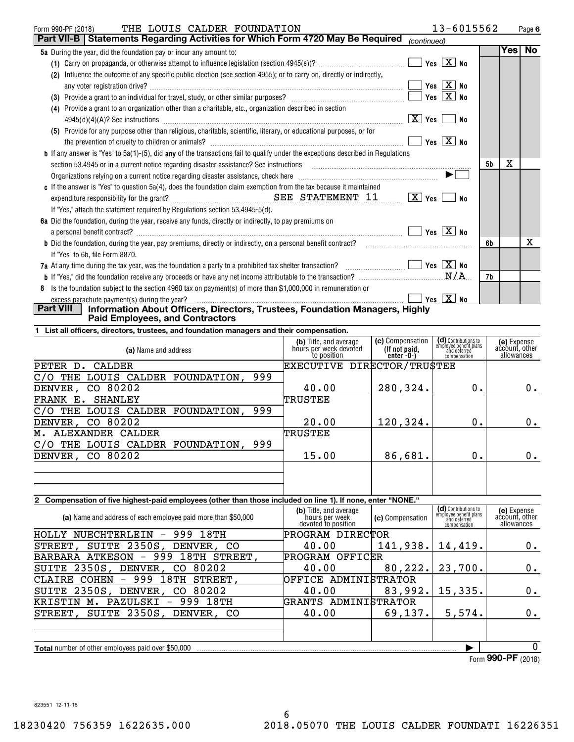Form 990-PF (2018) THE LOUIS CALDER FOUNDATION 13-6015562

## Part VII-B | Statements Regarding Activities for Which Form 4720 May Be Required *(continued)*

| | | Yes | No |
|---|---|---|---|
| **5a** During the year, did the foundation pay or incur any amount to: | | | |
| (1) Carry on propaganda, or otherwise attempt to influence legislation (section 4945(e))? ☐ Yes ☒ No | | | |
| (2) Influence the outcome of any specific public election (see section 4955); or to carry on, directly or indirectly, any voter registration drive? ☐ Yes ☒ No | | | |
| (3) Provide a grant to an individual for travel, study, or other similar purposes? ☐ Yes ☒ No | | | |
| (4) Provide a grant to an organization other than a charitable, etc., organization described in section 4945(d)(4)(A)? See instructions ☒ Yes ☐ No | | | |
| (5) Provide for any purpose other than religious, charitable, scientific, literary, or educational purposes, or for the prevention of cruelty to children or animals? ☐ Yes ☒ No | | | |
| **b** If any answer is "Yes" to 5a(1)-(5), did **any** of the transactions fail to qualify under the exceptions described in Regulations section 53.4945 or in a current notice regarding disaster assistance? See instructions | 5b | X | |
| Organizations relying on a current notice regarding disaster assistance, check here ▶ ☐ | | | |
| **c** If the answer is "Yes" to question 5a(4), does the foundation claim exemption from the tax because it maintained expenditure responsibility for the grant? SEE STATEMENT 11 ☒ Yes ☐ No | | | |
| If "Yes," attach the statement required by Regulations section 53.4945-5(d). | | | |
| **6a** Did the foundation, during the year, receive any funds, directly or indirectly, to pay premiums on a personal benefit contract? ☐ Yes ☒ No | | | |
| **b** Did the foundation, during the year, pay premiums, directly or indirectly, on a personal benefit contract? | 6b | | X |
| If "Yes" to 6b, file Form 8870. | | | |
| **7a** At any time during the tax year, was the foundation a party to a prohibited tax shelter transaction? ☐ Yes ☒ No | | | |
| **b** If "Yes," did the foundation receive any proceeds or have any net income attributable to the transaction? N/A | 7b | | |
| **8** Is the foundation subject to the section 4960 tax on payment(s) of more than $1,000,000 in remuneration or excess parachute payment(s) during the year? ☐ Yes ☒ No | | | |

## Part VIII | Information About Officers, Directors, Trustees, Foundation Managers, Highly Paid Employees, and Contractors

**1 List all officers, directors, trustees, and foundation managers and their compensation.**

| (a) Name and address | (b) Title, and average hours per week devoted to position | (c) Compensation (If not paid, enter -0-) | (d) Contributions to employee benefit plans and deferred compensation | (e) Expense account, other allowances |
|---|---|---|---|---|
| PETER D. CALDER<br>C/O THE LOUIS CALDER FOUNDATION, 999<br>DENVER, CO 80202 | EXECUTIVE DIRECTOR/TRUSTEE<br>40.00 | 280,324. | 0. | 0. |
| FRANK E. SHANLEY<br>C/O THE LOUIS CALDER FOUNDATION, 999<br>DENVER, CO 80202 | TRUSTEE<br>20.00 | 120,324. | 0. | 0. |
| M. ALEXANDER CALDER<br>C/O THE LOUIS CALDER FOUNDATION, 999<br>DENVER, CO 80202 | TRUSTEE<br>15.00 | 86,681. | 0. | 0. |

**2 Compensation of five highest-paid employees (other than those included on line 1). If none, enter "NONE."**

| (a) Name and address of each employee paid more than $50,000 | (b) Title, and average hours per week devoted to position | (c) Compensation | (d) Contributions to employee benefit plans and deferred compensation | (e) Expense account, other allowances |
|---|---|---|---|---|
| HOLLY NUECHTERLEIN - 999 18TH STREET, SUITE 2350S, DENVER, CO | PROGRAM DIRECTOR<br>40.00 | 141,938. | 14,419. | 0. |
| BARBARA ATKESON - 999 18TH STREET, SUITE 2350S, DENVER, CO 80202 | PROGRAM OFFICER<br>40.00 | 80,222. | 23,700. | 0. |
| CLAIRE COHEN - 999 18TH STREET, SUITE 2350S, DENVER, CO 80202 | OFFICE ADMINISTRATOR<br>40.00 | 83,992. | 15,335. | 0. |
| KRISTIN M. PAZULSKI - 999 18TH STREET, SUITE 2350S, DENVER, CO | GRANTS ADMINISTRATOR<br>40.00 | 69,137. | 5,574. | 0. |

**Total** number of other employees paid over $50,000 ▶ 0

Form **990-PF** (2018)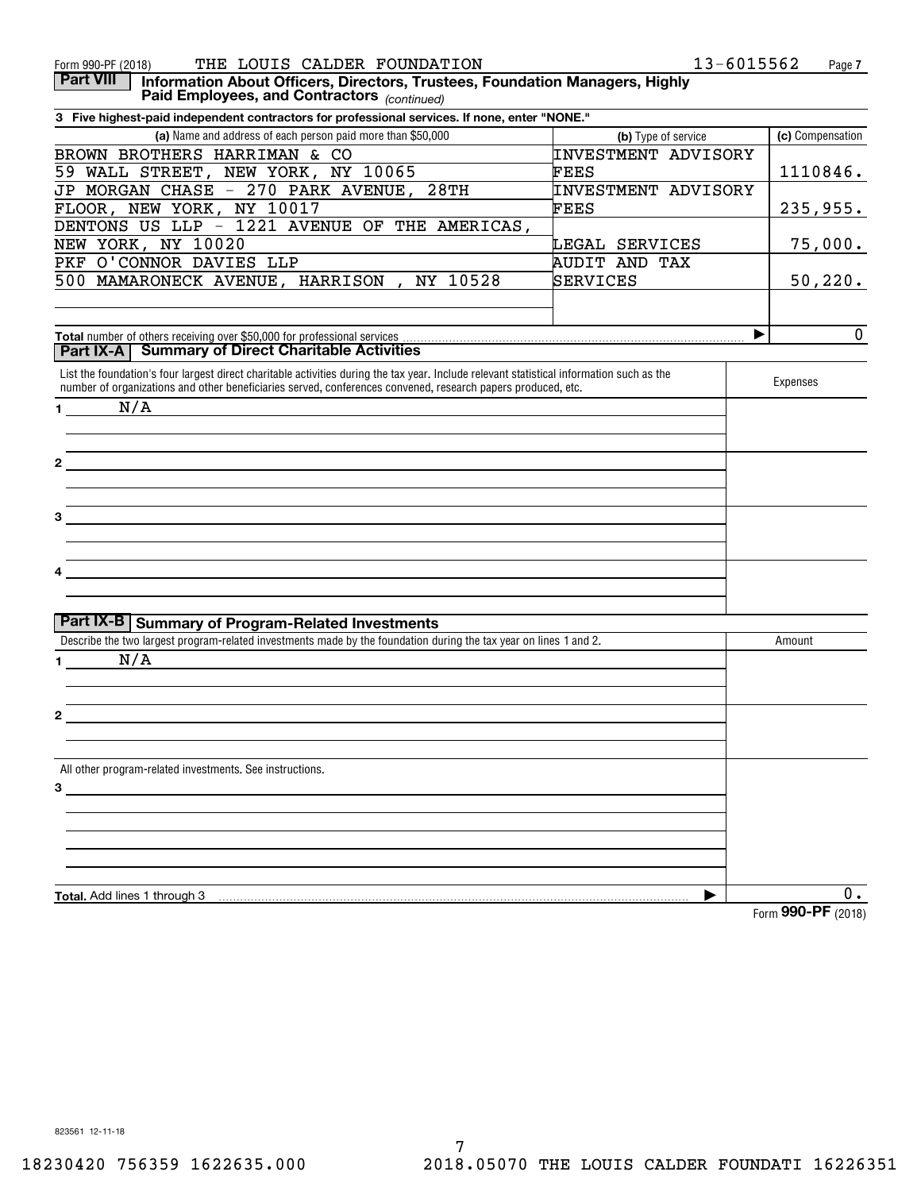Form 990-PF (2018) THE LOUIS CALDER FOUNDATION 13-6015562

**Part VIII** **Information About Officers, Directors, Trustees, Foundation Managers, Highly Paid Employees, and Contractors** *(continued)*

**3 Five highest-paid independent contractors for professional services. If none, enter "NONE."**

| (a) Name and address of each person paid more than $50,000 | (b) Type of service | (c) Compensation |
|---|---|---|
| BROWN BROTHERS HARRIMAN & CO 59 WALL STREET, NEW YORK, NY 10065 | INVESTMENT ADVISORY FEES | 1110846. |
| JP MORGAN CHASE - 270 PARK AVENUE, 28TH FLOOR, NEW YORK, NY 10017 | INVESTMENT ADVISORY FEES | 235,955. |
| DENTONS US LLP - 1221 AVENUE OF THE AMERICAS, NEW YORK, NY 10020 | LEGAL SERVICES | 75,000. |
| PKF O'CONNOR DAVIES LLP 500 MAMARONECK AVENUE, HARRISON , NY 10528 | AUDIT AND TAX SERVICES | 50,220. |
| | | |
| **Total** number of others receiving over $50,000 for professional services ▶ | | 0 |

**Part IX-A** **Summary of Direct Charitable Activities**

| List the foundation's four largest direct charitable activities during the tax year. Include relevant statistical information such as the number of organizations and other beneficiaries served, conferences convened, research papers produced, etc. | Expenses |
|---|---|
| 1 N/A | |
| 2 | |
| 3 | |
| 4 | |

**Part IX-B** **Summary of Program-Related Investments**

| Describe the two largest program-related investments made by the foundation during the tax year on lines 1 and 2. | Amount |
|---|---|
| 1 N/A | |
| 2 | |
| All other program-related investments. See instructions. | |
| 3 | |
| **Total.** Add lines 1 through 3 ▶ | 0. |

Form **990-PF** (2018)

823561 12-11-18

18230420 756359 1622635.000 2018.05070 THE LOUIS CALDER FOUNDATI 16226351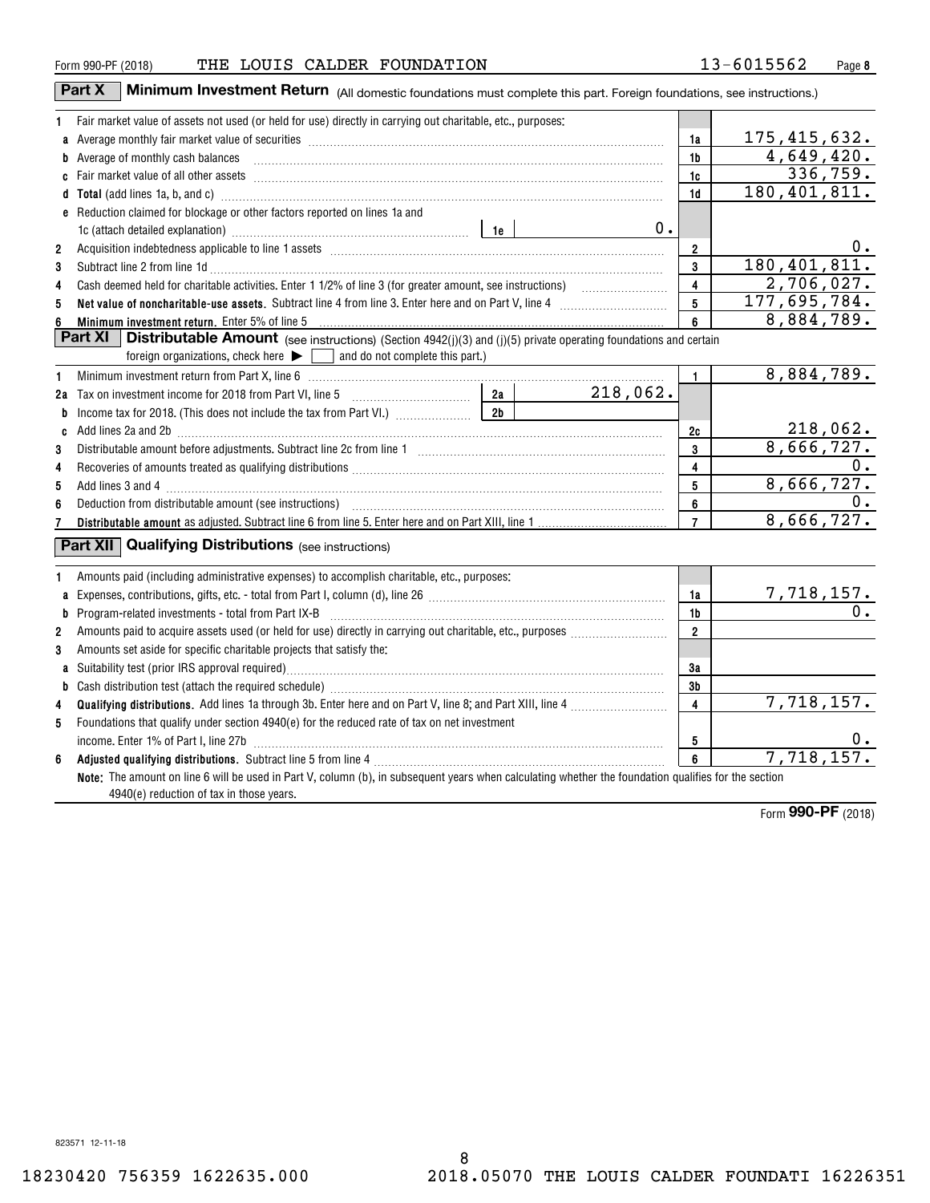Form 990-PF (2018) THE LOUIS CALDER FOUNDATION 13-6015562 Page 8

## Part X Minimum Investment Return (All domestic foundations must complete this part. Foreign foundations, see instructions.)

| | | | |
|---|---|---|---|
| 1 | Fair market value of assets not used (or held for use) directly in carrying out charitable, etc., purposes: | | |
| a | Average monthly fair market value of securities | 1a | 175,415,632. |
| b | Average of monthly cash balances | 1b | 4,649,420. |
| c | Fair market value of all other assets | 1c | 336,759. |
| d | **Total** (add lines 1a, b, and c) | 1d | 180,401,811. |
| e | Reduction claimed for blockage or other factors reported on lines 1a and 1c (attach detailed explanation) — 1e: 0. | | |
| 2 | Acquisition indebtedness applicable to line 1 assets | 2 | 0. |
| 3 | Subtract line 2 from line 1d | 3 | 180,401,811. |
| 4 | Cash deemed held for charitable activities. Enter 1 1/2% of line 3 (for greater amount, see instructions) | 4 | 2,706,027. |
| 5 | **Net value of noncharitable-use assets.** Subtract line 4 from line 3. Enter here and on Part V, line 4 | 5 | 177,695,784. |
| 6 | **Minimum investment return.** Enter 5% of line 5 | 6 | 8,884,789. |

## Part XI Distributable Amount (see instructions) (Section 4942(j)(3) and (j)(5) private operating foundations and certain foreign organizations, check here ▶ ☐ and do not complete this part.)

| | | | |
|---|---|---|---|
| 1 | Minimum investment return from Part X, line 6 | 1 | 8,884,789. |
| 2a | Tax on investment income for 2018 from Part VI, line 5 — 2a: 218,062. | | |
| b | Income tax for 2018. (This does not include the tax from Part VI.) — 2b: | | |
| c | Add lines 2a and 2b | 2c | 218,062. |
| 3 | Distributable amount before adjustments. Subtract line 2c from line 1 | 3 | 8,666,727. |
| 4 | Recoveries of amounts treated as qualifying distributions | 4 | 0. |
| 5 | Add lines 3 and 4 | 5 | 8,666,727. |
| 6 | Deduction from distributable amount (see instructions) | 6 | 0. |
| 7 | **Distributable amount** as adjusted. Subtract line 6 from line 5. Enter here and on Part XIII, line 1 | 7 | 8,666,727. |

## Part XII Qualifying Distributions (see instructions)

| | | | |
|---|---|---|---|
| 1 | Amounts paid (including administrative expenses) to accomplish charitable, etc., purposes: | | |
| a | Expenses, contributions, gifts, etc. - total from Part I, column (d), line 26 | 1a | 7,718,157. |
| b | Program-related investments - total from Part IX-B | 1b | 0. |
| 2 | Amounts paid to acquire assets used (or held for use) directly in carrying out charitable, etc., purposes | 2 | |
| 3 | Amounts set aside for specific charitable projects that satisfy the: | | |
| a | Suitability test (prior IRS approval required) | 3a | |
| b | Cash distribution test (attach the required schedule) | 3b | |
| 4 | **Qualifying distributions.** Add lines 1a through 3b. Enter here and on Part V, line 8; and Part XIII, line 4 | 4 | 7,718,157. |
| 5 | Foundations that qualify under section 4940(e) for the reduced rate of tax on net investment income. Enter 1% of Part I, line 27b | 5 | 0. |
| 6 | **Adjusted qualifying distributions.** Subtract line 5 from line 4 | 6 | 7,718,157. |

**Note:** The amount on line 6 will be used in Part V, column (b), in subsequent years when calculating whether the foundation qualifies for the section 4940(e) reduction of tax in those years.

Form **990-PF** (2018)

823571 12-11-18

18230420 756359 1622635.000 2018.05070 THE LOUIS CALDER FOUNDATI 16226351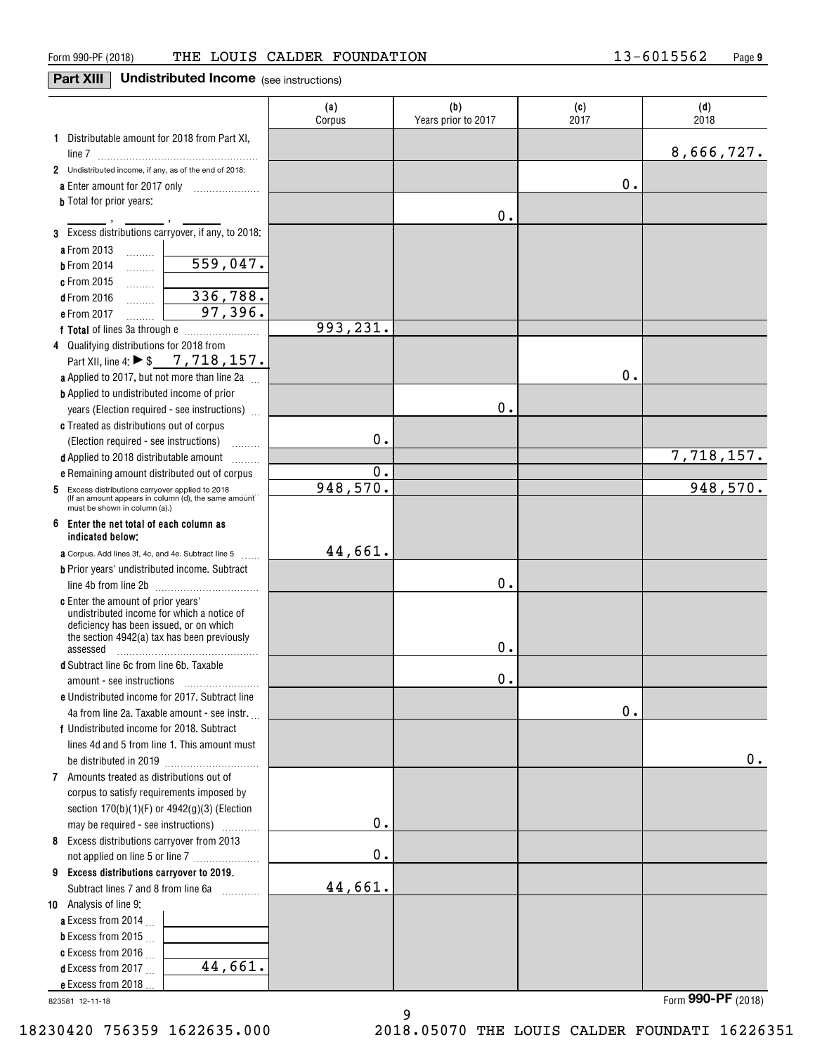Form 990-PF (2018) THE LOUIS CALDER FOUNDATION 13-6015562

## Part XIII Undistributed Income (see instructions)

| | (a) Corpus | (b) Years prior to 2017 | (c) 2017 | (d) 2018 |
|---|---|---|---|---|
| **1** Distributable amount for 2018 from Part XI, line 7 | | | | 8,666,727. |
| **2** Undistributed income, if any, as of the end of 2018: | | | | |
| **a** Enter amount for 2017 only | | | 0. | |
| **b** Total for prior years: ___ , ___ , ___ | | 0. | | |
| **3** Excess distributions carryover, if any, to 2018: | | | | |
| **a** From 2013 | | | | |
| **b** From 2014 559,047. | | | | |
| **c** From 2015 | | | | |
| **d** From 2016 336,788. | | | | |
| **e** From 2017 97,396. | | | | |
| **f Total** of lines 3a through e | 993,231. | | | |
| **4** Qualifying distributions for 2018 from Part XII, line 4: ▶ $ 7,718,157. | | | | |
| **a** Applied to 2017, but not more than line 2a | | | 0. | |
| **b** Applied to undistributed income of prior years (Election required - see instructions) | | 0. | | |
| **c** Treated as distributions out of corpus (Election required - see instructions) | 0. | | | |
| **d** Applied to 2018 distributable amount | | | | 7,718,157. |
| **e** Remaining amount distributed out of corpus | 0. | | | |
| **5** Excess distributions carryover applied to 2018 (If an amount appears in column (d), the same amount must be shown in column (a).) | 948,570. | | | 948,570. |
| **6 Enter the net total of each column as indicated below:** | | | | |
| **a** Corpus. Add lines 3f, 4c, and 4e. Subtract line 5 | 44,661. | | | |
| **b** Prior years' undistributed income. Subtract line 4b from line 2b | | 0. | | |
| **c** Enter the amount of prior years' undistributed income for which a notice of deficiency has been issued, or on which the section 4942(a) tax has been previously assessed | | 0. | | |
| **d** Subtract line 6c from line 6b. Taxable amount - see instructions | | 0. | | |
| **e** Undistributed income for 2017. Subtract line 4a from line 2a. Taxable amount - see instr. | | | 0. | |
| **f** Undistributed income for 2018. Subtract lines 4d and 5 from line 1. This amount must be distributed in 2019 | | | | 0. |
| **7** Amounts treated as distributions out of corpus to satisfy requirements imposed by section 170(b)(1)(F) or 4942(g)(3) (Election may be required - see instructions) | 0. | | | |
| **8** Excess distributions carryover from 2013 not applied on line 5 or line 7 | 0. | | | |
| **9 Excess distributions carryover to 2019.** Subtract lines 7 and 8 from line 6a | 44,661. | | | |
| **10** Analysis of line 9: | | | | |
| **a** Excess from 2014 | | | | |
| **b** Excess from 2015 | | | | |
| **c** Excess from 2016 | | | | |
| **d** Excess from 2017 44,661. | | | | |
| **e** Excess from 2018 | | | | |

823581 12-11-18 Form **990-PF** (2018)

18230420 756359 1622635.000 2018.05070 THE LOUIS CALDER FOUNDATI 16226351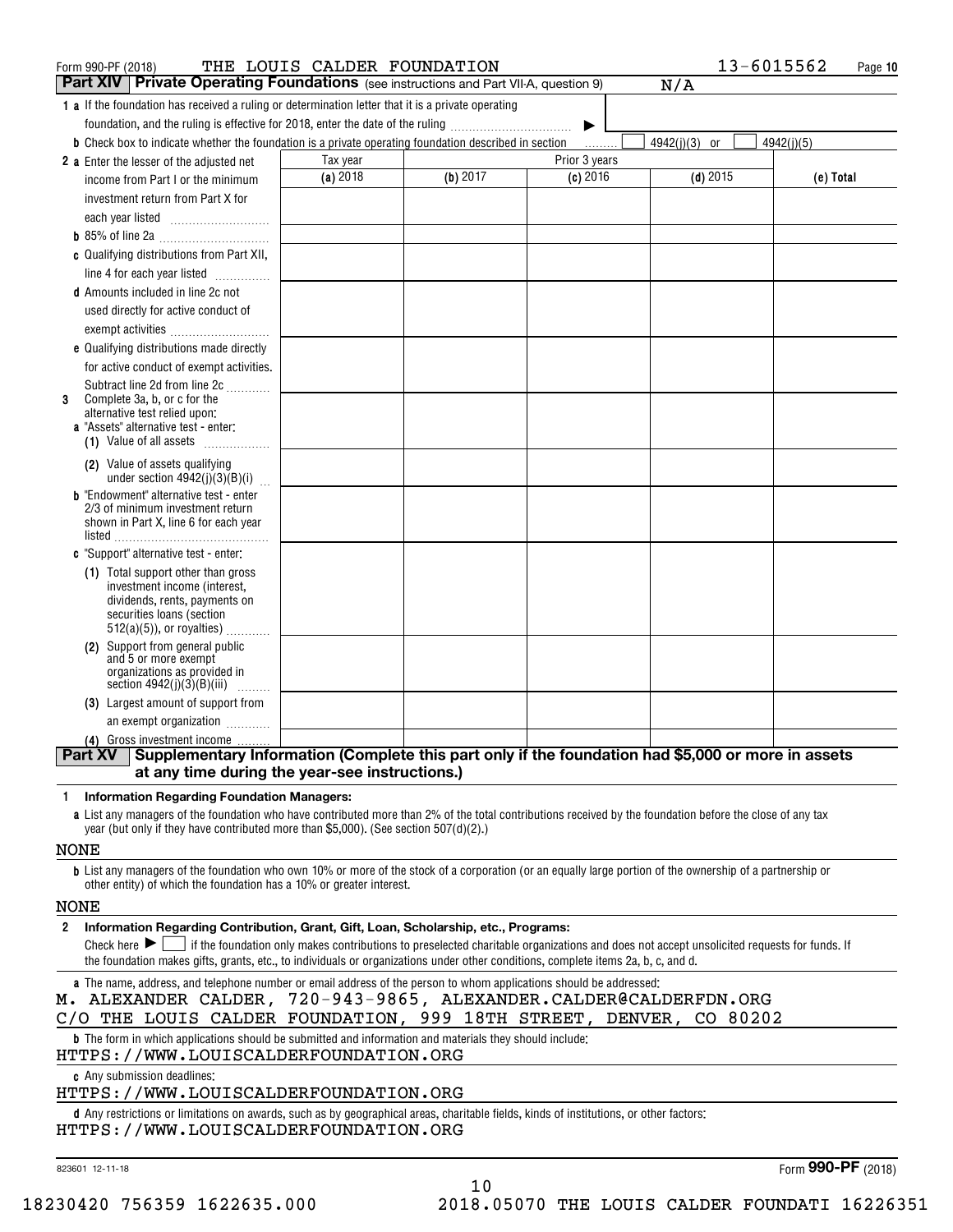Form 990-PF (2018) THE LOUIS CALDER FOUNDATION 13-6015562 Page 10

**Part XIV Private Operating Foundations** (see instructions and Part VII-A, question 9) N/A

**1 a** If the foundation has received a ruling or determination letter that it is a private operating foundation, and the ruling is effective for 2018, enter the date of the ruling ▶

**b** Check box to indicate whether the foundation is a private operating foundation described in section ☐ 4942(j)(3) or ☐ 4942(j)(5)

| | Tax year | Prior 3 years | | | |
|---|---|---|---|---|---|
| | (a) 2018 | (b) 2017 | (c) 2016 | (d) 2015 | (e) Total |
| **2 a** Enter the lesser of the adjusted net income from Part I or the minimum investment return from Part X for each year listed | | | | | |
| **b** 85% of line 2a | | | | | |
| **c** Qualifying distributions from Part XII, line 4 for each year listed | | | | | |
| **d** Amounts included in line 2c not used directly for active conduct of exempt activities | | | | | |
| **e** Qualifying distributions made directly for active conduct of exempt activities. Subtract line 2d from line 2c | | | | | |
| **3** Complete 3a, b, or c for the alternative test relied upon: **a** "Assets" alternative test - enter: **(1)** Value of all assets | | | | | |
| **(2)** Value of assets qualifying under section 4942(j)(3)(B)(i) | | | | | |
| **b** "Endowment" alternative test - enter 2/3 of minimum investment return shown in Part X, line 6 for each year listed | | | | | |
| **c** "Support" alternative test - enter: **(1)** Total support other than gross investment income (interest, dividends, rents, payments on securities loans (section 512(a)(5)), or royalties) | | | | | |
| **(2)** Support from general public and 5 or more exempt organizations as provided in section 4942(j)(3)(B)(iii) | | | | | |
| **(3)** Largest amount of support from an exempt organization | | | | | |
| **(4)** Gross investment income | | | | | |

**Part XV Supplementary Information (Complete this part only if the foundation had $5,000 or more in assets at any time during the year-see instructions.)**

**1 Information Regarding Foundation Managers:**

**a** List any managers of the foundation who have contributed more than 2% of the total contributions received by the foundation before the close of any tax year (but only if they have contributed more than $5,000). (See section 507(d)(2).)

NONE

**b** List any managers of the foundation who own 10% or more of the stock of a corporation (or an equally large portion of the ownership of a partnership or other entity) of which the foundation has a 10% or greater interest.

NONE

**2 Information Regarding Contribution, Grant, Gift, Loan, Scholarship, etc., Programs:**

Check here ▶ ☐ if the foundation only makes contributions to preselected charitable organizations and does not accept unsolicited requests for funds. If the foundation makes gifts, grants, etc., to individuals or organizations under other conditions, complete items 2a, b, c, and d.

**a** The name, address, and telephone number or email address of the person to whom applications should be addressed:

M. ALEXANDER CALDER, 720-943-9865, ALEXANDER.CALDER@CALDERFDN.ORG
C/O THE LOUIS CALDER FOUNDATION, 999 18TH STREET, DENVER, CO 80202

**b** The form in which applications should be submitted and information and materials they should include:

HTTPS://WWW.LOUISCALDERFOUNDATION.ORG

**c** Any submission deadlines:

HTTPS://WWW.LOUISCALDERFOUNDATION.ORG

**d** Any restrictions or limitations on awards, such as by geographical areas, charitable fields, kinds of institutions, or other factors:

HTTPS://WWW.LOUISCALDERFOUNDATION.ORG

823601 12-11-18 Form **990-PF** (2018)

18230420 756359 1622635.000 2018.05070 THE LOUIS CALDER FOUNDATI 16226351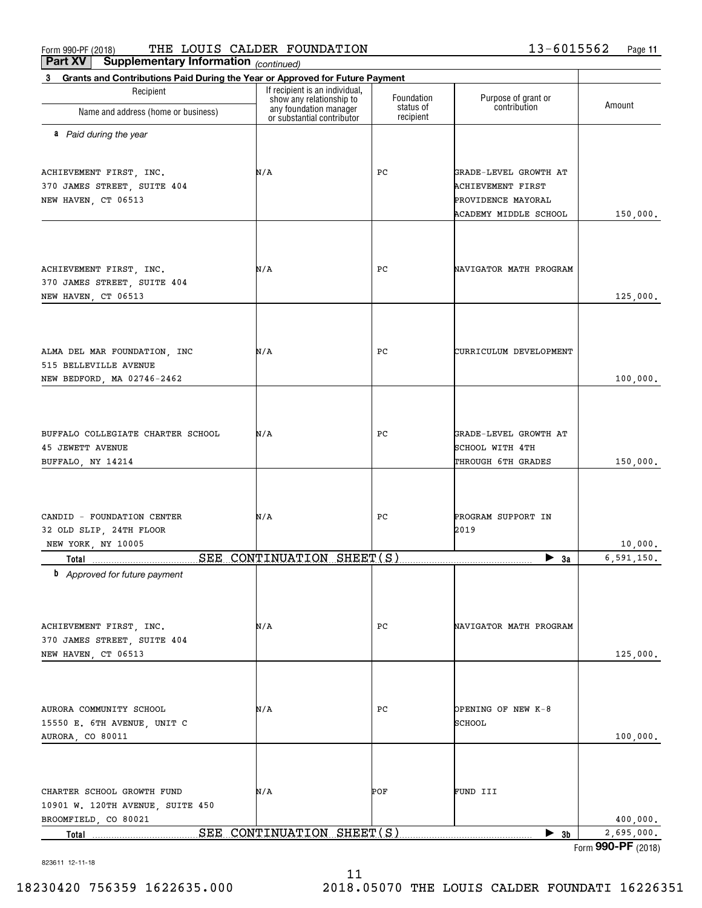Form 990-PF (2018) THE LOUIS CALDER FOUNDATION 13-6015562 Page 11

**Part XV Supplementary Information** *(continued)*

**3 Grants and Contributions Paid During the Year or Approved for Future Payment**

| Recipient Name and address (home or business) | If recipient is an individual, show any relationship to any foundation manager or substantial contributor | Foundation status of recipient | Purpose of grant or contribution | Amount |
|---|---|---|---|---|
| ***a** Paid during the year* | | | | |
| ACHIEVEMENT FIRST, INC.<br>370 JAMES STREET, SUITE 404<br>NEW HAVEN, CT 06513 | N/A | PC | GRADE-LEVEL GROWTH AT ACHIEVEMENT FIRST PROVIDENCE MAYORAL ACADEMY MIDDLE SCHOOL | 150,000. |
| ACHIEVEMENT FIRST, INC.<br>370 JAMES STREET, SUITE 404<br>NEW HAVEN, CT 06513 | N/A | PC | NAVIGATOR MATH PROGRAM | 125,000. |
| ALMA DEL MAR FOUNDATION, INC<br>515 BELLEVILLE AVENUE<br>NEW BEDFORD, MA 02746-2462 | N/A | PC | CURRICULUM DEVELOPMENT | 100,000. |
| BUFFALO COLLEGIATE CHARTER SCHOOL<br>45 JEWETT AVENUE<br>BUFFALO, NY 14214 | N/A | PC | GRADE-LEVEL GROWTH AT SCHOOL WITH 4TH THROUGH 6TH GRADES | 150,000. |
| CANDID - FOUNDATION CENTER<br>32 OLD SLIP, 24TH FLOOR<br>NEW YORK, NY 10005 | N/A | PC | PROGRAM SUPPORT IN 2019 | 10,000. |
| **Total** SEE CONTINUATION SHEET(S) | | | ▶ **3a** | 6,591,150. |
| ***b** Approved for future payment* | | | | |
| ACHIEVEMENT FIRST, INC.<br>370 JAMES STREET, SUITE 404<br>NEW HAVEN, CT 06513 | N/A | PC | NAVIGATOR MATH PROGRAM | 125,000. |
| AURORA COMMUNITY SCHOOL<br>15550 E. 6TH AVENUE, UNIT C<br>AURORA, CO 80011 | N/A | PC | OPENING OF NEW K-8 SCHOOL | 100,000. |
| CHARTER SCHOOL GROWTH FUND<br>10901 W. 120TH AVENUE, SUITE 450<br>BROOMFIELD, CO 80021 | N/A | POF | FUND III | 400,000. |
| **Total** SEE CONTINUATION SHEET(S) | | | ▶ **3b** | 2,695,000. |

Form **990-PF** (2018)

823611 12-11-18

18230420 756359 1622635.000 2018.05070 THE LOUIS CALDER FOUNDATI 16226351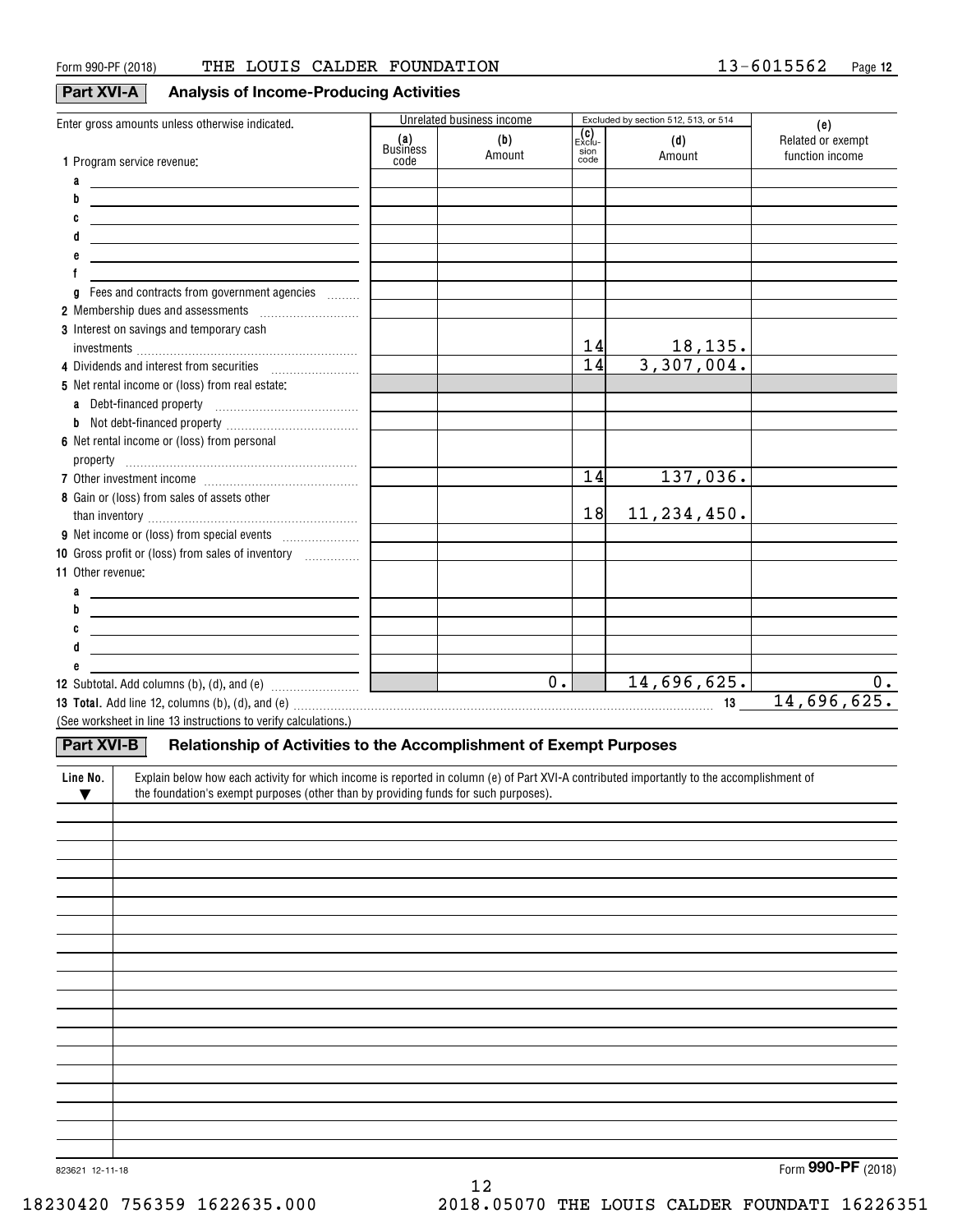Form 990-PF (2018) THE LOUIS CALDER FOUNDATION 13-6015562

## Part XVI-A Analysis of Income-Producing Activities

| Enter gross amounts unless otherwise indicated. | Unrelated business income | | Excluded by section 512, 513, or 514 | | (e) |
|---|---|---|---|---|---|
| | (a) Business code | (b) Amount | (c) Exclusion code | (d) Amount | Related or exempt function income |
| 1 Program service revenue: | | | | | |
| a | | | | | |
| b | | | | | |
| c | | | | | |
| d | | | | | |
| e | | | | | |
| f | | | | | |
| g Fees and contracts from government agencies | | | | | |
| 2 Membership dues and assessments | | | | | |
| 3 Interest on savings and temporary cash investments | | | 14 | 18,135. | |
| 4 Dividends and interest from securities | | | 14 | 3,307,004. | |
| 5 Net rental income or (loss) from real estate: | | | | | |
| a Debt-financed property | | | | | |
| b Not debt-financed property | | | | | |
| 6 Net rental income or (loss) from personal property | | | | | |
| 7 Other investment income | | | 14 | 137,036. | |
| 8 Gain or (loss) from sales of assets other than inventory | | | 18 | 11,234,450. | |
| 9 Net income or (loss) from special events | | | | | |
| 10 Gross profit or (loss) from sales of inventory | | | | | |
| 11 Other revenue: | | | | | |
| a | | | | | |
| b | | | | | |
| c | | | | | |
| d | | | | | |
| e | | | | | |
| 12 Subtotal. Add columns (b), (d), and (e) | | 0. | | 14,696,625. | 0. |
| **13 Total.** Add line 12, columns (b), (d), and (e) | | | | 13 | 14,696,625. |

(See worksheet in line 13 instructions to verify calculations.)

## Part XVI-B Relationship of Activities to the Accomplishment of Exempt Purposes

| Line No. ▼ | Explain below how each activity for which income is reported in column (e) of Part XVI-A contributed importantly to the accomplishment of the foundation's exempt purposes (other than by providing funds for such purposes). |
|---|---|
| | |

823621 12-11-18

Form **990-PF** (2018)

18230420 756359 1622635.000 2018.05070 THE LOUIS CALDER FOUNDATI 16226351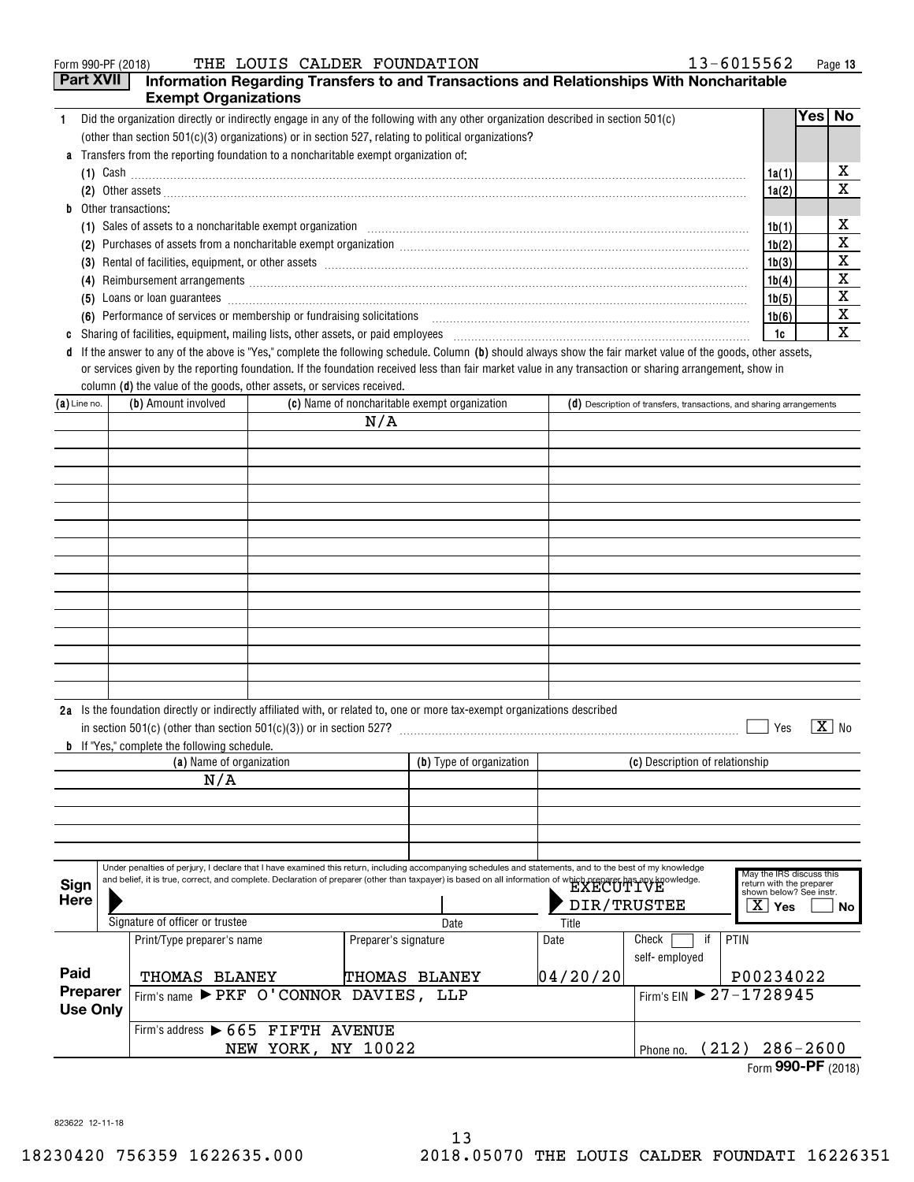Form 990-PF (2018) THE LOUIS CALDER FOUNDATION 13-6015562 Page 13

## Part XVII Information Regarding Transfers to and Transactions and Relationships With Noncharitable Exempt Organizations

| | | | Yes | No |
|---|---|---|---|---|
| **1** | Did the organization directly or indirectly engage in any of the following with any other organization described in section 501(c) (other than section 501(c)(3) organizations) or in section 527, relating to political organizations? | | | |
| **a** | Transfers from the reporting foundation to a noncharitable exempt organization of: | | | |
| | (1) Cash | 1a(1) | | X |
| | (2) Other assets | 1a(2) | | X |
| **b** | Other transactions: | | | |
| | (1) Sales of assets to a noncharitable exempt organization | 1b(1) | | X |
| | (2) Purchases of assets from a noncharitable exempt organization | 1b(2) | | X |
| | (3) Rental of facilities, equipment, or other assets | 1b(3) | | X |
| | (4) Reimbursement arrangements | 1b(4) | | X |
| | (5) Loans or loan guarantees | 1b(5) | | X |
| | (6) Performance of services or membership or fundraising solicitations | 1b(6) | | X |
| **c** | Sharing of facilities, equipment, mailing lists, other assets, or paid employees | 1c | | X |

**d** If the answer to any of the above is "Yes," complete the following schedule. Column **(b)** should always show the fair market value of the goods, other assets, or services given by the reporting foundation. If the foundation received less than fair market value in any transaction or sharing arrangement, show in column **(d)** the value of the goods, other assets, or services received.

| (a) Line no. | (b) Amount involved | (c) Name of noncharitable exempt organization | (d) Description of transfers, transactions, and sharing arrangements |
|---|---|---|---|
| | | N/A | |

**2a** Is the foundation directly or indirectly affiliated with, or related to, one or more tax-exempt organizations described in section 501(c) (other than section 501(c)(3)) or in section 527? ☐ Yes ☒ No

**b** If "Yes," complete the following schedule.

| (a) Name of organization | (b) Type of organization | (c) Description of relationship |
|---|---|---|
| N/A | | |

**Sign Here**

Under penalties of perjury, I declare that I have examined this return, including accompanying schedules and statements, and to the best of my knowledge and belief, it is true, correct, and complete. Declaration of preparer (other than taxpayer) is based on all information of which preparer has any knowledge.

Signature of officer or trustee | Date | Title: EXECUTIVE DIR/TRUSTEE

May the IRS discuss this return with the preparer shown below? See instr. ☒ Yes ☐ No

**Paid Preparer Use Only**

| Print/Type preparer's name | Preparer's signature | Date | Check ☐ if self-employed | PTIN |
|---|---|---|---|---|
| THOMAS BLANEY | THOMAS BLANEY | 04/20/20 | | P00234022 |

Firm's name ▶ PKF O'CONNOR DAVIES, LLP | Firm's EIN ▶ 27-1728945

Firm's address ▶ 665 FIFTH AVENUE NEW YORK, NY 10022 | Phone no. (212) 286-2600

Form **990-PF** (2018)

823622 12-11-18

18230420 756359 1622635.000 2018.05070 THE LOUIS CALDER FOUNDATI 16226351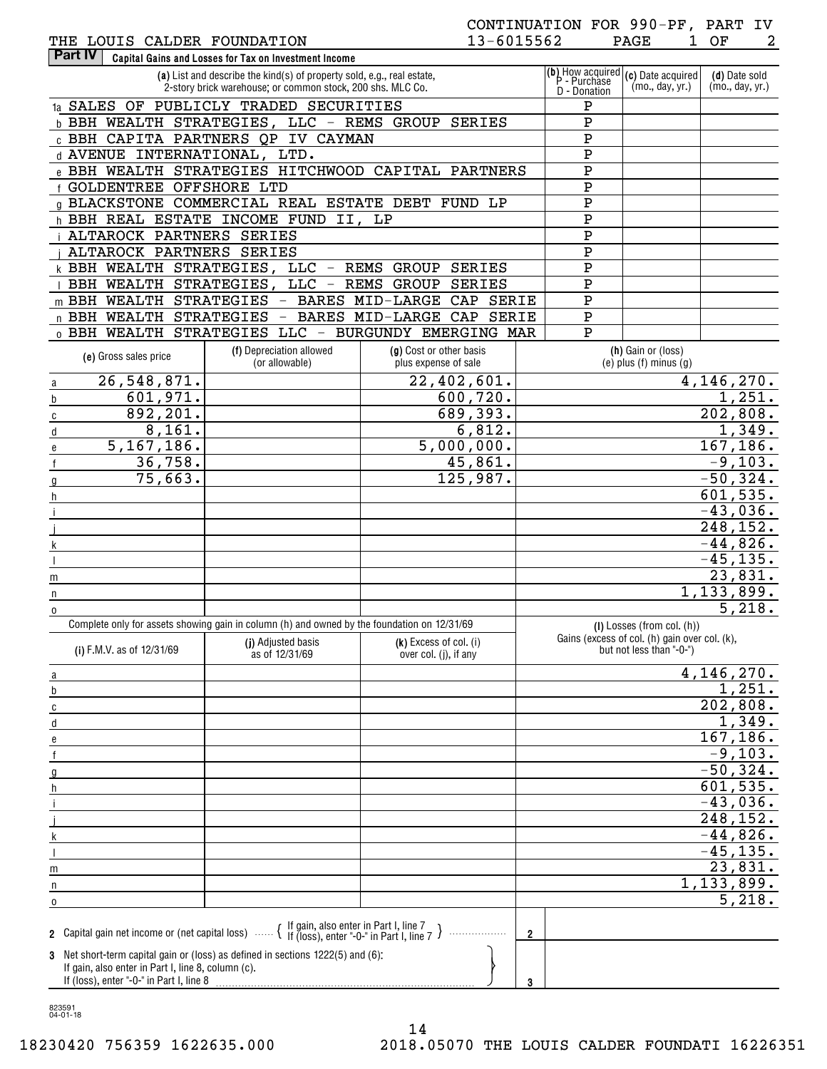THE LOUIS CALDER FOUNDATION 13-6015562

CONTINUATION FOR 990-PF, PART IV

## Part IV Capital Gains and Losses for Tax on Investment Income

| | (a) List and describe the kind(s) of property sold, e.g., real estate, 2-story brick warehouse; or common stock, 200 shs. MLC Co. | (b) How acquired P - Purchase D - Donation | (c) Date acquired (mo., day, yr.) | (d) Date sold (mo., day, yr.) |
|---|---|---|---|---|
| 1a | SALES OF PUBLICLY TRADED SECURITIES | P | | |
| b | BBH WEALTH STRATEGIES, LLC - REMS GROUP SERIES | P | | |
| c | BBH CAPITA PARTNERS QP IV CAYMAN | P | | |
| d | AVENUE INTERNATIONAL, LTD. | P | | |
| e | BBH WEALTH STRATEGIES HITCHWOOD CAPITAL PARTNERS | P | | |
| f | GOLDENTREE OFFSHORE LTD | P | | |
| g | BLACKSTONE COMMERCIAL REAL ESTATE DEBT FUND LP | P | | |
| h | BBH REAL ESTATE INCOME FUND II, LP | P | | |
| i | ALTAROCK PARTNERS SERIES | P | | |
| j | ALTAROCK PARTNERS SERIES | P | | |
| k | BBH WEALTH STRATEGIES, LLC - REMS GROUP SERIES | P | | |
| l | BBH WEALTH STRATEGIES, LLC - REMS GROUP SERIES | P | | |
| m | BBH WEALTH STRATEGIES - BARES MID-LARGE CAP SERIE | P | | |
| n | BBH WEALTH STRATEGIES - BARES MID-LARGE CAP SERIE | P | | |
| o | BBH WEALTH STRATEGIES LLC - BURGUNDY EMERGING MAR | P | | |

| | (e) Gross sales price | (f) Depreciation allowed (or allowable) | (g) Cost or other basis plus expense of sale | (h) Gain or (loss) (e) plus (f) minus (g) |
|---|---|---|---|---|
| a | 26,548,871. | | 22,402,601. | 4,146,270. |
| b | 601,971. | | 600,720. | 1,251. |
| c | 892,201. | | 689,393. | 202,808. |
| d | 8,161. | | 6,812. | 1,349. |
| e | 5,167,186. | | 5,000,000. | 167,186. |
| f | 36,758. | | 45,861. | -9,103. |
| g | 75,663. | | 125,987. | -50,324. |
| h | | | | 601,535. |
| i | | | | -43,036. |
| j | | | | 248,152. |
| k | | | | -44,826. |
| l | | | | -45,135. |
| m | | | | 23,831. |
| n | | | | 1,133,899. |
| o | | | | 5,218. |

Complete only for assets showing gain in column (h) and owned by the foundation on 12/31/69

| | (i) F.M.V. as of 12/31/69 | (j) Adjusted basis as of 12/31/69 | (k) Excess of col. (i) over col. (j), if any | (l) Losses (from col. (h)) Gains (excess of col. (h) gain over col. (k), but not less than "-0-") |
|---|---|---|---|---|
| a | | | | 4,146,270. |
| b | | | | 1,251. |
| c | | | | 202,808. |
| d | | | | 1,349. |
| e | | | | 167,186. |
| f | | | | -9,103. |
| g | | | | -50,324. |
| h | | | | 601,535. |
| i | | | | -43,036. |
| j | | | | 248,152. |
| k | | | | -44,826. |
| l | | | | -45,135. |
| m | | | | 23,831. |
| n | | | | 1,133,899. |
| o | | | | 5,218. |

2 Capital gain net income or (net capital loss) { If gain, also enter in Part I, line 7; If (loss), enter "-0-" in Part I, line 7 } ..... 2

3 Net short-term capital gain or (loss) as defined in sections 1222(5) and (6): If gain, also enter in Part I, line 8, column (c). If (loss), enter "-0-" in Part I, line 8 ..... 3

823591 04-01-18

18230420 756359 1622635.000 2018.05070 THE LOUIS CALDER FOUNDATI 16226351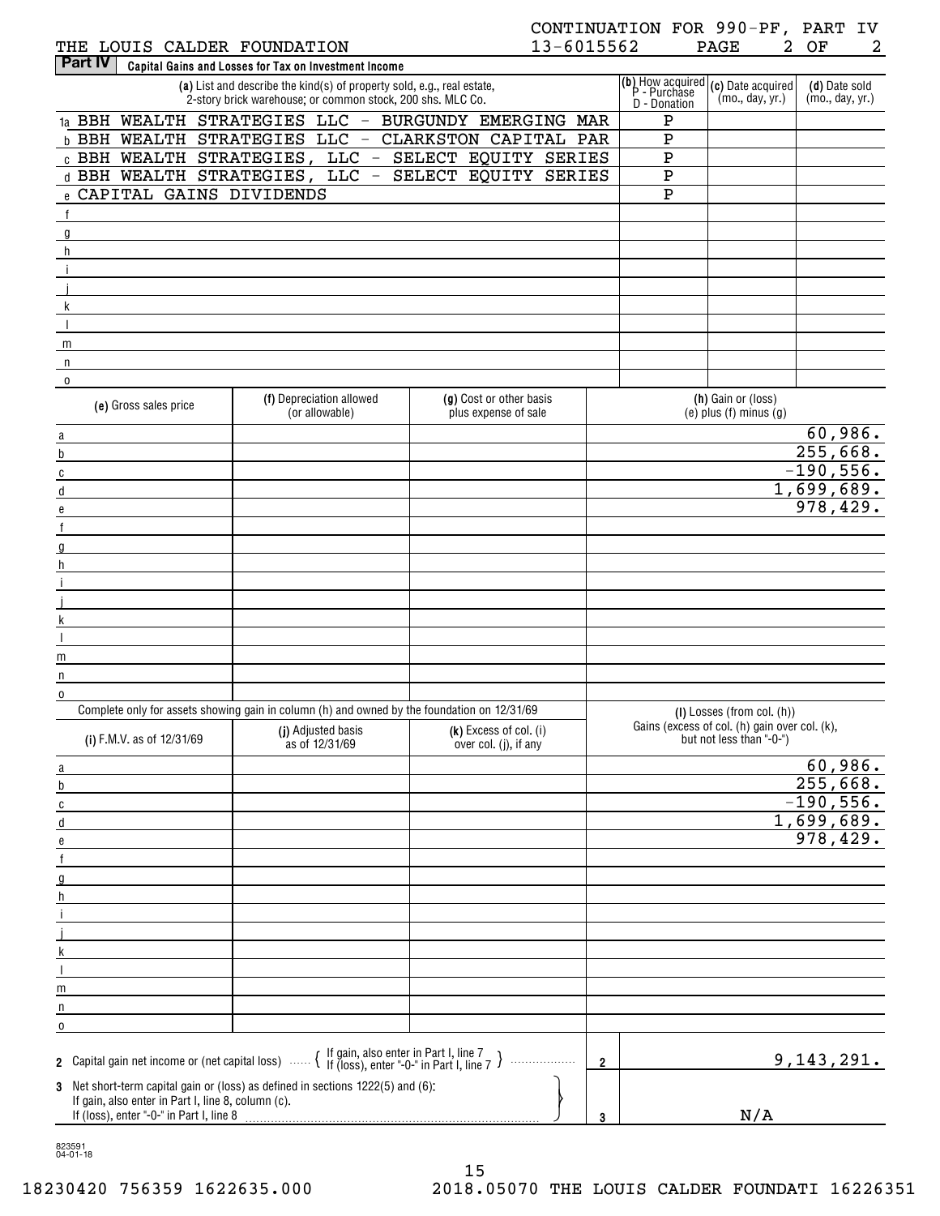CONTINUATION FOR 990-PF, PART IV

THE LOUIS CALDER FOUNDATION 13-6015562 PAGE 2 OF 2

**Part IV** Capital Gains and Losses for Tax on Investment Income

| | (a) List and describe the kind(s) of property sold, e.g., real estate, 2-story brick warehouse; or common stock, 200 shs. MLC Co. | (b) How acquired P - Purchase D - Donation | (c) Date acquired (mo., day, yr.) | (d) Date sold (mo., day, yr.) |
|---|---|---|---|---|
| 1a | BBH WEALTH STRATEGIES LLC - BURGUNDY EMERGING MAR | P | | |
| b | BBH WEALTH STRATEGIES LLC - CLARKSTON CAPITAL PAR | P | | |
| c | BBH WEALTH STRATEGIES, LLC - SELECT EQUITY SERIES | P | | |
| d | BBH WEALTH STRATEGIES, LLC - SELECT EQUITY SERIES | P | | |
| e | CAPITAL GAINS DIVIDENDS | P | | |
| f | | | | |
| g | | | | |
| h | | | | |
| i | | | | |
| j | | | | |
| k | | | | |
| l | | | | |
| m | | | | |
| n | | | | |
| o | | | | |

| | (e) Gross sales price | (f) Depreciation allowed (or allowable) | (g) Cost or other basis plus expense of sale | (h) Gain or (loss) (e) plus (f) minus (g) |
|---|---|---|---|---|
| a | | | | 60,986. |
| b | | | | 255,668. |
| c | | | | -190,556. |
| d | | | | 1,699,689. |
| e | | | | 978,429. |
| f | | | | |
| g | | | | |
| h | | | | |
| i | | | | |
| j | | | | |
| k | | | | |
| l | | | | |
| m | | | | |
| n | | | | |
| o | | | | |

Complete only for assets showing gain in column (h) and owned by the foundation on 12/31/69

| | (i) F.M.V. as of 12/31/69 | (j) Adjusted basis as of 12/31/69 | (k) Excess of col. (i) over col. (j), if any | (l) Losses (from col. (h)) Gains (excess of col. (h) gain over col. (k), but not less than "-0-") |
|---|---|---|---|---|
| a | | | | 60,986. |
| b | | | | 255,668. |
| c | | | | -190,556. |
| d | | | | 1,699,689. |
| e | | | | 978,429. |
| f | | | | |
| g | | | | |
| h | | | | |
| i | | | | |
| j | | | | |
| k | | | | |
| l | | | | |
| m | | | | |
| n | | | | |
| o | | | | |

| | | | |
|---|---|---|---|
| **2** | Capital gain net income or (net capital loss) { If gain, also enter in Part I, line 7; If (loss), enter "-0-" in Part I, line 7 } | 2 | 9,143,291. |
| **3** | Net short-term capital gain or (loss) as defined in sections 1222(5) and (6): If gain, also enter in Part I, line 8, column (c). If (loss), enter "-0-" in Part I, line 8 | 3 | N/A |

823591 04-01-18

18230420 756359 1622635.000 2018.05070 THE LOUIS CALDER FOUNDATI 16226351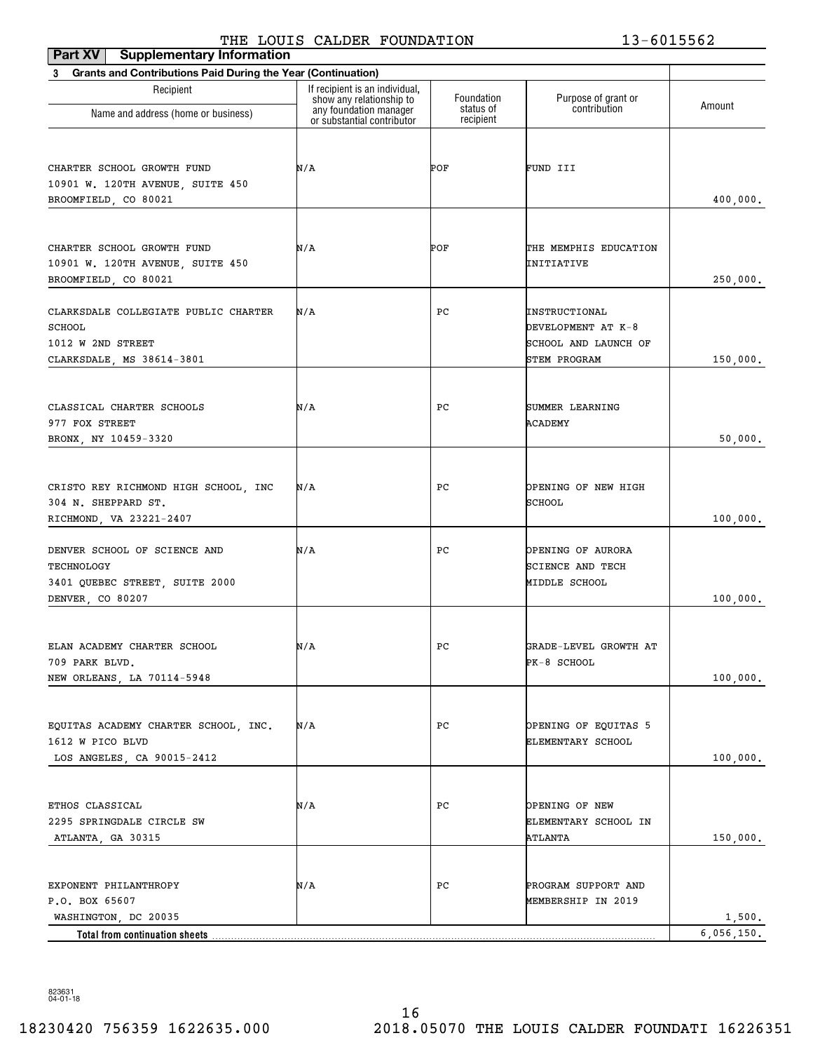THE LOUIS CALDER FOUNDATION 13-6015562

**Part XV Supplementary Information**

**3 Grants and Contributions Paid During the Year (Continuation)**

| Recipient Name and address (home or business) | If recipient is an individual, show any relationship to any foundation manager or substantial contributor | Foundation status of recipient | Purpose of grant or contribution | Amount |
|---|---|---|---|---|
| CHARTER SCHOOL GROWTH FUND<br>10901 W. 120TH AVENUE, SUITE 450<br>BROOMFIELD, CO 80021 | N/A | POF | FUND III | 400,000. |
| CHARTER SCHOOL GROWTH FUND<br>10901 W. 120TH AVENUE, SUITE 450<br>BROOMFIELD, CO 80021 | N/A | POF | THE MEMPHIS EDUCATION INITIATIVE | 250,000. |
| CLARKSDALE COLLEGIATE PUBLIC CHARTER SCHOOL<br>1012 W 2ND STREET<br>CLARKSDALE, MS 38614-3801 | N/A | PC | INSTRUCTIONAL DEVELOPMENT AT K-8 SCHOOL AND LAUNCH OF STEM PROGRAM | 150,000. |
| CLASSICAL CHARTER SCHOOLS<br>977 FOX STREET<br>BRONX, NY 10459-3320 | N/A | PC | SUMMER LEARNING ACADEMY | 50,000. |
| CRISTO REY RICHMOND HIGH SCHOOL, INC<br>304 N. SHEPPARD ST.<br>RICHMOND, VA 23221-2407 | N/A | PC | OPENING OF NEW HIGH SCHOOL | 100,000. |
| DENVER SCHOOL OF SCIENCE AND TECHNOLOGY<br>3401 QUEBEC STREET, SUITE 2000<br>DENVER, CO 80207 | N/A | PC | OPENING OF AURORA SCIENCE AND TECH MIDDLE SCHOOL | 100,000. |
| ELAN ACADEMY CHARTER SCHOOL<br>709 PARK BLVD.<br>NEW ORLEANS, LA 70114-5948 | N/A | PC | GRADE-LEVEL GROWTH AT PK-8 SCHOOL | 100,000. |
| EQUITAS ACADEMY CHARTER SCHOOL, INC.<br>1612 W PICO BLVD<br>LOS ANGELES, CA 90015-2412 | N/A | PC | OPENING OF EQUITAS 5 ELEMENTARY SCHOOL | 100,000. |
| ETHOS CLASSICAL<br>2295 SPRINGDALE CIRCLE SW<br>ATLANTA, GA 30315 | N/A | PC | OPENING OF NEW ELEMENTARY SCHOOL IN ATLANTA | 150,000. |
| EXPONENT PHILANTHROPY<br>P.O. BOX 65607<br>WASHINGTON, DC 20035 | N/A | PC | PROGRAM SUPPORT AND MEMBERSHIP IN 2019 | 1,500. |
| **Total from continuation sheets** | | | | 6,056,150. |

823631 04-01-18

18230420 756359 1622635.000 2018.05070 THE LOUIS CALDER FOUNDATI 16226351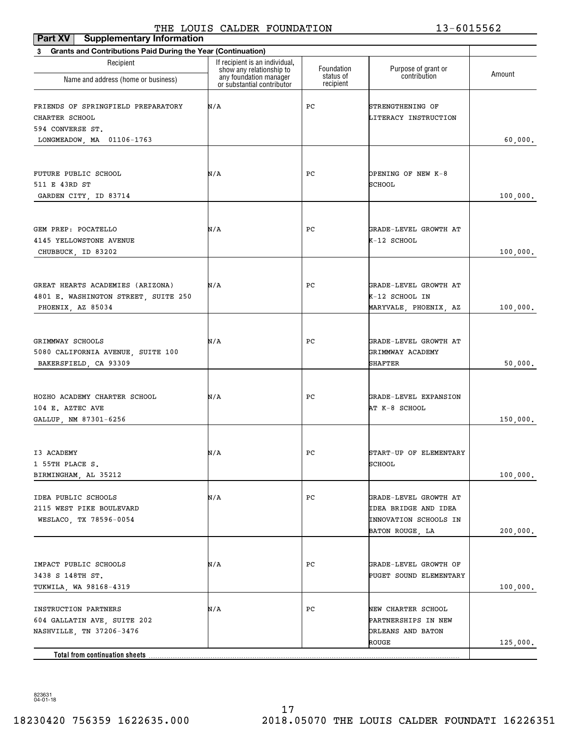THE LOUIS CALDER FOUNDATION 13-6015562

**Part XV Supplementary Information**

**3 Grants and Contributions Paid During the Year (Continuation)**

| Recipient<br>Name and address (home or business) | If recipient is an individual, show any relationship to any foundation manager or substantial contributor | Foundation status of recipient | Purpose of grant or contribution | Amount |
|---|---|---|---|---|
| FRIENDS OF SPRINGFIELD PREPARATORY CHARTER SCHOOL<br>594 CONVERSE ST.<br>LONGMEADOW, MA 01106-1763 | N/A | PC | STRENGTHENING OF LITERACY INSTRUCTION | 60,000. |
| FUTURE PUBLIC SCHOOL<br>511 E 43RD ST<br>GARDEN CITY, ID 83714 | N/A | PC | OPENING OF NEW K-8 SCHOOL | 100,000. |
| GEM PREP: POCATELLO<br>4145 YELLOWSTONE AVENUE<br>CHUBBUCK, ID 83202 | N/A | PC | GRADE-LEVEL GROWTH AT K-12 SCHOOL | 100,000. |
| GREAT HEARTS ACADEMIES (ARIZONA)<br>4801 E. WASHINGTON STREET, SUITE 250<br>PHOENIX, AZ 85034 | N/A | PC | GRADE-LEVEL GROWTH AT K-12 SCHOOL IN MARYVALE, PHOENIX, AZ | 100,000. |
| GRIMMWAY SCHOOLS<br>5080 CALIFORNIA AVENUE, SUITE 100<br>BAKERSFIELD, CA 93309 | N/A | PC | GRADE-LEVEL GROWTH AT GRIMMWAY ACADEMY SHAFTER | 50,000. |
| HOZHO ACADEMY CHARTER SCHOOL<br>104 E. AZTEC AVE<br>GALLUP, NM 87301-6256 | N/A | PC | GRADE-LEVEL EXPANSION AT K-8 SCHOOL | 150,000. |
| I3 ACADEMY<br>1 55TH PLACE S.<br>BIRMINGHAM, AL 35212 | N/A | PC | START-UP OF ELEMENTARY SCHOOL | 100,000. |
| IDEA PUBLIC SCHOOLS<br>2115 WEST PIKE BOULEVARD<br>WESLACO, TX 78596-0054 | N/A | PC | GRADE-LEVEL GROWTH AT IDEA BRIDGE AND IDEA INNOVATION SCHOOLS IN BATON ROUGE, LA | 200,000. |
| IMPACT PUBLIC SCHOOLS<br>3438 S 148TH ST.<br>TUKWILA, WA 98168-4319 | N/A | PC | GRADE-LEVEL GROWTH OF PUGET SOUND ELEMENTARY | 100,000. |
| INSTRUCTION PARTNERS<br>604 GALLATIN AVE, SUITE 202<br>NASHVILLE, TN 37206-3476 | N/A | PC | NEW CHARTER SCHOOL PARTNERSHIPS IN NEW ORLEANS AND BATON ROUGE | 125,000. |
| **Total from continuation sheets** | | | | |

823631 04-01-18

18230420 756359 1622635.000 2018.05070 THE LOUIS CALDER FOUNDATI 16226351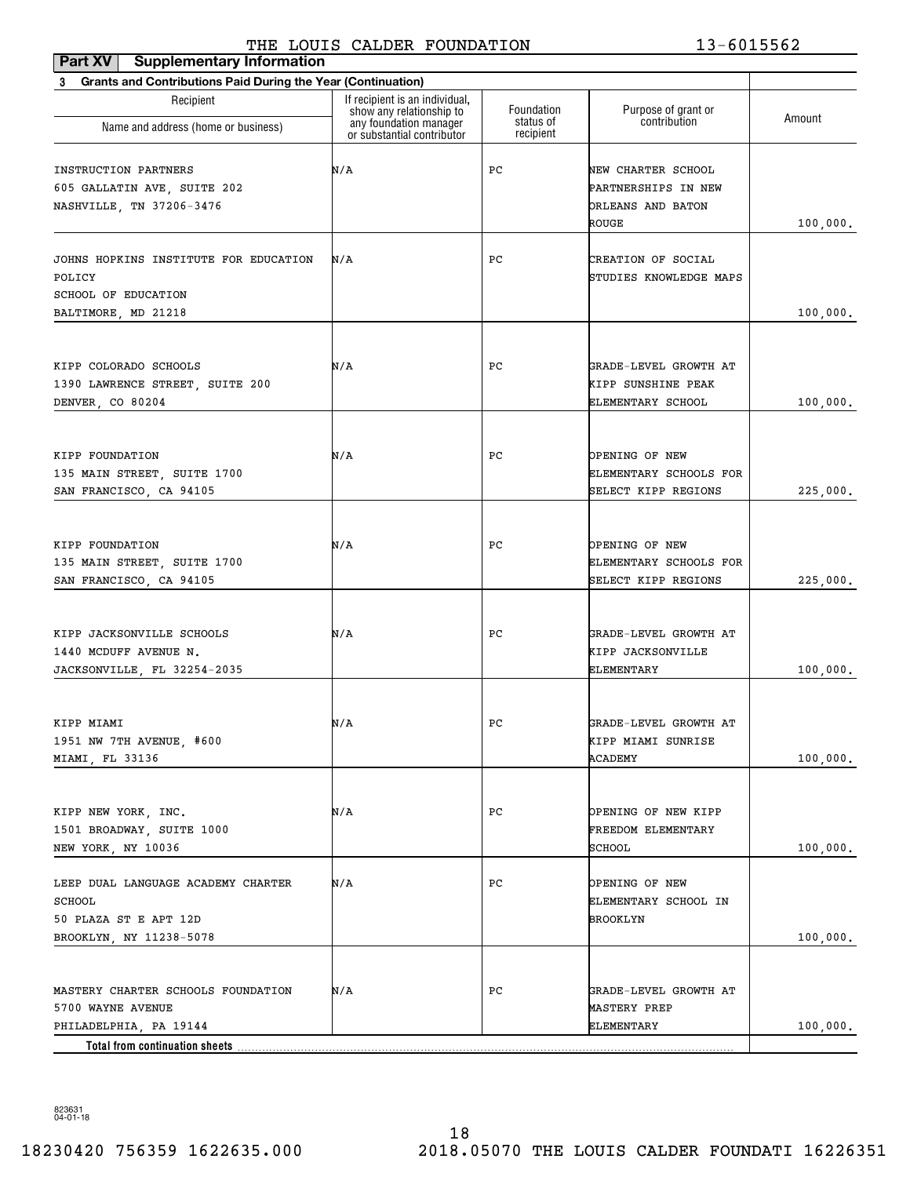THE LOUIS CALDER FOUNDATION 13-6015562

**Part XV Supplementary Information**

**3 Grants and Contributions Paid During the Year (Continuation)**

| Recipient Name and address (home or business) | If recipient is an individual, show any relationship to any foundation manager or substantial contributor | Foundation status of recipient | Purpose of grant or contribution | Amount |
|---|---|---|---|---|
| INSTRUCTION PARTNERS<br>605 GALLATIN AVE, SUITE 202<br>NASHVILLE, TN 37206-3476 | N/A | PC | NEW CHARTER SCHOOL PARTNERSHIPS IN NEW ORLEANS AND BATON ROUGE | 100,000. |
| JOHNS HOPKINS INSTITUTE FOR EDUCATION POLICY<br>SCHOOL OF EDUCATION<br>BALTIMORE, MD 21218 | N/A | PC | CREATION OF SOCIAL STUDIES KNOWLEDGE MAPS | 100,000. |
| KIPP COLORADO SCHOOLS<br>1390 LAWRENCE STREET, SUITE 200<br>DENVER, CO 80204 | N/A | PC | GRADE-LEVEL GROWTH AT KIPP SUNSHINE PEAK ELEMENTARY SCHOOL | 100,000. |
| KIPP FOUNDATION<br>135 MAIN STREET, SUITE 1700<br>SAN FRANCISCO, CA 94105 | N/A | PC | OPENING OF NEW ELEMENTARY SCHOOLS FOR SELECT KIPP REGIONS | 225,000. |
| KIPP FOUNDATION<br>135 MAIN STREET, SUITE 1700<br>SAN FRANCISCO, CA 94105 | N/A | PC | OPENING OF NEW ELEMENTARY SCHOOLS FOR SELECT KIPP REGIONS | 225,000. |
| KIPP JACKSONVILLE SCHOOLS<br>1440 MCDUFF AVENUE N.<br>JACKSONVILLE, FL 32254-2035 | N/A | PC | GRADE-LEVEL GROWTH AT KIPP JACKSONVILLE ELEMENTARY | 100,000. |
| KIPP MIAMI<br>1951 NW 7TH AVENUE, #600<br>MIAMI, FL 33136 | N/A | PC | GRADE-LEVEL GROWTH AT KIPP MIAMI SUNRISE ACADEMY | 100,000. |
| KIPP NEW YORK, INC.<br>1501 BROADWAY, SUITE 1000<br>NEW YORK, NY 10036 | N/A | PC | OPENING OF NEW KIPP FREEDOM ELEMENTARY SCHOOL | 100,000. |
| LEEP DUAL LANGUAGE ACADEMY CHARTER SCHOOL<br>50 PLAZA ST E APT 12D<br>BROOKLYN, NY 11238-5078 | N/A | PC | OPENING OF NEW ELEMENTARY SCHOOL IN BROOKLYN | 100,000. |
| MASTERY CHARTER SCHOOLS FOUNDATION<br>5700 WAYNE AVENUE<br>PHILADELPHIA, PA 19144 | N/A | PC | GRADE-LEVEL GROWTH AT MASTERY PREP ELEMENTARY | 100,000. |
| **Total from continuation sheets** | | | | |

823631 04-01-18

18230420 756359 1622635.000 2018.05070 THE LOUIS CALDER FOUNDATI 16226351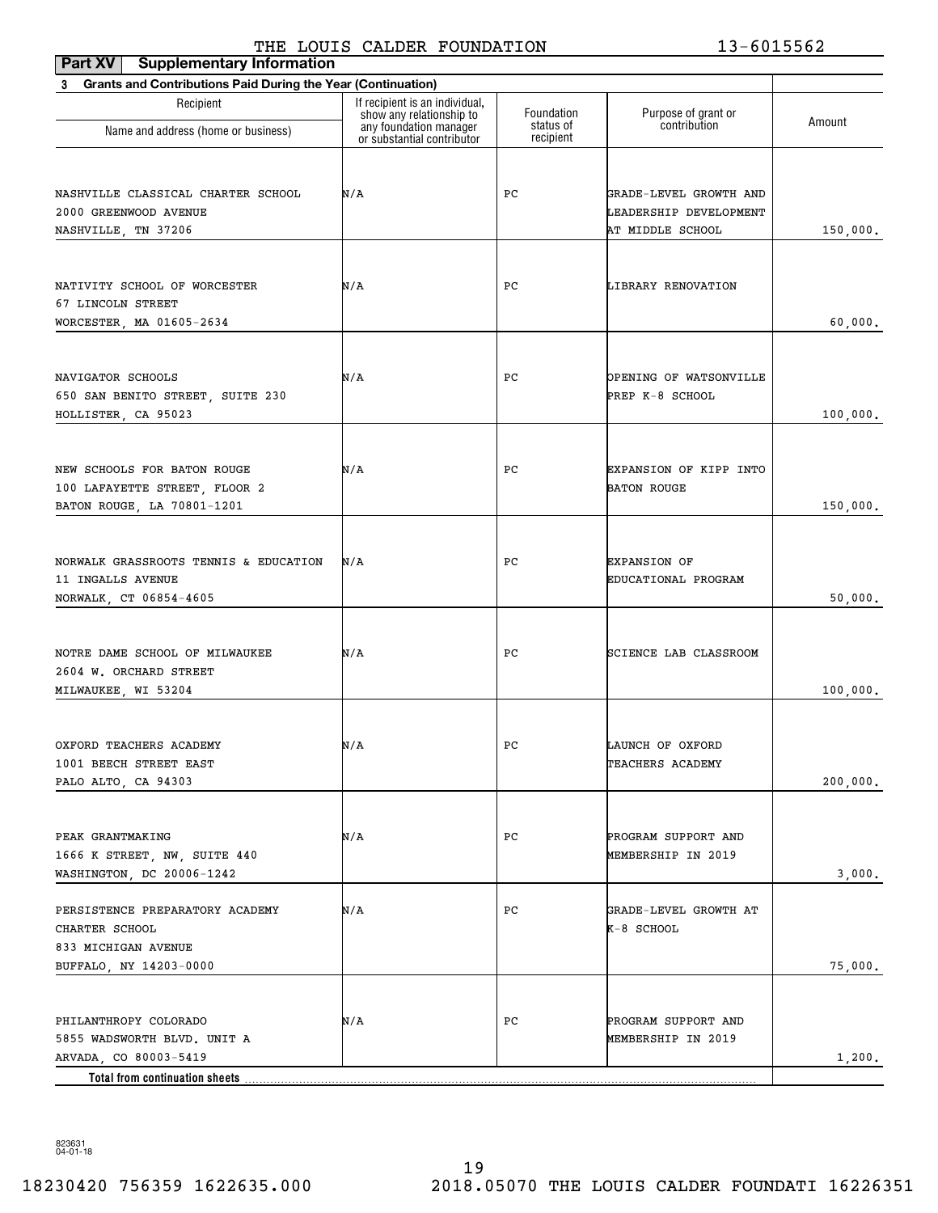THE LOUIS CALDER FOUNDATION 13-6015562

**Part XV Supplementary Information**

**3 Grants and Contributions Paid During the Year (Continuation)**

| Recipient<br>Name and address (home or business) | If recipient is an individual, show any relationship to any foundation manager or substantial contributor | Foundation status of recipient | Purpose of grant or contribution | Amount |
|---|---|---|---|---|
| NASHVILLE CLASSICAL CHARTER SCHOOL<br>2000 GREENWOOD AVENUE<br>NASHVILLE, TN 37206 | N/A | PC | GRADE-LEVEL GROWTH AND LEADERSHIP DEVELOPMENT AT MIDDLE SCHOOL | 150,000. |
| NATIVITY SCHOOL OF WORCESTER<br>67 LINCOLN STREET<br>WORCESTER, MA 01605-2634 | N/A | PC | LIBRARY RENOVATION | 60,000. |
| NAVIGATOR SCHOOLS<br>650 SAN BENITO STREET, SUITE 230<br>HOLLISTER, CA 95023 | N/A | PC | OPENING OF WATSONVILLE PREP K-8 SCHOOL | 100,000. |
| NEW SCHOOLS FOR BATON ROUGE<br>100 LAFAYETTE STREET, FLOOR 2<br>BATON ROUGE, LA 70801-1201 | N/A | PC | EXPANSION OF KIPP INTO BATON ROUGE | 150,000. |
| NORWALK GRASSROOTS TENNIS & EDUCATION<br>11 INGALLS AVENUE<br>NORWALK, CT 06854-4605 | N/A | PC | EXPANSION OF EDUCATIONAL PROGRAM | 50,000. |
| NOTRE DAME SCHOOL OF MILWAUKEE<br>2604 W. ORCHARD STREET<br>MILWAUKEE, WI 53204 | N/A | PC | SCIENCE LAB CLASSROOM | 100,000. |
| OXFORD TEACHERS ACADEMY<br>1001 BEECH STREET EAST<br>PALO ALTO, CA 94303 | N/A | PC | LAUNCH OF OXFORD TEACHERS ACADEMY | 200,000. |
| PEAK GRANTMAKING<br>1666 K STREET, NW, SUITE 440<br>WASHINGTON, DC 20006-1242 | N/A | PC | PROGRAM SUPPORT AND MEMBERSHIP IN 2019 | 3,000. |
| PERSISTENCE PREPARATORY ACADEMY CHARTER SCHOOL<br>833 MICHIGAN AVENUE<br>BUFFALO, NY 14203-0000 | N/A | PC | GRADE-LEVEL GROWTH AT K-8 SCHOOL | 75,000. |
| PHILANTHROPY COLORADO<br>5855 WADSWORTH BLVD. UNIT A<br>ARVADA, CO 80003-5419 | N/A | PC | PROGRAM SUPPORT AND MEMBERSHIP IN 2019 | 1,200. |
| **Total from continuation sheets** | | | | |

823631 04-01-18

18230420 756359 1622635.000 2018.05070 THE LOUIS CALDER FOUNDATI 16226351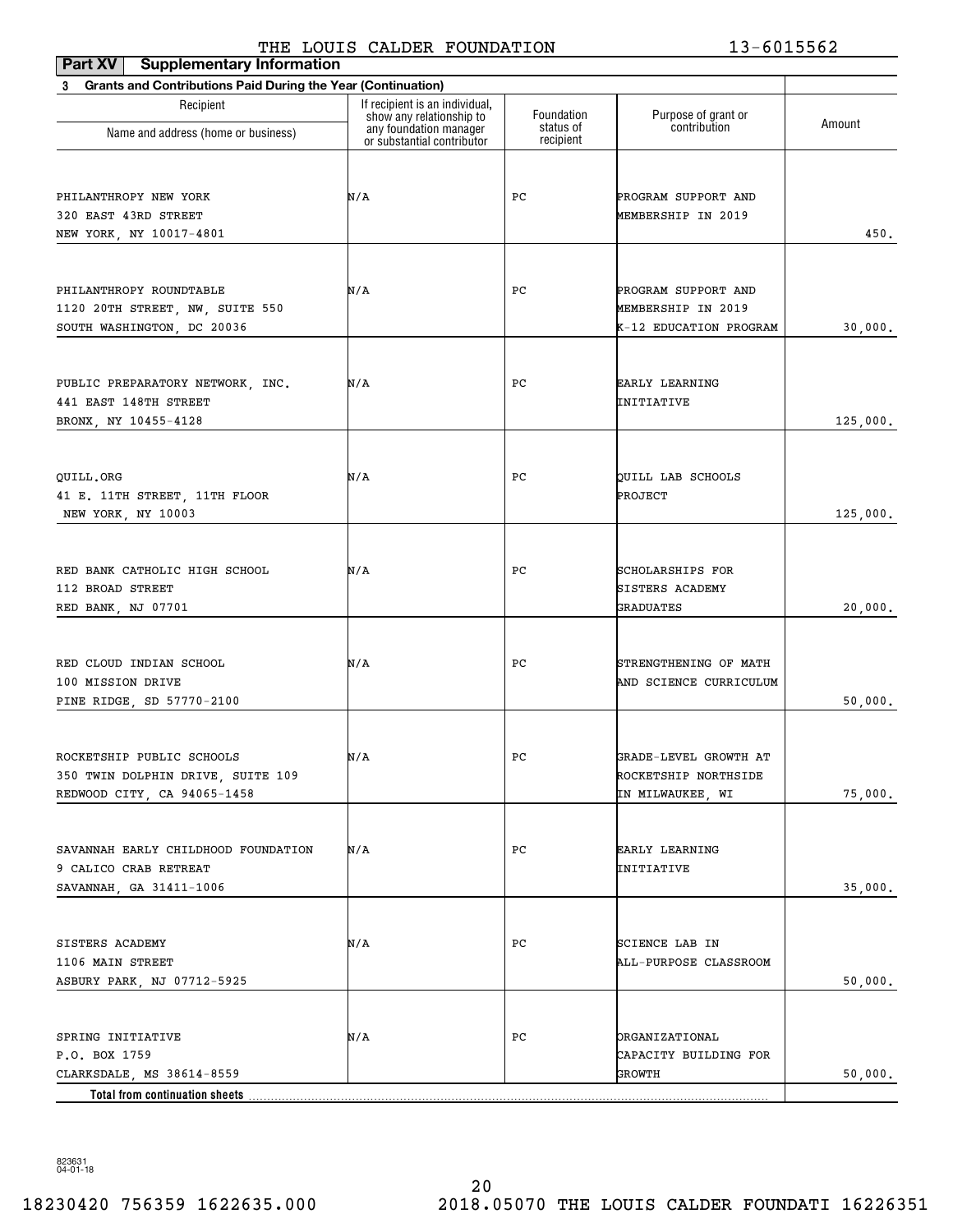THE LOUIS CALDER FOUNDATION 13-6015562

**Part XV Supplementary Information**

**3 Grants and Contributions Paid During the Year (Continuation)**

| Recipient Name and address (home or business) | If recipient is an individual, show any relationship to any foundation manager or substantial contributor | Foundation status of recipient | Purpose of grant or contribution | Amount |
|---|---|---|---|---|
| PHILANTHROPY NEW YORK<br>320 EAST 43RD STREET<br>NEW YORK, NY 10017-4801 | N/A | PC | PROGRAM SUPPORT AND MEMBERSHIP IN 2019 | 450. |
| PHILANTHROPY ROUNDTABLE<br>1120 20TH STREET, NW, SUITE 550<br>SOUTH WASHINGTON, DC 20036 | N/A | PC | PROGRAM SUPPORT AND MEMBERSHIP IN 2019 K-12 EDUCATION PROGRAM | 30,000. |
| PUBLIC PREPARATORY NETWORK, INC.<br>441 EAST 148TH STREET<br>BRONX, NY 10455-4128 | N/A | PC | EARLY LEARNING INITIATIVE | 125,000. |
| QUILL.ORG<br>41 E. 11TH STREET, 11TH FLOOR<br>NEW YORK, NY 10003 | N/A | PC | QUILL LAB SCHOOLS PROJECT | 125,000. |
| RED BANK CATHOLIC HIGH SCHOOL<br>112 BROAD STREET<br>RED BANK, NJ 07701 | N/A | PC | SCHOLARSHIPS FOR SISTERS ACADEMY GRADUATES | 20,000. |
| RED CLOUD INDIAN SCHOOL<br>100 MISSION DRIVE<br>PINE RIDGE, SD 57770-2100 | N/A | PC | STRENGTHENING OF MATH AND SCIENCE CURRICULUM | 50,000. |
| ROCKETSHIP PUBLIC SCHOOLS<br>350 TWIN DOLPHIN DRIVE, SUITE 109<br>REDWOOD CITY, CA 94065-1458 | N/A | PC | GRADE-LEVEL GROWTH AT ROCKETSHIP NORTHSIDE IN MILWAUKEE, WI | 75,000. |
| SAVANNAH EARLY CHILDHOOD FOUNDATION<br>9 CALICO CRAB RETREAT<br>SAVANNAH, GA 31411-1006 | N/A | PC | EARLY LEARNING INITIATIVE | 35,000. |
| SISTERS ACADEMY<br>1106 MAIN STREET<br>ASBURY PARK, NJ 07712-5925 | N/A | PC | SCIENCE LAB IN ALL-PURPOSE CLASSROOM | 50,000. |
| SPRING INITIATIVE<br>P.O. BOX 1759<br>CLARKSDALE, MS 38614-8559 | N/A | PC | ORGANIZATIONAL CAPACITY BUILDING FOR GROWTH | 50,000. |
| **Total from continuation sheets** | | | | |

823631
04-01-18

18230420 756359 1622635.000 2018.05070 THE LOUIS CALDER FOUNDATI 16226351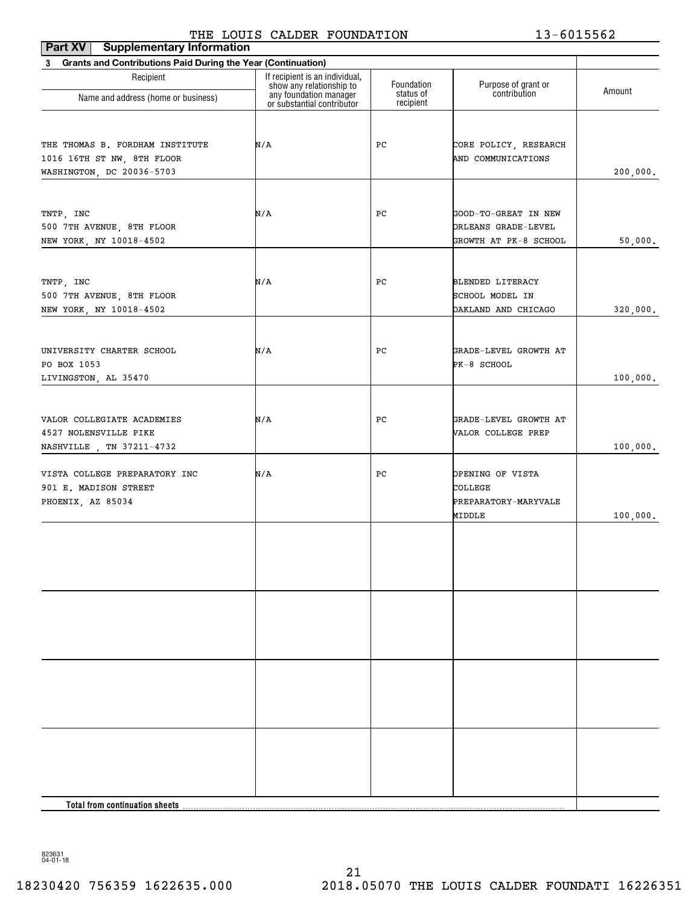THE LOUIS CALDER FOUNDATION 13-6015562

**Part XV Supplementary Information**

**3 Grants and Contributions Paid During the Year (Continuation)**

| Recipient Name and address (home or business) | If recipient is an individual, show any relationship to any foundation manager or substantial contributor | Foundation status of recipient | Purpose of grant or contribution | Amount |
|---|---|---|---|---|
| THE THOMAS B. FORDHAM INSTITUTE<br>1016 16TH ST NW, 8TH FLOOR<br>WASHINGTON, DC 20036-5703 | N/A | PC | CORE POLICY, RESEARCH AND COMMUNICATIONS | 200,000. |
| TNTP, INC<br>500 7TH AVENUE, 8TH FLOOR<br>NEW YORK, NY 10018-4502 | N/A | PC | GOOD-TO-GREAT IN NEW ORLEANS GRADE-LEVEL GROWTH AT PK-8 SCHOOL | 50,000. |
| TNTP, INC<br>500 7TH AVENUE, 8TH FLOOR<br>NEW YORK, NY 10018-4502 | N/A | PC | BLENDED LITERACY SCHOOL MODEL IN OAKLAND AND CHICAGO | 320,000. |
| UNIVERSITY CHARTER SCHOOL<br>PO BOX 1053<br>LIVINGSTON, AL 35470 | N/A | PC | GRADE-LEVEL GROWTH AT PK-8 SCHOOL | 100,000. |
| VALOR COLLEGIATE ACADEMIES<br>4527 NOLENSVILLE PIKE<br>NASHVILLE , TN 37211-4732 | N/A | PC | GRADE-LEVEL GROWTH AT VALOR COLLEGE PREP | 100,000. |
| VISTA COLLEGE PREPARATORY INC<br>901 E. MADISON STREET<br>PHOENIX, AZ 85034 | N/A | PC | OPENING OF VISTA COLLEGE PREPARATORY-MARYVALE MIDDLE | 100,000. |
| | | | | |
| | | | | |
| | | | | |
| | | | | |
| **Total from continuation sheets** | | | | |

823631 04-01-18

18230420 756359 1622635.000 2018.05070 THE LOUIS CALDER FOUNDATI 16226351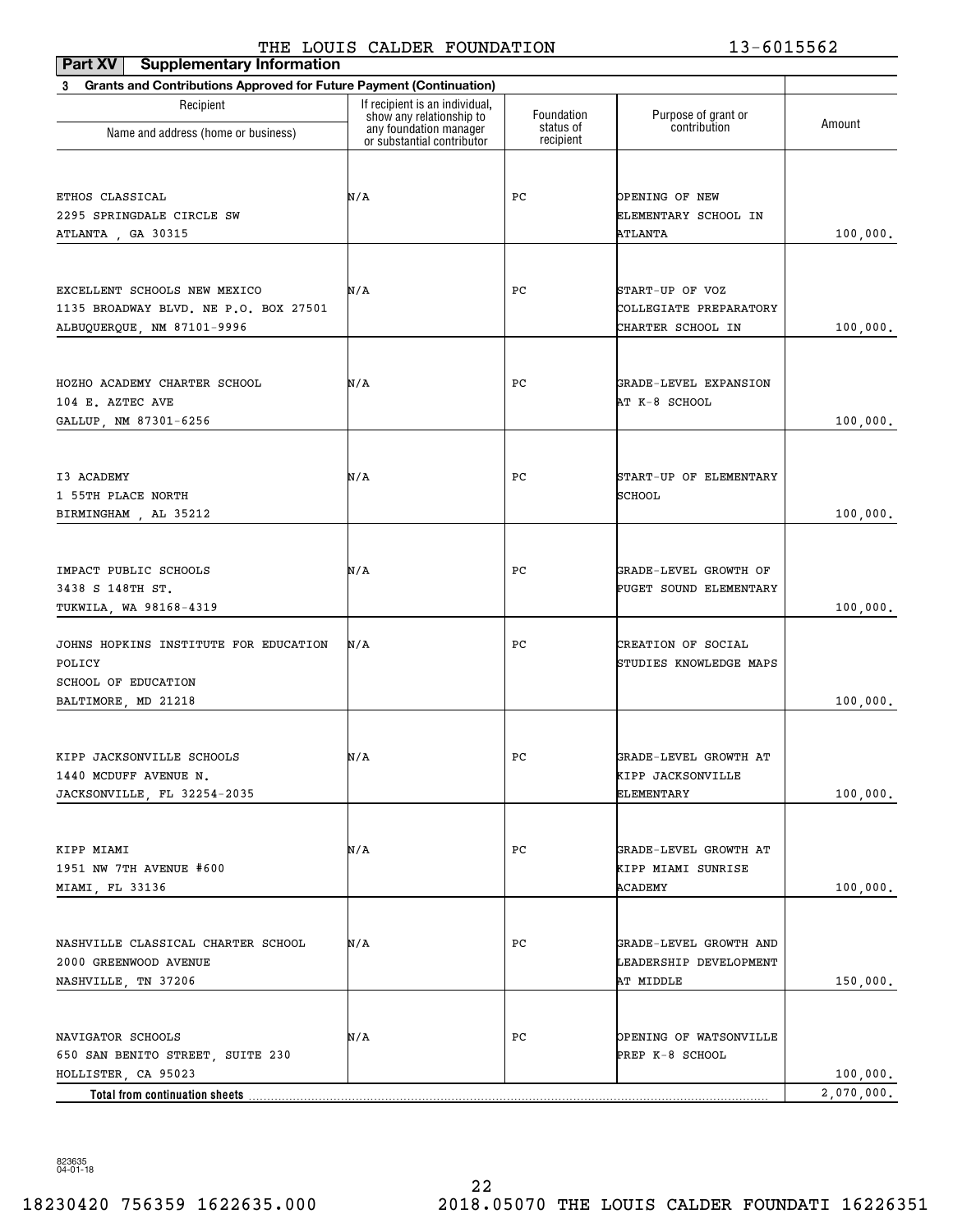THE LOUIS CALDER FOUNDATION 13-6015562

**Part XV Supplementary Information**

**3 Grants and Contributions Approved for Future Payment (Continuation)**

| Recipient Name and address (home or business) | If recipient is an individual, show any relationship to any foundation manager or substantial contributor | Foundation status of recipient | Purpose of grant or contribution | Amount |
|---|---|---|---|---|
| ETHOS CLASSICAL<br>2295 SPRINGDALE CIRCLE SW<br>ATLANTA , GA 30315 | N/A | PC | OPENING OF NEW ELEMENTARY SCHOOL IN ATLANTA | 100,000. |
| EXCELLENT SCHOOLS NEW MEXICO<br>1135 BROADWAY BLVD. NE P.O. BOX 27501<br>ALBUQUERQUE, NM 87101-9996 | N/A | PC | START-UP OF VOZ COLLEGIATE PREPARATORY CHARTER SCHOOL IN | 100,000. |
| HOZHO ACADEMY CHARTER SCHOOL<br>104 E. AZTEC AVE<br>GALLUP, NM 87301-6256 | N/A | PC | GRADE-LEVEL EXPANSION AT K-8 SCHOOL | 100,000. |
| I3 ACADEMY<br>1 55TH PLACE NORTH<br>BIRMINGHAM , AL 35212 | N/A | PC | START-UP OF ELEMENTARY SCHOOL | 100,000. |
| IMPACT PUBLIC SCHOOLS<br>3438 S 148TH ST.<br>TUKWILA, WA 98168-4319 | N/A | PC | GRADE-LEVEL GROWTH OF PUGET SOUND ELEMENTARY | 100,000. |
| JOHNS HOPKINS INSTITUTE FOR EDUCATION POLICY<br>SCHOOL OF EDUCATION<br>BALTIMORE, MD 21218 | N/A | PC | CREATION OF SOCIAL STUDIES KNOWLEDGE MAPS | 100,000. |
| KIPP JACKSONVILLE SCHOOLS<br>1440 MCDUFF AVENUE N.<br>JACKSONVILLE, FL 32254-2035 | N/A | PC | GRADE-LEVEL GROWTH AT KIPP JACKSONVILLE ELEMENTARY | 100,000. |
| KIPP MIAMI<br>1951 NW 7TH AVENUE #600<br>MIAMI, FL 33136 | N/A | PC | GRADE-LEVEL GROWTH AT KIPP MIAMI SUNRISE ACADEMY | 100,000. |
| NASHVILLE CLASSICAL CHARTER SCHOOL<br>2000 GREENWOOD AVENUE<br>NASHVILLE, TN 37206 | N/A | PC | GRADE-LEVEL GROWTH AND LEADERSHIP DEVELOPMENT AT MIDDLE | 150,000. |
| NAVIGATOR SCHOOLS<br>650 SAN BENITO STREET, SUITE 230<br>HOLLISTER, CA 95023 | N/A | PC | OPENING OF WATSONVILLE PREP K-8 SCHOOL | 100,000. |
| **Total from continuation sheets** | | | | 2,070,000. |

823635 04-01-18

18230420 756359 1622635.000 2018.05070 THE LOUIS CALDER FOUNDATI 16226351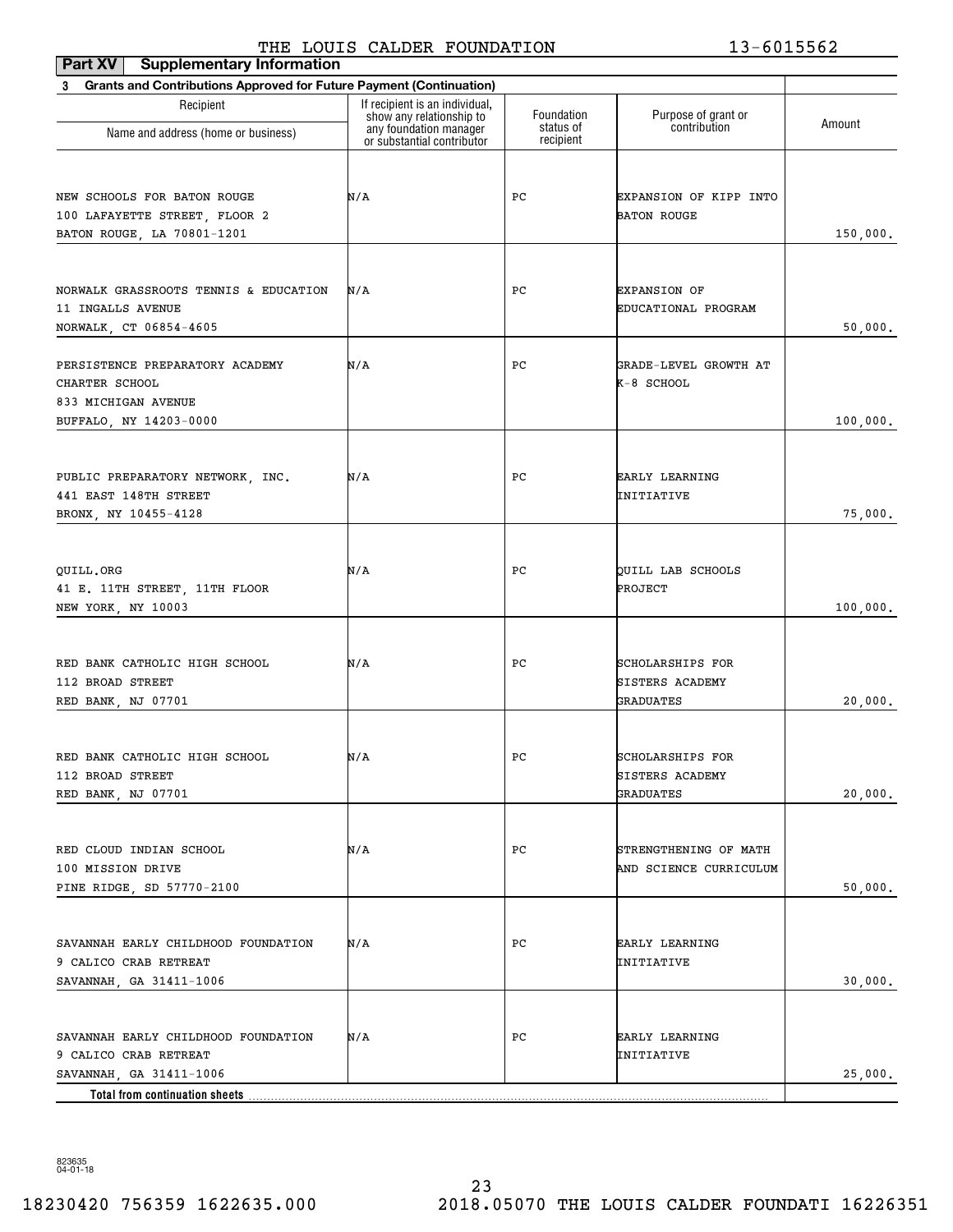THE LOUIS CALDER FOUNDATION 13-6015562

**Part XV Supplementary Information**

**3 Grants and Contributions Approved for Future Payment (Continuation)**

| Recipient Name and address (home or business) | If recipient is an individual, show any relationship to any foundation manager or substantial contributor | Foundation status of recipient | Purpose of grant or contribution | Amount |
|---|---|---|---|---|
| NEW SCHOOLS FOR BATON ROUGE<br>100 LAFAYETTE STREET, FLOOR 2<br>BATON ROUGE, LA 70801-1201 | N/A | PC | EXPANSION OF KIPP INTO BATON ROUGE | 150,000. |
| NORWALK GRASSROOTS TENNIS & EDUCATION<br>11 INGALLS AVENUE<br>NORWALK, CT 06854-4605 | N/A | PC | EXPANSION OF EDUCATIONAL PROGRAM | 50,000. |
| PERSISTENCE PREPARATORY ACADEMY CHARTER SCHOOL<br>833 MICHIGAN AVENUE<br>BUFFALO, NY 14203-0000 | N/A | PC | GRADE-LEVEL GROWTH AT K-8 SCHOOL | 100,000. |
| PUBLIC PREPARATORY NETWORK, INC.<br>441 EAST 148TH STREET<br>BRONX, NY 10455-4128 | N/A | PC | EARLY LEARNING INITIATIVE | 75,000. |
| QUILL.ORG<br>41 E. 11TH STREET, 11TH FLOOR<br>NEW YORK, NY 10003 | N/A | PC | QUILL LAB SCHOOLS PROJECT | 100,000. |
| RED BANK CATHOLIC HIGH SCHOOL<br>112 BROAD STREET<br>RED BANK, NJ 07701 | N/A | PC | SCHOLARSHIPS FOR SISTERS ACADEMY GRADUATES | 20,000. |
| RED BANK CATHOLIC HIGH SCHOOL<br>112 BROAD STREET<br>RED BANK, NJ 07701 | N/A | PC | SCHOLARSHIPS FOR SISTERS ACADEMY GRADUATES | 20,000. |
| RED CLOUD INDIAN SCHOOL<br>100 MISSION DRIVE<br>PINE RIDGE, SD 57770-2100 | N/A | PC | STRENGTHENING OF MATH AND SCIENCE CURRICULUM | 50,000. |
| SAVANNAH EARLY CHILDHOOD FOUNDATION<br>9 CALICO CRAB RETREAT<br>SAVANNAH, GA 31411-1006 | N/A | PC | EARLY LEARNING INITIATIVE | 30,000. |
| SAVANNAH EARLY CHILDHOOD FOUNDATION<br>9 CALICO CRAB RETREAT<br>SAVANNAH, GA 31411-1006 | N/A | PC | EARLY LEARNING INITIATIVE | 25,000. |
| **Total from continuation sheets** | | | | |

823635 04-01-18

18230420 756359 1622635.000 2018.05070 THE LOUIS CALDER FOUNDATI 16226351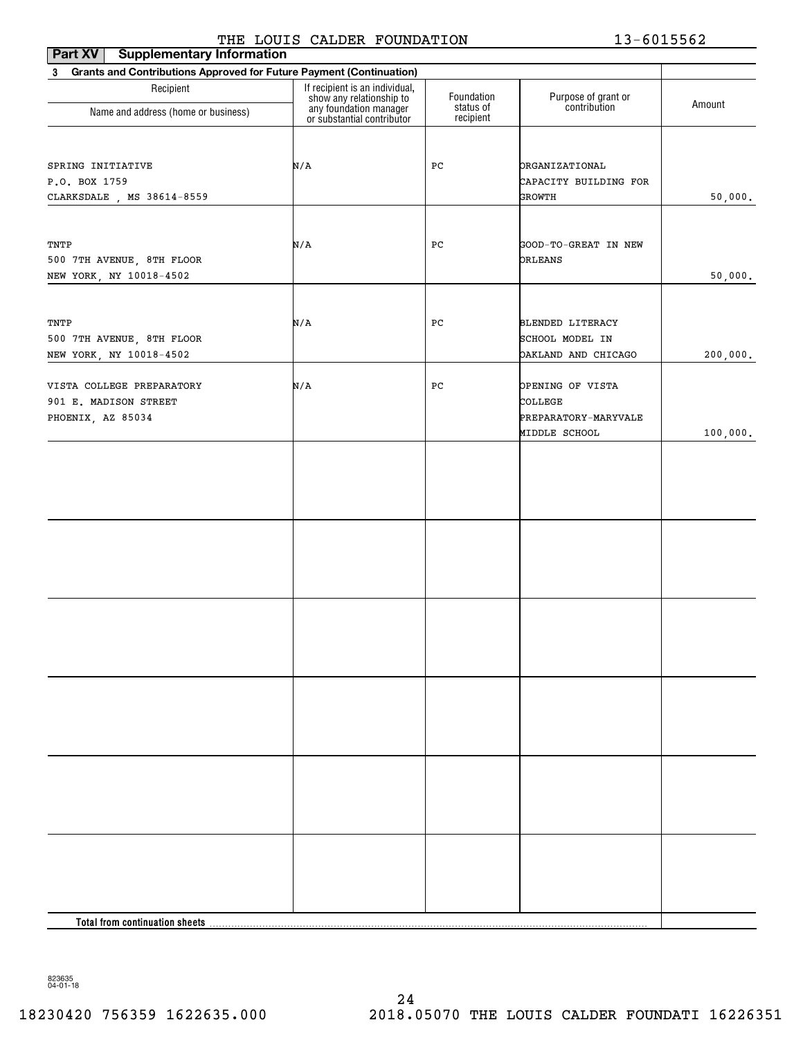THE LOUIS CALDER FOUNDATION 13-6015562

**Part XV Supplementary Information**

**3 Grants and Contributions Approved for Future Payment (Continuation)**

| Recipient<br>Name and address (home or business) | If recipient is an individual, show any relationship to any foundation manager or substantial contributor | Foundation status of recipient | Purpose of grant or contribution | Amount |
|---|---|---|---|---|
| SPRING INITIATIVE<br>P.O. BOX 1759<br>CLARKSDALE , MS 38614-8559 | N/A | PC | ORGANIZATIONAL CAPACITY BUILDING FOR GROWTH | 50,000. |
| TNTP<br>500 7TH AVENUE, 8TH FLOOR<br>NEW YORK, NY 10018-4502 | N/A | PC | GOOD-TO-GREAT IN NEW ORLEANS | 50,000. |
| TNTP<br>500 7TH AVENUE, 8TH FLOOR<br>NEW YORK, NY 10018-4502 | N/A | PC | BLENDED LITERACY SCHOOL MODEL IN OAKLAND AND CHICAGO | 200,000. |
| VISTA COLLEGE PREPARATORY<br>901 E. MADISON STREET<br>PHOENIX, AZ 85034 | N/A | PC | OPENING OF VISTA COLLEGE PREPARATORY-MARYVALE MIDDLE SCHOOL | 100,000. |
| **Total from continuation sheets** | | | | |

823635 04-01-18

18230420 756359 1622635.000 2018.05070 THE LOUIS CALDER FOUNDATI 16226351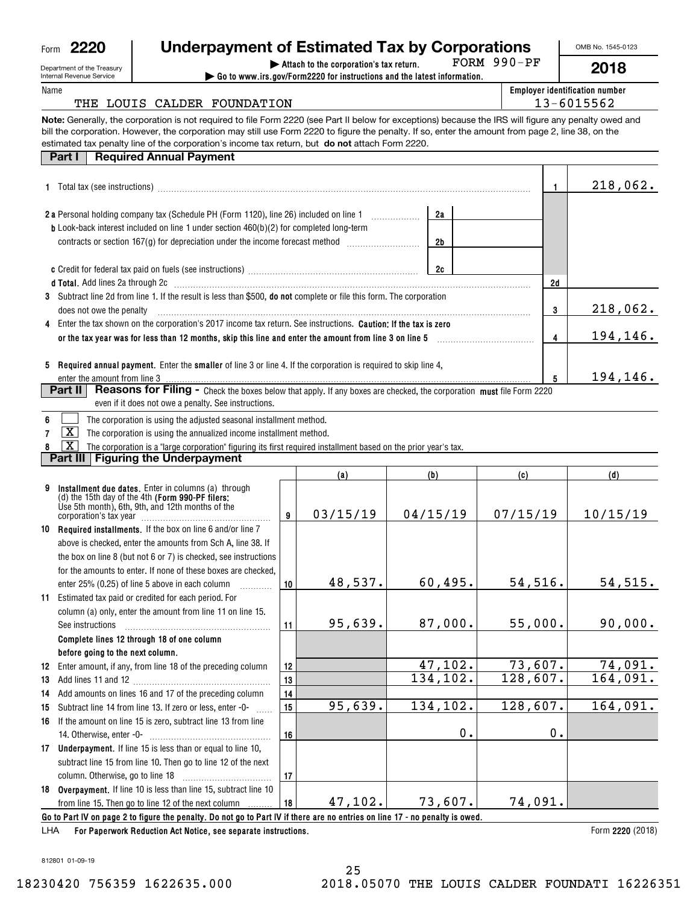Form **2220**

Department of the Treasury
Internal Revenue Service

# Underpayment of Estimated Tax by Corporations

▶ Attach to the corporation's tax return. FORM 990-PF

▶ Go to www.irs.gov/Form2220 for instructions and the latest information.

OMB No. 1545-0123

**2018**

Name: THE LOUIS CALDER FOUNDATION

Employer identification number: 13-6015562

**Note:** Generally, the corporation is not required to file Form 2220 (see Part II below for exceptions) because the IRS will figure any penalty owed and bill the corporation. However, the corporation may still use Form 2220 to figure the penalty. If so, enter the amount from page 2, line 38, on the estimated tax penalty line of the corporation's income tax return, but **do not** attach Form 2220.

## Part I Required Annual Payment

| Line | Description | | | Amount |
|---|---|---|---|---|
| 1 | Total tax (see instructions) | | 1 | 218,062. |
| 2a | Personal holding company tax (Schedule PH (Form 1120), line 26) included on line 1 | 2a | | |
| b | Look-back interest included on line 1 under section 460(b)(2) for completed long-term contracts or section 167(g) for depreciation under the income forecast method | 2b | | |
| c | Credit for federal tax paid on fuels (see instructions) | 2c | | |
| d | **Total.** Add lines 2a through 2c | | 2d | |
| 3 | Subtract line 2d from line 1. If the result is less than $500, **do not** complete or file this form. The corporation does not owe the penalty | | 3 | 218,062. |
| 4 | Enter the tax shown on the corporation's 2017 income tax return. See instructions. **Caution: If the tax is zero or the tax year was for less than 12 months, skip this line and enter the amount from line 3 on line 5** | | 4 | 194,146. |
| 5 | **Required annual payment.** Enter the **smaller** of line 3 or line 4. If the corporation is required to skip line 4, enter the amount from line 3 | | 5 | 194,146. |

## Part II Reasons for Filing - Check the boxes below that apply. If any boxes are checked, the corporation **must** file Form 2220 even if it does not owe a penalty. See instructions.

6 [ ] The corporation is using the adjusted seasonal installment method.

7 [X] The corporation is using the annualized income installment method.

8 [X] The corporation is a "large corporation" figuring its first required installment based on the prior year's tax.

## Part III Figuring the Underpayment

| Line | Description | | (a) | (b) | (c) | (d) |
|---|---|---|---|---|---|---|
| 9 | **Installment due dates.** Enter in columns (a) through (d) the 15th day of the 4th **(Form 990-PF filers: Use 5th month)**, 6th, 9th, and 12th months of the corporation's tax year | 9 | 03/15/19 | 04/15/19 | 07/15/19 | 10/15/19 |
| 10 | **Required installments.** If the box on line 6 and/or line 7 above is checked, enter the amounts from Sch A, line 38. If the box on line 8 (but not 6 or 7) is checked, see instructions for the amounts to enter. If none of these boxes are checked, enter 25% (0.25) of line 5 above in each column | 10 | 48,537. | 60,495. | 54,516. | 54,515. |
| 11 | Estimated tax paid or credited for each period. For column (a) only, enter the amount from line 11 on line 15. See instructions | 11 | 95,639. | 87,000. | 55,000. | 90,000. |
| | **Complete lines 12 through 18 of one column before going to the next column.** | | | | | |
| 12 | Enter amount, if any, from line 18 of the preceding column | 12 | | 47,102. | 73,607. | 74,091. |
| 13 | Add lines 11 and 12 | 13 | | 134,102. | 128,607. | 164,091. |
| 14 | Add amounts on lines 16 and 17 of the preceding column | 14 | | | | |
| 15 | Subtract line 14 from line 13. If zero or less, enter -0- | 15 | 95,639. | 134,102. | 128,607. | 164,091. |
| 16 | If the amount on line 15 is zero, subtract line 13 from line 14. Otherwise, enter -0- | 16 | | 0. | 0. | |
| 17 | **Underpayment.** If line 15 is less than or equal to line 10, subtract line 15 from line 10. Then go to line 12 of the next column. Otherwise, go to line 18 | 17 | | | | |
| 18 | **Overpayment.** If line 10 is less than line 15, subtract line 10 from line 15. Then go to line 12 of the next column | 18 | 47,102. | 73,607. | 74,091. | |

**Go to Part IV on page 2 to figure the penalty. Do not go to Part IV if there are no entries on line 17 - no penalty is owed.**

LHA **For Paperwork Reduction Act Notice, see separate instructions.** Form **2220** (2018)

812801 01-09-19

18230420 756359 1622635.000 2018.05070 THE LOUIS CALDER FOUNDATI 16226351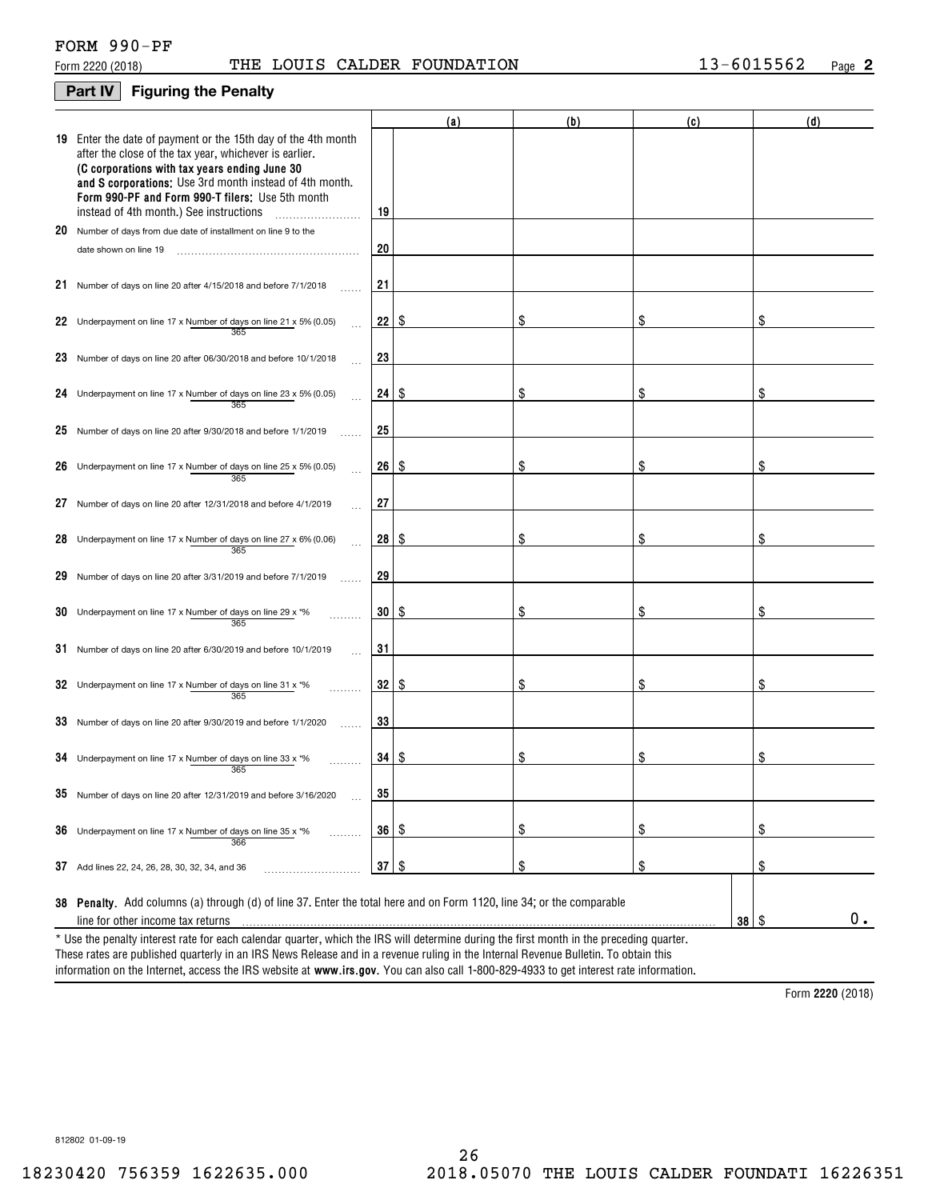FORM 990-PF

Form 2220 (2018) THE LOUIS CALDER FOUNDATION 13-6015562 Page **2**

## Part IV Figuring the Penalty

| | | | (a) | (b) | (c) | (d) |
|---|---|---|---|---|---|---|
| **19** | Enter the date of payment or the 15th day of the 4th month after the close of the tax year, whichever is earlier. **(C corporations with tax years ending June 30 and S corporations:** Use 3rd month instead of 4th month. **Form 990-PF and Form 990-T filers:** Use 5th month instead of 4th month.) See instructions | 19 | | | | |
| **20** | Number of days from due date of installment on line 9 to the date shown on line 19 | 20 | | | | |
| **21** | Number of days on line 20 after 4/15/2018 and before 7/1/2018 | 21 | | | | |
| **22** | Underpayment on line 17 x $\frac{\text{Number of days on line 21}}{365}$ x 5% (0.05) | 22 | $ | $ | $ | $ |
| **23** | Number of days on line 20 after 06/30/2018 and before 10/1/2018 | 23 | | | | |
| **24** | Underpayment on line 17 x $\frac{\text{Number of days on line 23}}{365}$ x 5% (0.05) | 24 | $ | $ | $ | $ |
| **25** | Number of days on line 20 after 9/30/2018 and before 1/1/2019 | 25 | | | | |
| **26** | Underpayment on line 17 x $\frac{\text{Number of days on line 25}}{365}$ x 5% (0.05) | 26 | $ | $ | $ | $ |
| **27** | Number of days on line 20 after 12/31/2018 and before 4/1/2019 | 27 | | | | |
| **28** | Underpayment on line 17 x $\frac{\text{Number of days on line 27}}{365}$ x 6% (0.06) | 28 | $ | $ | $ | $ |
| **29** | Number of days on line 20 after 3/31/2019 and before 7/1/2019 | 29 | | | | |
| **30** | Underpayment on line 17 x $\frac{\text{Number of days on line 29}}{365}$ x *% | 30 | $ | $ | $ | $ |
| **31** | Number of days on line 20 after 6/30/2019 and before 10/1/2019 | 31 | | | | |
| **32** | Underpayment on line 17 x $\frac{\text{Number of days on line 31}}{365}$ x *% | 32 | $ | $ | $ | $ |
| **33** | Number of days on line 20 after 9/30/2019 and before 1/1/2020 | 33 | | | | |
| **34** | Underpayment on line 17 x $\frac{\text{Number of days on line 33}}{365}$ x *% | 34 | $ | $ | $ | $ |
| **35** | Number of days on line 20 after 12/31/2019 and before 3/16/2020 | 35 | | | | |
| **36** | Underpayment on line 17 x $\frac{\text{Number of days on line 35}}{366}$ x *% | 36 | $ | $ | $ | $ |
| **37** | Add lines 22, 24, 26, 28, 30, 32, 34, and 36 | 37 | $ | $ | $ | $ |

**38 Penalty.** Add columns (a) through (d) of line 37. Enter the total here and on Form 1120, line 34; or the comparable line for other income tax returns ... **38** $ 0.

\* Use the penalty interest rate for each calendar quarter, which the IRS will determine during the first month in the preceding quarter. These rates are published quarterly in an IRS News Release and in a revenue ruling in the Internal Revenue Bulletin. To obtain this information on the Internet, access the IRS website at **www.irs.gov**. You can also call 1-800-829-4933 to get interest rate information.

Form **2220** (2018)

812802 01-09-19

18230420 756359 1622635.000 2018.05070 THE LOUIS CALDER FOUNDATI 16226351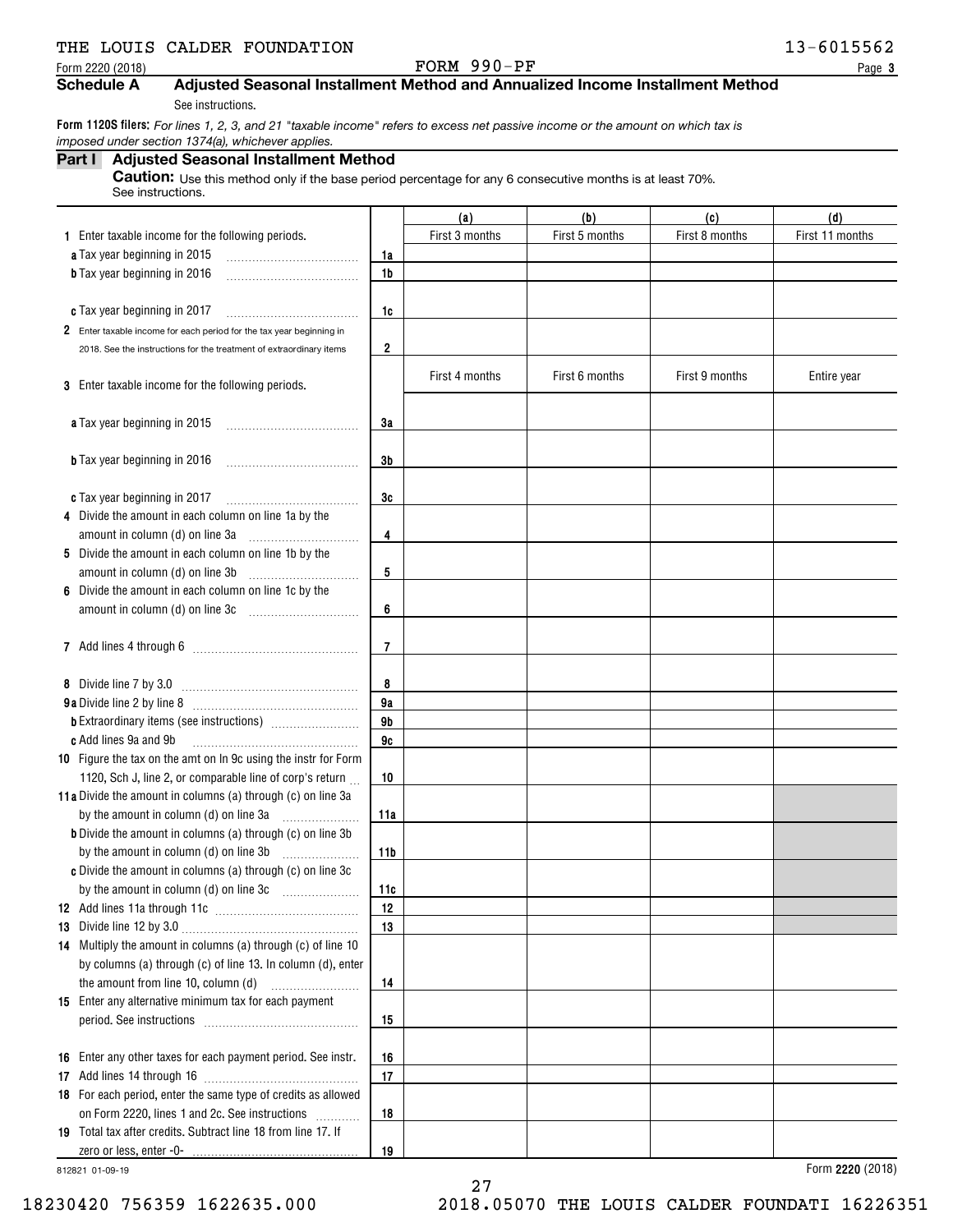THE LOUIS CALDER FOUNDATION 13-6015562

Form 2220 (2018) FORM 990-PF

## Schedule A Adjusted Seasonal Installment Method and Annualized Income Installment Method

See instructions.

**Form 1120S filers:** *For lines 1, 2, 3, and 21 "taxable income" refers to excess net passive income or the amount on which tax is imposed under section 1374(a), whichever applies.*

### Part I Adjusted Seasonal Installment Method

**Caution:** Use this method only if the base period percentage for any 6 consecutive months is at least 70%. See instructions.

| | | (a) | (b) | (c) | (d) |
|---|---|---|---|---|---|
| **1** Enter taxable income for the following periods. | | First 3 months | First 5 months | First 8 months | First 11 months |
| **a** Tax year beginning in 2015 | 1a | | | | |
| **b** Tax year beginning in 2016 | 1b | | | | |
| **c** Tax year beginning in 2017 | 1c | | | | |
| **2** Enter taxable income for each period for the tax year beginning in 2018. See the instructions for the treatment of extraordinary items | 2 | | | | |
| **3** Enter taxable income for the following periods. | | First 4 months | First 6 months | First 9 months | Entire year |
| **a** Tax year beginning in 2015 | 3a | | | | |
| **b** Tax year beginning in 2016 | 3b | | | | |
| **c** Tax year beginning in 2017 | 3c | | | | |
| **4** Divide the amount in each column on line 1a by the amount in column (d) on line 3a | 4 | | | | |
| **5** Divide the amount in each column on line 1b by the amount in column (d) on line 3b | 5 | | | | |
| **6** Divide the amount in each column on line 1c by the amount in column (d) on line 3c | 6 | | | | |
| **7** Add lines 4 through 6 | 7 | | | | |
| **8** Divide line 7 by 3.0 | 8 | | | | |
| **9a** Divide line 2 by line 8 | 9a | | | | |
| **b** Extraordinary items (see instructions) | 9b | | | | |
| **c** Add lines 9a and 9b | 9c | | | | |
| **10** Figure the tax on the amt on ln 9c using the instr for Form 1120, Sch J, line 2, or comparable line of corp's return | 10 | | | | |
| **11a** Divide the amount in columns (a) through (c) on line 3a by the amount in column (d) on line 3a | 11a | | | | |
| **b** Divide the amount in columns (a) through (c) on line 3b by the amount in column (d) on line 3b | 11b | | | | |
| **c** Divide the amount in columns (a) through (c) on line 3c by the amount in column (d) on line 3c | 11c | | | | |
| **12** Add lines 11a through 11c | 12 | | | | |
| **13** Divide line 12 by 3.0 | 13 | | | | |
| **14** Multiply the amount in columns (a) through (c) of line 10 by columns (a) through (c) of line 13. In column (d), enter the amount from line 10, column (d) | 14 | | | | |
| **15** Enter any alternative minimum tax for each payment period. See instructions | 15 | | | | |
| **16** Enter any other taxes for each payment period. See instr. | 16 | | | | |
| **17** Add lines 14 through 16 | 17 | | | | |
| **18** For each period, enter the same type of credits as allowed on Form 2220, lines 1 and 2c. See instructions | 18 | | | | |
| **19** Total tax after credits. Subtract line 18 from line 17. If zero or less, enter -0- | 19 | | | | |

812821 01-09-19 Form **2220** (2018)

18230420 756359 1622635.000 2018.05070 THE LOUIS CALDER FOUNDATI 16226351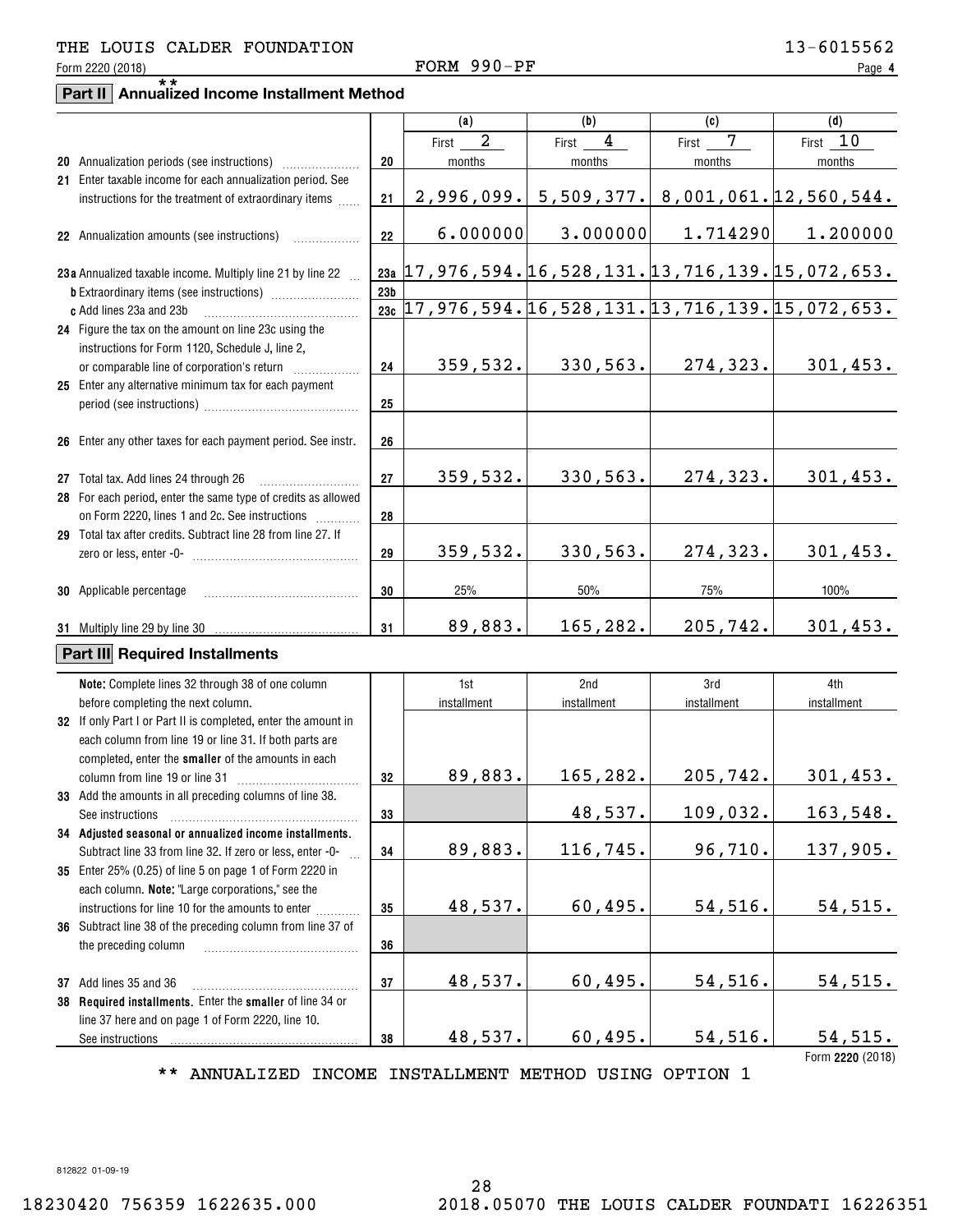THE LOUIS CALDER FOUNDATION 13-6015562

Form 2220 (2018) FORM 990-PF Page 4

## Part II Annualized Income Installment Method **

| | | | (a) | (b) | (c) | (d) |
|---|---|---|---|---|---|---|
| 20 | Annualization periods (see instructions) | 20 | First 2 months | First 4 months | First 7 months | First 10 months |
| 21 | Enter taxable income for each annualization period. See instructions for the treatment of extraordinary items | 21 | 2,996,099. | 5,509,377. | 8,001,061. | 12,560,544. |
| 22 | Annualization amounts (see instructions) | 22 | 6.000000 | 3.000000 | 1.714290 | 1.200000 |
| 23a | Annualized taxable income. Multiply line 21 by line 22 | 23a | 17,976,594. | 16,528,131. | 13,716,139. | 15,072,653. |
| b | Extraordinary items (see instructions) | 23b | | | | |
| c | Add lines 23a and 23b | 23c | 17,976,594. | 16,528,131. | 13,716,139. | 15,072,653. |
| 24 | Figure the tax on the amount on line 23c using the instructions for Form 1120, Schedule J, line 2, or comparable line of corporation's return | 24 | 359,532. | 330,563. | 274,323. | 301,453. |
| 25 | Enter any alternative minimum tax for each payment period (see instructions) | 25 | | | | |
| 26 | Enter any other taxes for each payment period. See instr. | 26 | | | | |
| 27 | Total tax. Add lines 24 through 26 | 27 | 359,532. | 330,563. | 274,323. | 301,453. |
| 28 | For each period, enter the same type of credits as allowed on Form 2220, lines 1 and 2c. See instructions | 28 | | | | |
| 29 | Total tax after credits. Subtract line 28 from line 27. If zero or less, enter -0- | 29 | 359,532. | 330,563. | 274,323. | 301,453. |
| 30 | Applicable percentage | 30 | 25% | 50% | 75% | 100% |
| 31 | Multiply line 29 by line 30 | 31 | 89,883. | 165,282. | 205,742. | 301,453. |

## Part III Required Installments

| | Note: Complete lines 32 through 38 of one column before completing the next column. | | 1st installment | 2nd installment | 3rd installment | 4th installment |
|---|---|---|---|---|---|---|
| 32 | If only Part I or Part II is completed, enter the amount in each column from line 19 or line 31. If both parts are completed, enter the **smaller** of the amounts in each column from line 19 or line 31 | 32 | 89,883. | 165,282. | 205,742. | 301,453. |
| 33 | Add the amounts in all preceding columns of line 38. See instructions | 33 | | 48,537. | 109,032. | 163,548. |
| 34 | **Adjusted seasonal or annualized income installments.** Subtract line 33 from line 32. If zero or less, enter -0- | 34 | 89,883. | 116,745. | 96,710. | 137,905. |
| 35 | Enter 25% (0.25) of line 5 on page 1 of Form 2220 in each column. **Note:** "Large corporations," see the instructions for line 10 for the amounts to enter | 35 | 48,537. | 60,495. | 54,516. | 54,515. |
| 36 | Subtract line 38 of the preceding column from line 37 of the preceding column | 36 | | | | |
| 37 | Add lines 35 and 36 | 37 | 48,537. | 60,495. | 54,516. | 54,515. |
| 38 | **Required installments.** Enter the **smaller** of line 34 or line 37 here and on page 1 of Form 2220, line 10. See instructions | 38 | 48,537. | 60,495. | 54,516. | 54,515. |

Form **2220** (2018)

** ANNUALIZED INCOME INSTALLMENT METHOD USING OPTION 1

812822 01-09-19

18230420 756359 1622635.000 2018.05070 THE LOUIS CALDER FOUNDATI 16226351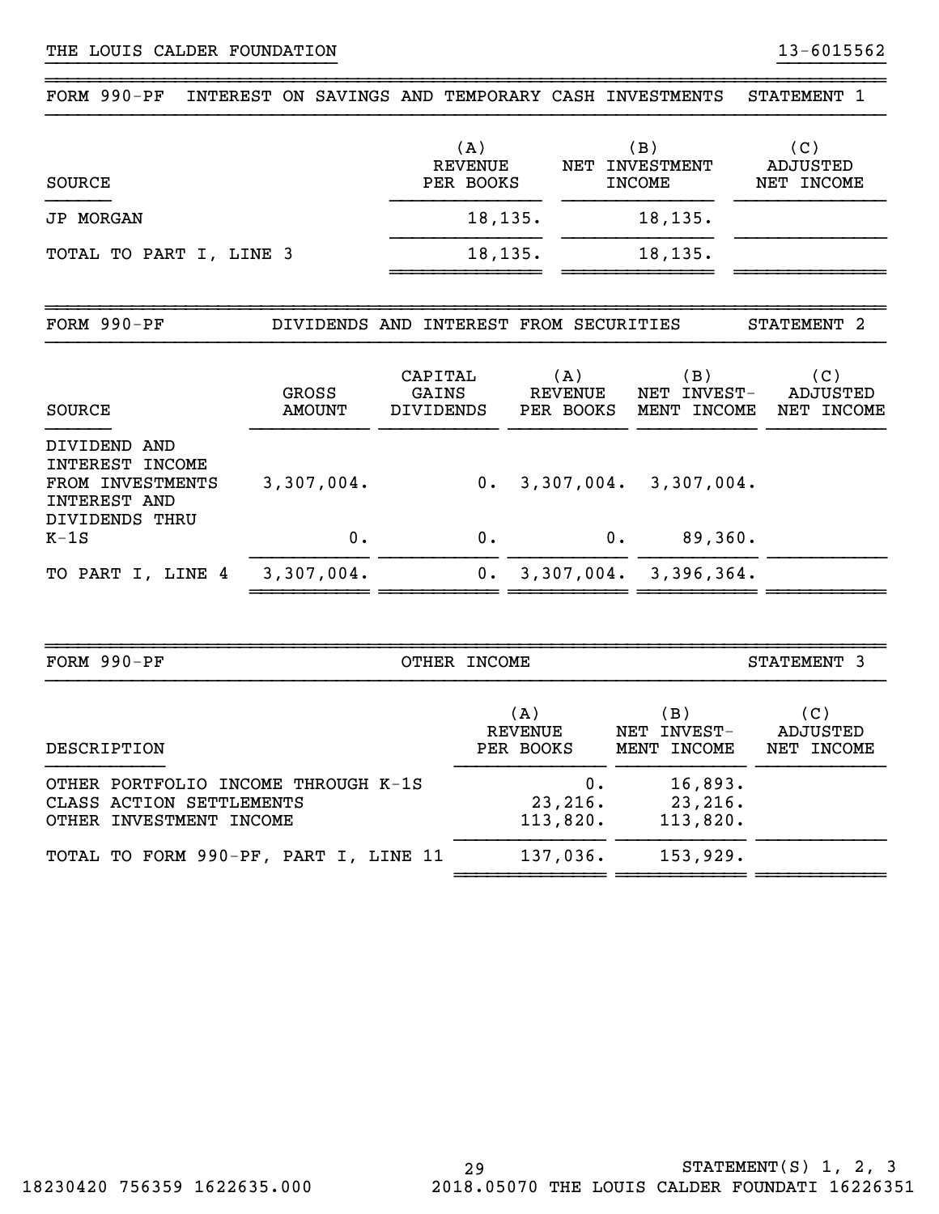THE LOUIS CALDER FOUNDATION 13-6015562

## FORM 990-PF INTEREST ON SAVINGS AND TEMPORARY CASH INVESTMENTS STATEMENT 1

| SOURCE | (A) REVENUE PER BOOKS | (B) NET INVESTMENT INCOME | (C) ADJUSTED NET INCOME |
|---|---|---|---|
| JP MORGAN | 18,135. | 18,135. | |
| TOTAL TO PART I, LINE 3 | 18,135. | 18,135. | |

## FORM 990-PF DIVIDENDS AND INTEREST FROM SECURITIES STATEMENT 2

| SOURCE | GROSS AMOUNT | CAPITAL GAINS DIVIDENDS | (A) REVENUE PER BOOKS | (B) NET INVEST-MENT INCOME | (C) ADJUSTED NET INCOME |
|---|---|---|---|---|---|
| DIVIDEND AND INTEREST INCOME FROM INVESTMENTS | 3,307,004. | 0. | 3,307,004. | 3,307,004. | |
| INTEREST AND DIVIDENDS THRU K-1S | 0. | 0. | 0. | 89,360. | |
| TO PART I, LINE 4 | 3,307,004. | 0. | 3,307,004. | 3,396,364. | |

## FORM 990-PF OTHER INCOME STATEMENT 3

| DESCRIPTION | (A) REVENUE PER BOOKS | (B) NET INVEST-MENT INCOME | (C) ADJUSTED NET INCOME |
|---|---|---|---|
| OTHER PORTFOLIO INCOME THROUGH K-1S | 0. | 16,893. | |
| CLASS ACTION SETTLEMENTS | 23,216. | 23,216. | |
| OTHER INVESTMENT INCOME | 113,820. | 113,820. | |
| TOTAL TO FORM 990-PF, PART I, LINE 11 | 137,036. | 153,929. | |

STATEMENT(S) 1, 2, 3

18230420 756359 1622635.000 2018.05070 THE LOUIS CALDER FOUNDATI 16226351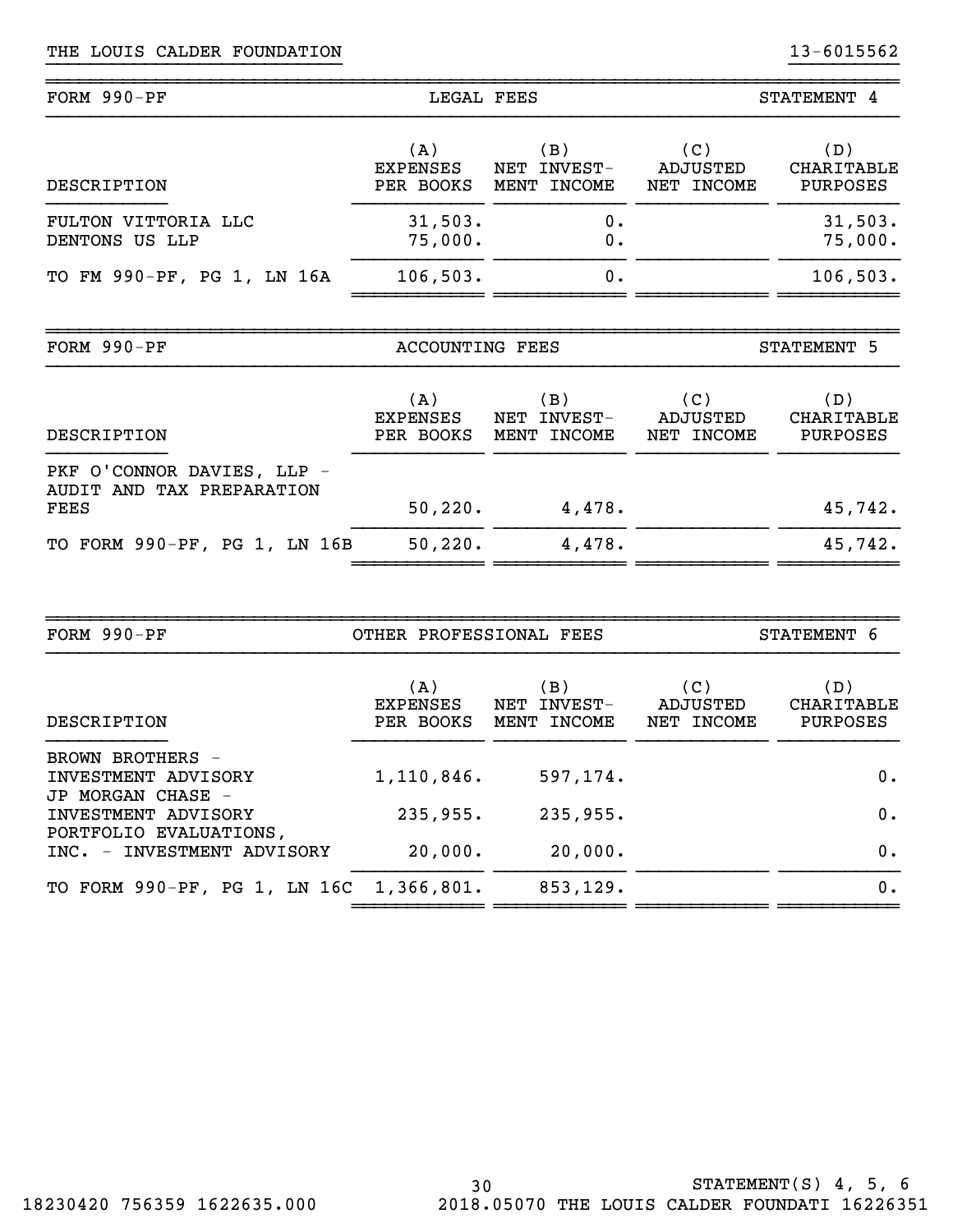THE LOUIS CALDER FOUNDATION 13-6015562

## FORM 990-PF — LEGAL FEES — STATEMENT 4

| DESCRIPTION | (A) EXPENSES PER BOOKS | (B) NET INVEST-MENT INCOME | (C) ADJUSTED NET INCOME | (D) CHARITABLE PURPOSES |
|---|---|---|---|---|
| FULTON VITTORIA LLC | 31,503. | 0. | | 31,503. |
| DENTONS US LLP | 75,000. | 0. | | 75,000. |
| TO FM 990-PF, PG 1, LN 16A | 106,503. | 0. | | 106,503. |

## FORM 990-PF — ACCOUNTING FEES — STATEMENT 5

| DESCRIPTION | (A) EXPENSES PER BOOKS | (B) NET INVEST-MENT INCOME | (C) ADJUSTED NET INCOME | (D) CHARITABLE PURPOSES |
|---|---|---|---|---|
| PKF O'CONNOR DAVIES, LLP - AUDIT AND TAX PREPARATION FEES | 50,220. | 4,478. | | 45,742. |
| TO FORM 990-PF, PG 1, LN 16B | 50,220. | 4,478. | | 45,742. |

## FORM 990-PF — OTHER PROFESSIONAL FEES — STATEMENT 6

| DESCRIPTION | (A) EXPENSES PER BOOKS | (B) NET INVEST-MENT INCOME | (C) ADJUSTED NET INCOME | (D) CHARITABLE PURPOSES |
|---|---|---|---|---|
| BROWN BROTHERS - INVESTMENT ADVISORY | 1,110,846. | 597,174. | | 0. |
| JP MORGAN CHASE - INVESTMENT ADVISORY | 235,955. | 235,955. | | 0. |
| PORTFOLIO EVALUATIONS, INC. - INVESTMENT ADVISORY | 20,000. | 20,000. | | 0. |
| TO FORM 990-PF, PG 1, LN 16C | 1,366,801. | 853,129. | | 0. |

STATEMENT(S) 4, 5, 6

18230420 756359 1622635.000 2018.05070 THE LOUIS CALDER FOUNDATI 16226351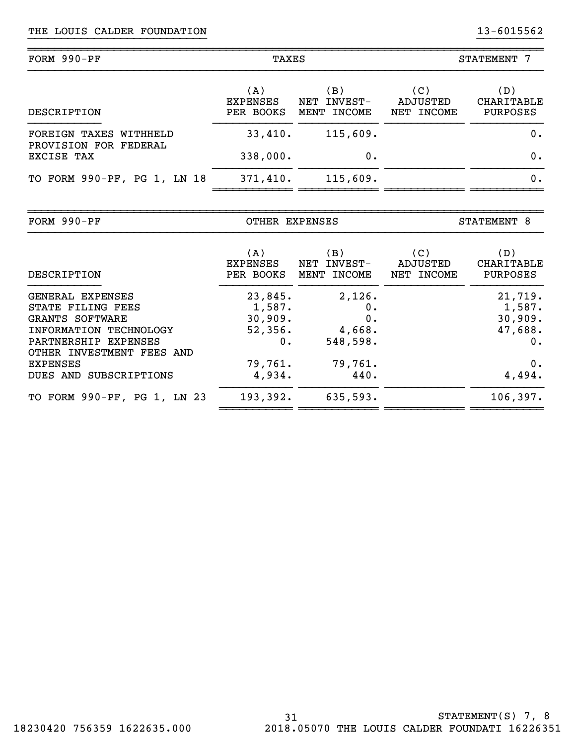THE LOUIS CALDER FOUNDATION 13-6015562

| FORM 990-PF | TAXES | | | STATEMENT 7 |
|---|---|---|---|---|
| DESCRIPTION | (A) EXPENSES PER BOOKS | (B) NET INVEST- MENT INCOME | (C) ADJUSTED NET INCOME | (D) CHARITABLE PURPOSES |
| FOREIGN TAXES WITHHELD | 33,410. | 115,609. | | 0. |
| PROVISION FOR FEDERAL EXCISE TAX | 338,000. | 0. | | 0. |
| TO FORM 990-PF, PG 1, LN 18 | 371,410. | 115,609. | | 0. |

| FORM 990-PF | OTHER EXPENSES | | | STATEMENT 8 |
|---|---|---|---|---|
| DESCRIPTION | (A) EXPENSES PER BOOKS | (B) NET INVEST- MENT INCOME | (C) ADJUSTED NET INCOME | (D) CHARITABLE PURPOSES |
| GENERAL EXPENSES | 23,845. | 2,126. | | 21,719. |
| STATE FILING FEES | 1,587. | 0. | | 1,587. |
| GRANTS SOFTWARE | 30,909. | 0. | | 30,909. |
| INFORMATION TECHNOLOGY | 52,356. | 4,668. | | 47,688. |
| PARTNERSHIP EXPENSES | 0. | 548,598. | | 0. |
| OTHER INVESTMENT FEES AND EXPENSES | 79,761. | 79,761. | | 0. |
| DUES AND SUBSCRIPTIONS | 4,934. | 440. | | 4,494. |
| TO FORM 990-PF, PG 1, LN 23 | 193,392. | 635,593. | | 106,397. |

STATEMENT(S) 7, 8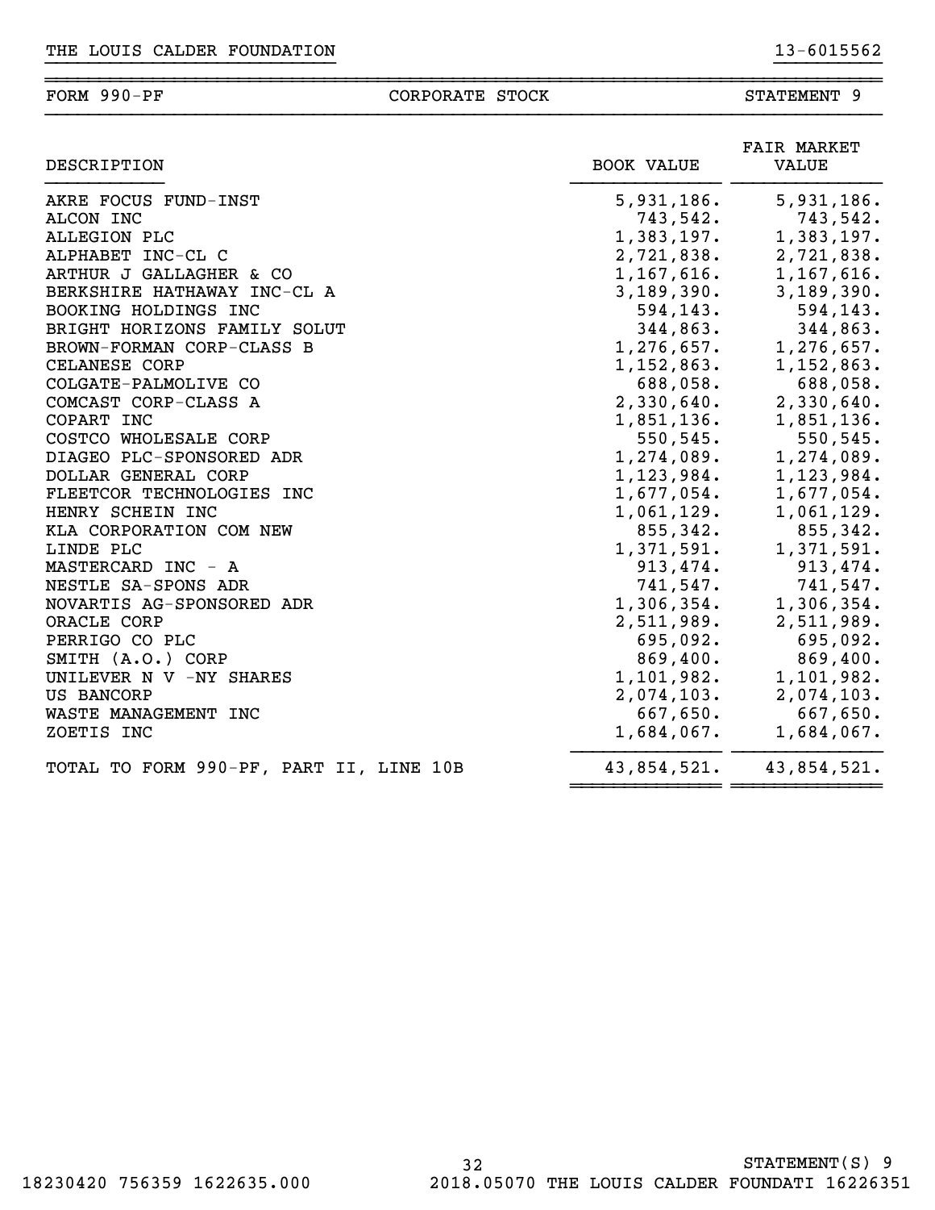THE LOUIS CALDER FOUNDATION 13-6015562

FORM 990-PF CORPORATE STOCK STATEMENT 9

| DESCRIPTION | BOOK VALUE | FAIR MARKET VALUE |
|---|---|---|
| AKRE FOCUS FUND-INST | 5,931,186. | 5,931,186. |
| ALCON INC | 743,542. | 743,542. |
| ALLEGION PLC | 1,383,197. | 1,383,197. |
| ALPHABET INC-CL C | 2,721,838. | 2,721,838. |
| ARTHUR J GALLAGHER & CO | 1,167,616. | 1,167,616. |
| BERKSHIRE HATHAWAY INC-CL A | 3,189,390. | 3,189,390. |
| BOOKING HOLDINGS INC | 594,143. | 594,143. |
| BRIGHT HORIZONS FAMILY SOLUT | 344,863. | 344,863. |
| BROWN-FORMAN CORP-CLASS B | 1,276,657. | 1,276,657. |
| CELANESE CORP | 1,152,863. | 1,152,863. |
| COLGATE-PALMOLIVE CO | 688,058. | 688,058. |
| COMCAST CORP-CLASS A | 2,330,640. | 2,330,640. |
| COPART INC | 1,851,136. | 1,851,136. |
| COSTCO WHOLESALE CORP | 550,545. | 550,545. |
| DIAGEO PLC-SPONSORED ADR | 1,274,089. | 1,274,089. |
| DOLLAR GENERAL CORP | 1,123,984. | 1,123,984. |
| FLEETCOR TECHNOLOGIES INC | 1,677,054. | 1,677,054. |
| HENRY SCHEIN INC | 1,061,129. | 1,061,129. |
| KLA CORPORATION COM NEW | 855,342. | 855,342. |
| LINDE PLC | 1,371,591. | 1,371,591. |
| MASTERCARD INC - A | 913,474. | 913,474. |
| NESTLE SA-SPONS ADR | 741,547. | 741,547. |
| NOVARTIS AG-SPONSORED ADR | 1,306,354. | 1,306,354. |
| ORACLE CORP | 2,511,989. | 2,511,989. |
| PERRIGO CO PLC | 695,092. | 695,092. |
| SMITH (A.O.) CORP | 869,400. | 869,400. |
| UNILEVER N V -NY SHARES | 1,101,982. | 1,101,982. |
| US BANCORP | 2,074,103. | 2,074,103. |
| WASTE MANAGEMENT INC | 667,650. | 667,650. |
| ZOETIS INC | 1,684,067. | 1,684,067. |
| TOTAL TO FORM 990-PF, PART II, LINE 10B | 43,854,521. | 43,854,521. |

STATEMENT(S) 9

18230420 756359 1622635.000 2018.05070 THE LOUIS CALDER FOUNDATI 16226351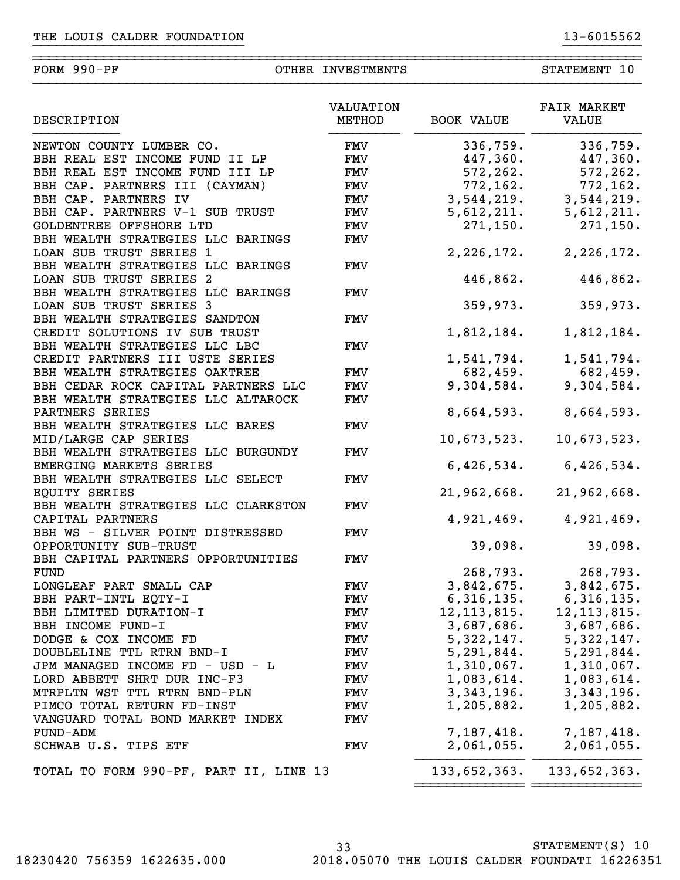THE LOUIS CALDER FOUNDATION 13-6015562

FORM 990-PF — OTHER INVESTMENTS — STATEMENT 10

| DESCRIPTION | VALUATION METHOD | BOOK VALUE | FAIR MARKET VALUE |
|---|---|---|---|
| NEWTON COUNTY LUMBER CO. | FMV | 336,759. | 336,759. |
| BBH REAL EST INCOME FUND II LP | FMV | 447,360. | 447,360. |
| BBH REAL EST INCOME FUND III LP | FMV | 572,262. | 572,262. |
| BBH CAP. PARTNERS III (CAYMAN) | FMV | 772,162. | 772,162. |
| BBH CAP. PARTNERS IV | FMV | 3,544,219. | 3,544,219. |
| BBH CAP. PARTNERS V-1 SUB TRUST | FMV | 5,612,211. | 5,612,211. |
| GOLDENTREE OFFSHORE LTD | FMV | 271,150. | 271,150. |
| BBH WEALTH STRATEGIES LLC BARINGS LOAN SUB TRUST SERIES 1 | FMV | 2,226,172. | 2,226,172. |
| BBH WEALTH STRATEGIES LLC BARINGS LOAN SUB TRUST SERIES 2 | FMV | 446,862. | 446,862. |
| BBH WEALTH STRATEGIES LLC BARINGS LOAN SUB TRUST SERIES 3 | FMV | 359,973. | 359,973. |
| BBH WEALTH STRATEGIES SANDTON CREDIT SOLUTIONS IV SUB TRUST | FMV | 1,812,184. | 1,812,184. |
| BBH WEALTH STRATEGIES LLC LBC CREDIT PARTNERS III USTE SERIES | FMV | 1,541,794. | 1,541,794. |
| BBH WEALTH STRATEGIES OAKTREE | FMV | 682,459. | 682,459. |
| BBH CEDAR ROCK CAPITAL PARTNERS LLC | FMV | 9,304,584. | 9,304,584. |
| BBH WEALTH STRATEGIES LLC ALTAROCK PARTNERS SERIES | FMV | 8,664,593. | 8,664,593. |
| BBH WEALTH STRATEGIES LLC BARES MID/LARGE CAP SERIES | FMV | 10,673,523. | 10,673,523. |
| BBH WEALTH STRATEGIES LLC BURGUNDY EMERGING MARKETS SERIES | FMV | 6,426,534. | 6,426,534. |
| BBH WEALTH STRATEGIES LLC SELECT EQUITY SERIES | FMV | 21,962,668. | 21,962,668. |
| BBH WEALTH STRATEGIES LLC CLARKSTON CAPITAL PARTNERS | FMV | 4,921,469. | 4,921,469. |
| BBH WS - SILVER POINT DISTRESSED OPPORTUNITY SUB-TRUST | FMV | 39,098. | 39,098. |
| BBH CAPITAL PARTNERS OPPORTUNITIES FUND | FMV | 268,793. | 268,793. |
| LONGLEAF PART SMALL CAP | FMV | 3,842,675. | 3,842,675. |
| BBH PART-INTL EQTY-I | FMV | 6,316,135. | 6,316,135. |
| BBH LIMITED DURATION-I | FMV | 12,113,815. | 12,113,815. |
| BBH INCOME FUND-I | FMV | 3,687,686. | 3,687,686. |
| DODGE & COX INCOME FD | FMV | 5,322,147. | 5,322,147. |
| DOUBLELINE TTL RTRN BND-I | FMV | 5,291,844. | 5,291,844. |
| JPM MANAGED INCOME FD - USD - L | FMV | 1,310,067. | 1,310,067. |
| LORD ABBETT SHRT DUR INC-F3 | FMV | 1,083,614. | 1,083,614. |
| MTRPLTN WST TTL RTRN BND-PLN | FMV | 3,343,196. | 3,343,196. |
| PIMCO TOTAL RETURN FD-INST | FMV | 1,205,882. | 1,205,882. |
| VANGUARD TOTAL BOND MARKET INDEX FUND-ADM | FMV | 7,187,418. | 7,187,418. |
| SCHWAB U.S. TIPS ETF | FMV | 2,061,055. | 2,061,055. |
| TOTAL TO FORM 990-PF, PART II, LINE 13 | | 133,652,363. | 133,652,363. |

STATEMENT(S) 10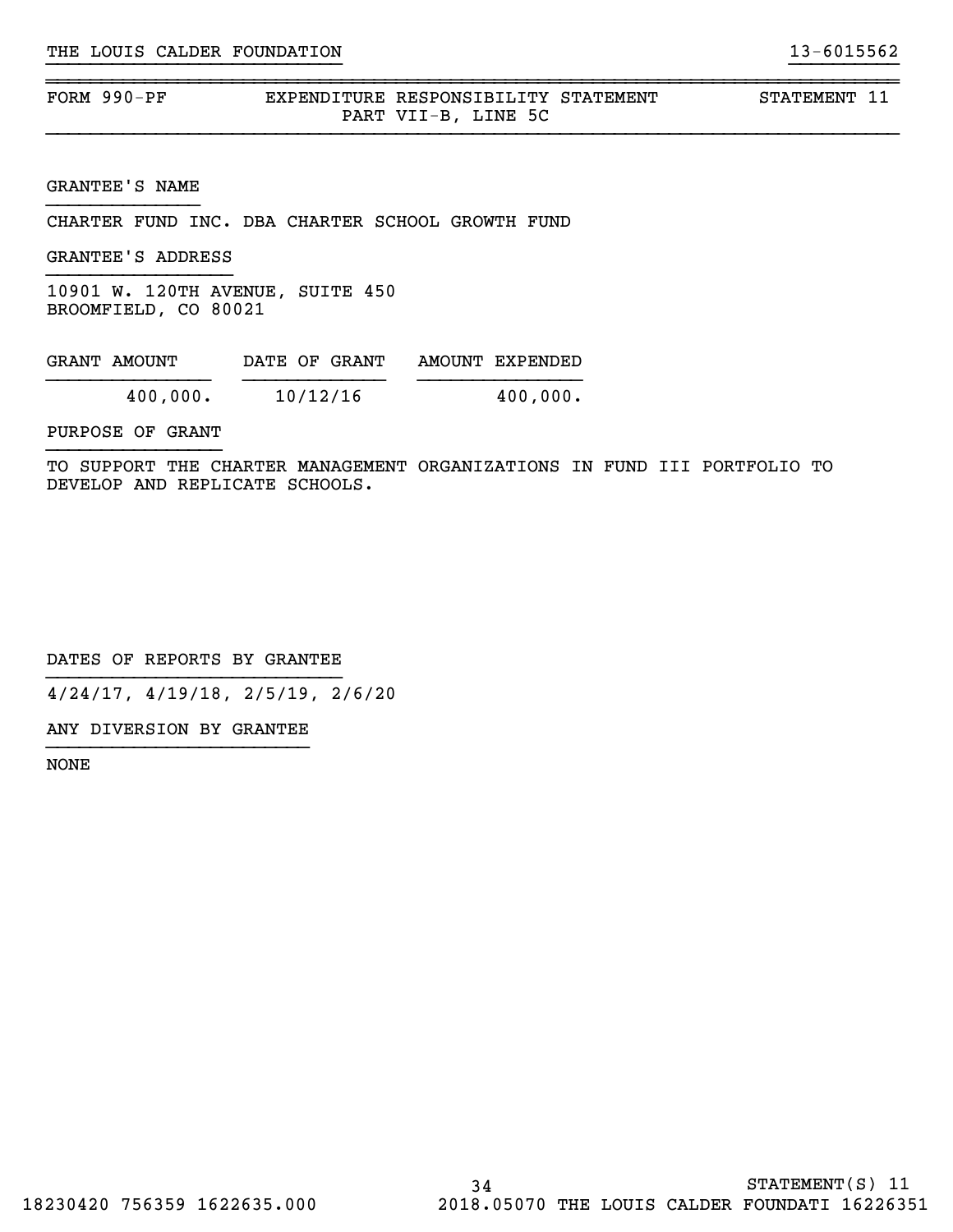THE LOUIS CALDER FOUNDATION 13-6015562

FORM 990-PF EXPENDITURE RESPONSIBILITY STATEMENT PART VII-B, LINE 5C STATEMENT 11

GRANTEE'S NAME

CHARTER FUND INC. DBA CHARTER SCHOOL GROWTH FUND

GRANTEE'S ADDRESS

10901 W. 120TH AVENUE, SUITE 450
BROOMFIELD, CO 80021

| GRANT AMOUNT | DATE OF GRANT | AMOUNT EXPENDED |
|---|---|---|
| 400,000. | 10/12/16 | 400,000. |

PURPOSE OF GRANT

TO SUPPORT THE CHARTER MANAGEMENT ORGANIZATIONS IN FUND III PORTFOLIO TO DEVELOP AND REPLICATE SCHOOLS.

DATES OF REPORTS BY GRANTEE

4/24/17, 4/19/18, 2/5/19, 2/6/20

ANY DIVERSION BY GRANTEE

NONE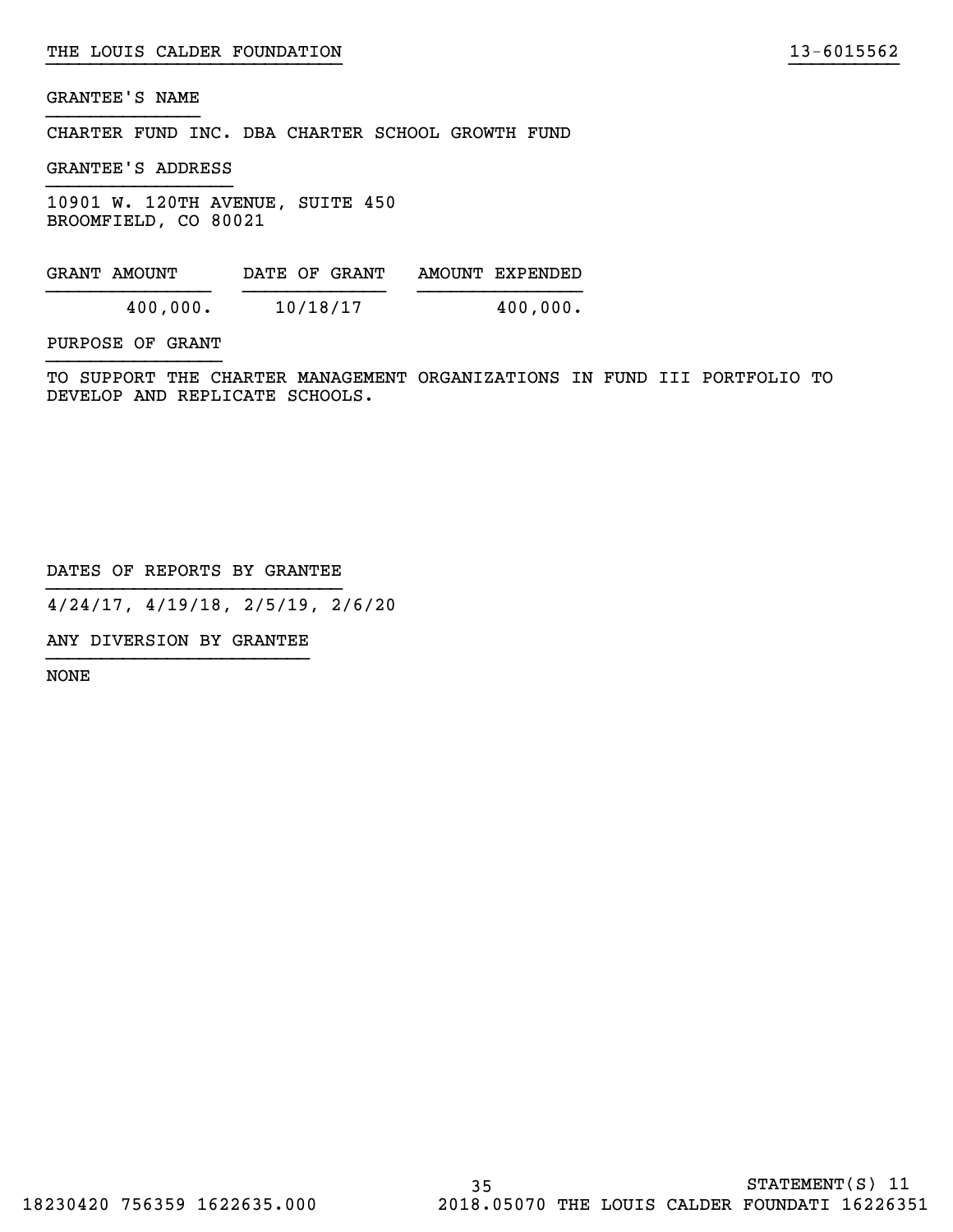GRANTEE'S NAME

CHARTER FUND INC. DBA CHARTER SCHOOL GROWTH FUND

GRANTEE'S ADDRESS

10901 W. 120TH AVENUE, SUITE 450
BROOMFIELD, CO 80021

| GRANT AMOUNT | DATE OF GRANT | AMOUNT EXPENDED |
| --- | --- | --- |
| 400,000. | 10/18/17 | 400,000. |

PURPOSE OF GRANT

TO SUPPORT THE CHARTER MANAGEMENT ORGANIZATIONS IN FUND III PORTFOLIO TO DEVELOP AND REPLICATE SCHOOLS.

DATES OF REPORTS BY GRANTEE

4/24/17, 4/19/18, 2/5/19, 2/6/20

ANY DIVERSION BY GRANTEE

NONE

STATEMENT(S) 11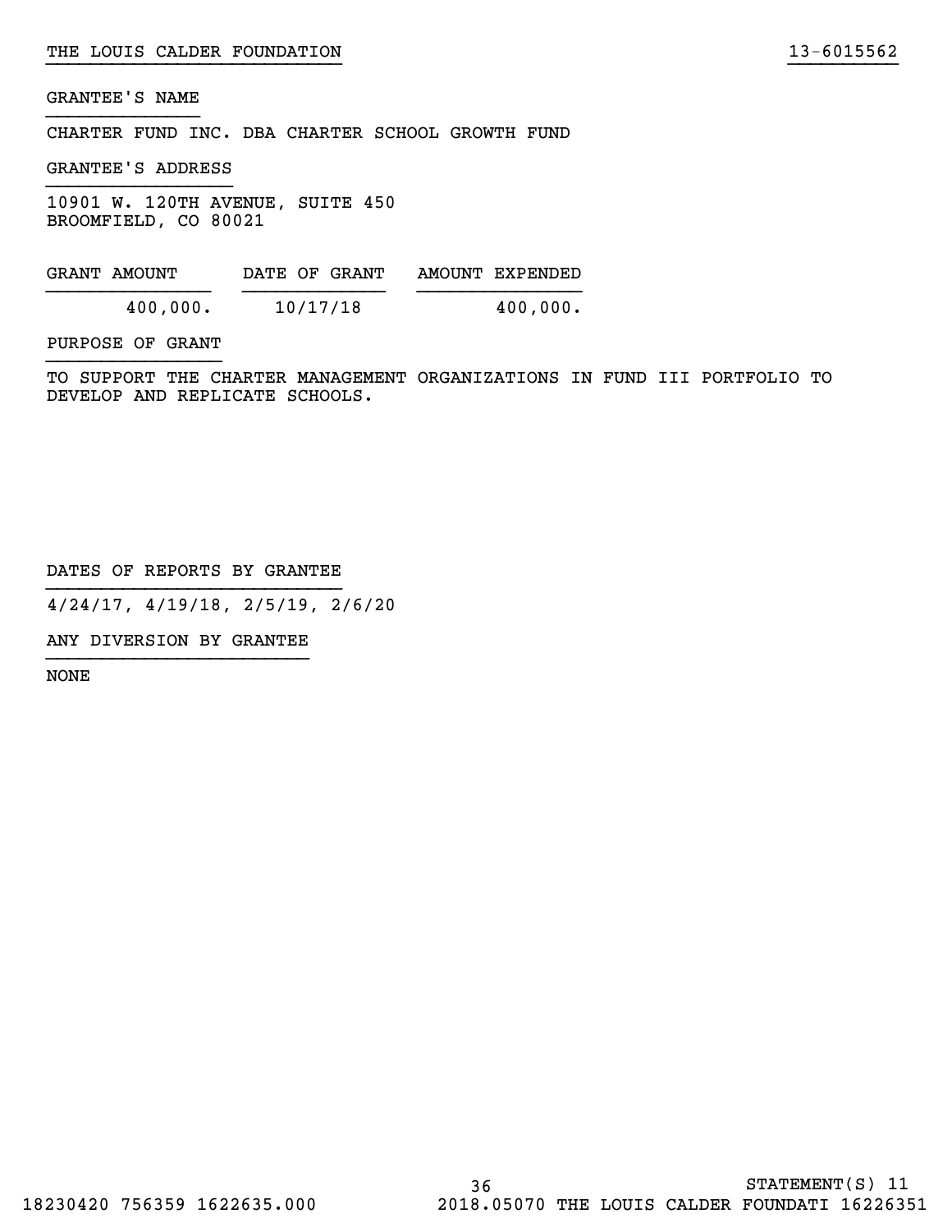GRANTEE'S NAME

CHARTER FUND INC. DBA CHARTER SCHOOL GROWTH FUND

GRANTEE'S ADDRESS

10901 W. 120TH AVENUE, SUITE 450
BROOMFIELD, CO 80021

| GRANT AMOUNT | DATE OF GRANT | AMOUNT EXPENDED |
|---|---|---|
| 400,000. | 10/17/18 | 400,000. |

PURPOSE OF GRANT

TO SUPPORT THE CHARTER MANAGEMENT ORGANIZATIONS IN FUND III PORTFOLIO TO DEVELOP AND REPLICATE SCHOOLS.

DATES OF REPORTS BY GRANTEE

4/24/17, 4/19/18, 2/5/19, 2/6/20

ANY DIVERSION BY GRANTEE

NONE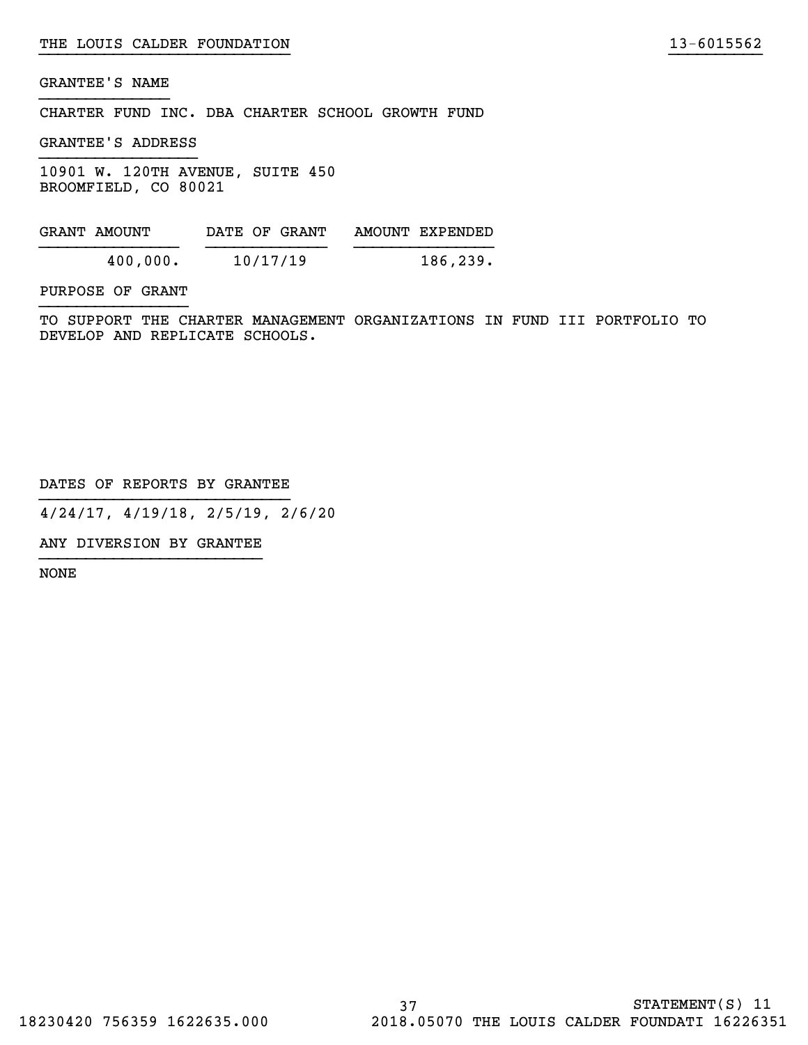THE LOUIS CALDER FOUNDATION 13-6015562

GRANTEE'S NAME

CHARTER FUND INC. DBA CHARTER SCHOOL GROWTH FUND

GRANTEE'S ADDRESS

10901 W. 120TH AVENUE, SUITE 450
BROOMFIELD, CO 80021

| GRANT AMOUNT | DATE OF GRANT | AMOUNT EXPENDED |
| --- | --- | --- |
| 400,000. | 10/17/19 | 186,239. |

PURPOSE OF GRANT

TO SUPPORT THE CHARTER MANAGEMENT ORGANIZATIONS IN FUND III PORTFOLIO TO DEVELOP AND REPLICATE SCHOOLS.

DATES OF REPORTS BY GRANTEE

4/24/17, 4/19/18, 2/5/19, 2/6/20

ANY DIVERSION BY GRANTEE

NONE

STATEMENT(S) 11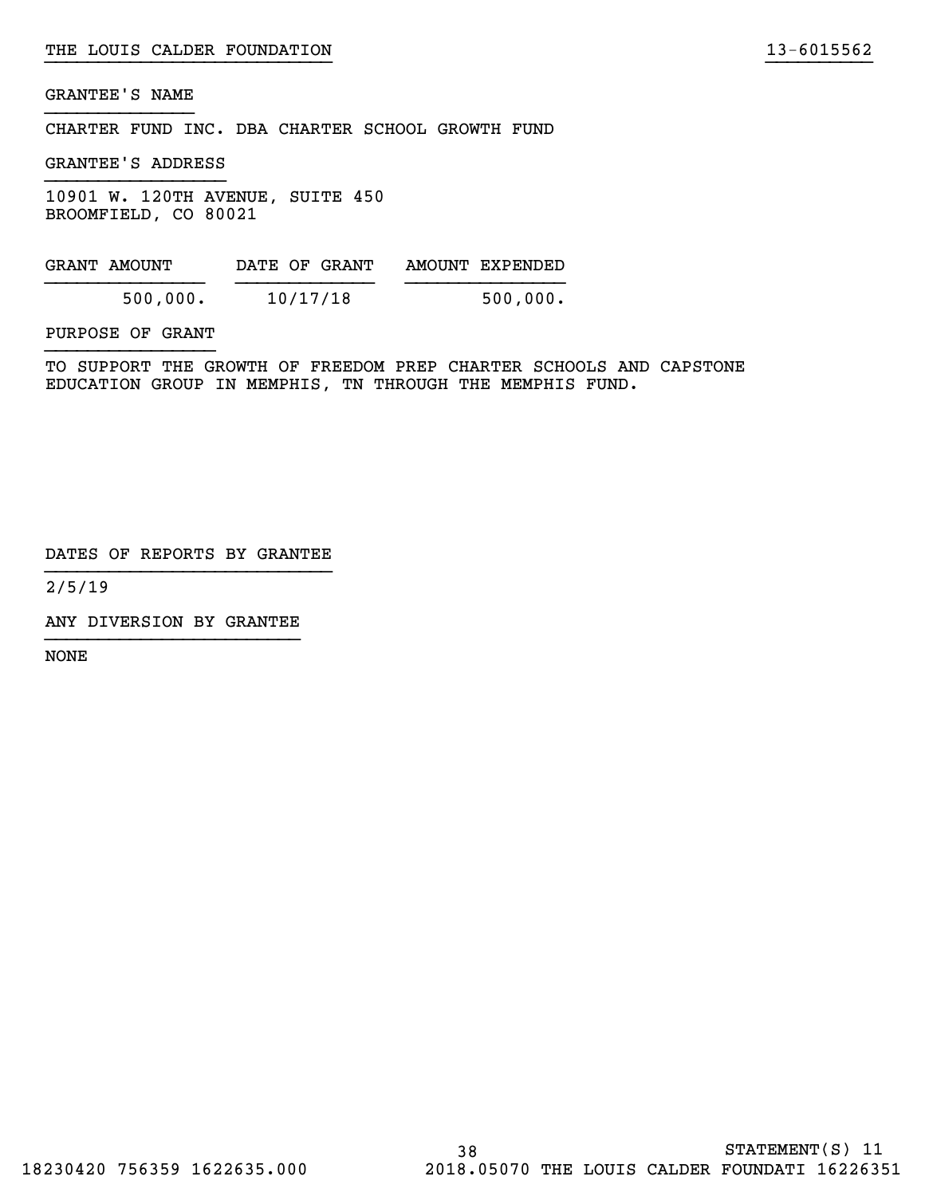GRANTEE'S NAME

CHARTER FUND INC. DBA CHARTER SCHOOL GROWTH FUND

GRANTEE'S ADDRESS

10901 W. 120TH AVENUE, SUITE 450
BROOMFIELD, CO 80021

| GRANT AMOUNT | DATE OF GRANT | AMOUNT EXPENDED |
|---|---|---|
| 500,000. | 10/17/18 | 500,000. |

PURPOSE OF GRANT

TO SUPPORT THE GROWTH OF FREEDOM PREP CHARTER SCHOOLS AND CAPSTONE EDUCATION GROUP IN MEMPHIS, TN THROUGH THE MEMPHIS FUND.

DATES OF REPORTS BY GRANTEE

2/5/19

ANY DIVERSION BY GRANTEE

NONE

STATEMENT(S) 11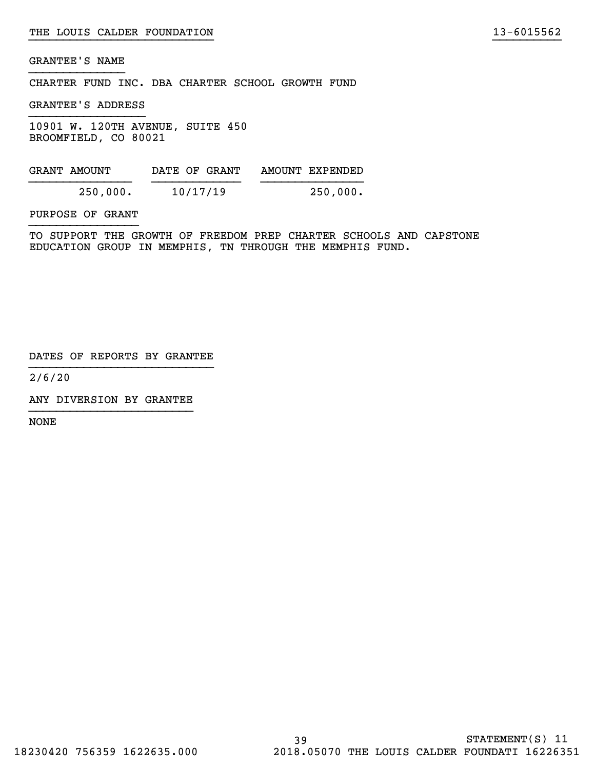GRANTEE'S NAME

CHARTER FUND INC. DBA CHARTER SCHOOL GROWTH FUND

GRANTEE'S ADDRESS

10901 W. 120TH AVENUE, SUITE 450
BROOMFIELD, CO 80021

| GRANT AMOUNT | DATE OF GRANT | AMOUNT EXPENDED |
|---|---|---|
| 250,000. | 10/17/19 | 250,000. |

PURPOSE OF GRANT

TO SUPPORT THE GROWTH OF FREEDOM PREP CHARTER SCHOOLS AND CAPSTONE EDUCATION GROUP IN MEMPHIS, TN THROUGH THE MEMPHIS FUND.

DATES OF REPORTS BY GRANTEE

2/6/20

ANY DIVERSION BY GRANTEE

NONE